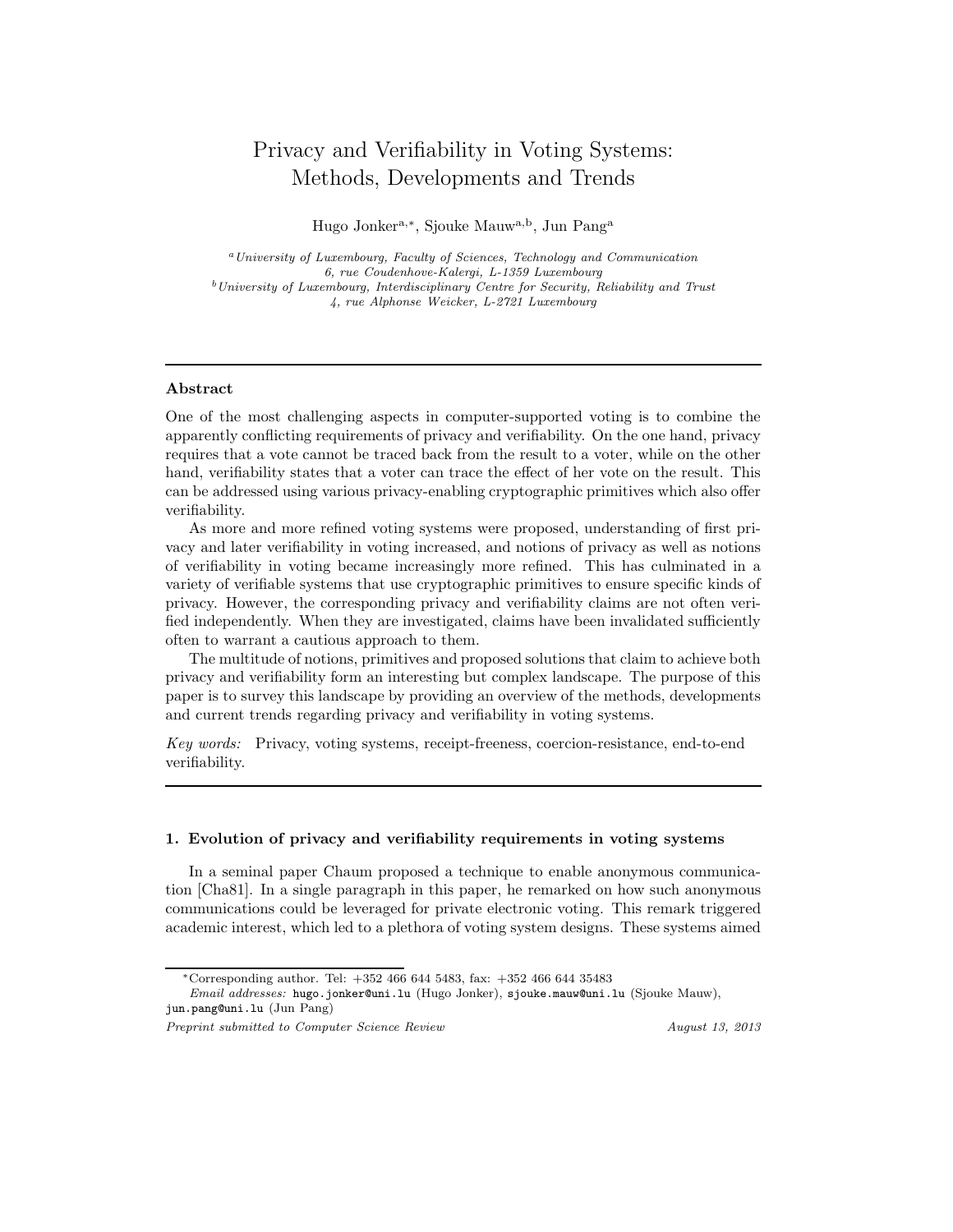# Privacy and Verifiability in Voting Systems: Methods, Developments and Trends

Hugo Jonker[a,*], Sjouke Mauw[a,b], Jun Pang[a]

[a] *University of Luxembourg, Faculty of Sciences, Technology and Communication 6, rue Coudenhove-Kalergi, L-1359 Luxembourg*

[b] *University of Luxembourg, Interdisciplinary Centre for Security, Reliability and Trust 4, rue Alphonse Weicker, L-2721 Luxembourg*

---

## Abstract

One of the most challenging aspects in computer-supported voting is to combine the apparently conflicting requirements of privacy and verifiability. On the one hand, privacy requires that a vote cannot be traced back from the result to a voter, while on the other hand, verifiability states that a voter can trace the effect of her vote on the result. This can be addressed using various privacy-enabling cryptographic primitives which also offer verifiability.

As more and more refined voting systems were proposed, understanding of first privacy and later verifiability in voting increased, and notions of privacy as well as notions of verifiability in voting became increasingly more refined. This has culminated in a variety of verifiable systems that use cryptographic primitives to ensure specific kinds of privacy. However, the corresponding privacy and verifiability claims are not often verified independently. When they are investigated, claims have been invalidated sufficiently often to warrant a cautious approach to them.

The multitude of notions, primitives and proposed solutions that claim to achieve both privacy and verifiability form an interesting but complex landscape. The purpose of this paper is to survey this landscape by providing an overview of the methods, developments and current trends regarding privacy and verifiability in voting systems.

*Key words:* Privacy, voting systems, receipt-freeness, coercion-resistance, end-to-end verifiability.

---

## 1. Evolution of privacy and verifiability requirements in voting systems

In a seminal paper Chaum proposed a technique to enable anonymous communication [Cha81]. In a single paragraph in this paper, he remarked on how such anonymous communications could be leveraged for private electronic voting. This remark triggered academic interest, which led to a plethora of voting system designs. These systems aimed

---

*Corresponding author. Tel: +352 466 644 5483, fax: +352 466 644 35483

*Email addresses:* `hugo.jonker@uni.lu` (Hugo Jonker), `sjouke.mauw@uni.lu` (Sjouke Mauw), `jun.pang@uni.lu` (Jun Pang)

*Preprint submitted to Computer Science Review* *August 13, 2013*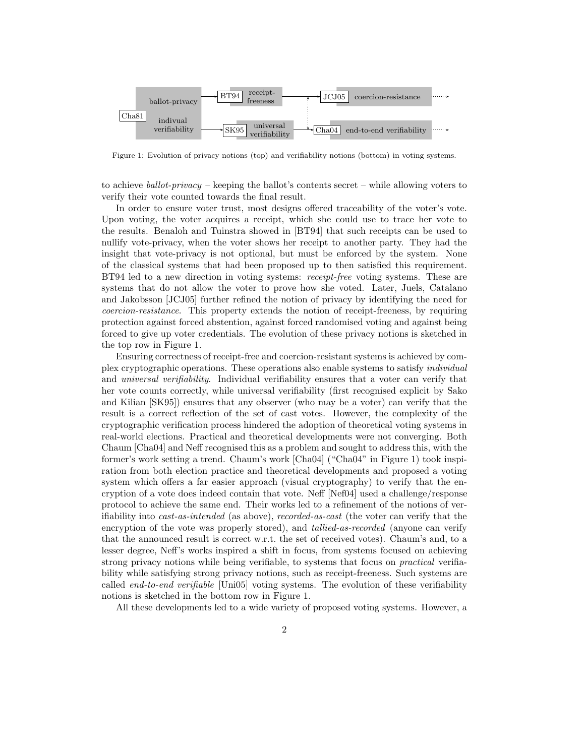Figure 1: Evolution of privacy notions (top) and verifiability notions (bottom) in voting systems.

to achieve *ballot-privacy* – keeping the ballot's contents secret – while allowing voters to verify their vote counted towards the final result.

In order to ensure voter trust, most designs offered traceability of the voter's vote. Upon voting, the voter acquires a receipt, which she could use to trace her vote to the results. Benaloh and Tuinstra showed in [BT94] that such receipts can be used to nullify vote-privacy, when the voter shows her receipt to another party. They had the insight that vote-privacy is not optional, but must be enforced by the system. None of the classical systems that had been proposed up to then satisfied this requirement. BT94 led to a new direction in voting systems: *receipt-free* voting systems. These are systems that do not allow the voter to prove how she voted. Later, Juels, Catalano and Jakobsson [JCJ05] further refined the notion of privacy by identifying the need for *coercion-resistance*. This property extends the notion of receipt-freeness, by requiring protection against forced abstention, against forced randomised voting and against being forced to give up voter credentials. The evolution of these privacy notions is sketched in the top row in Figure 1.

Ensuring correctness of receipt-free and coercion-resistant systems is achieved by complex cryptographic operations. These operations also enable systems to satisfy *individual* and *universal verifiability*. Individual verifiability ensures that a voter can verify that her vote counts correctly, while universal verifiability (first recognised explicit by Sako and Kilian [SK95]) ensures that any observer (who may be a voter) can verify that the result is a correct reflection of the set of cast votes. However, the complexity of the cryptographic verification process hindered the adoption of theoretical voting systems in real-world elections. Practical and theoretical developments were not converging. Both Chaum [Cha04] and Neff recognised this as a problem and sought to address this, with the former's work setting a trend. Chaum's work [Cha04] ("Cha04" in Figure 1) took inspiration from both election practice and theoretical developments and proposed a voting system which offers a far easier approach (visual cryptography) to verify that the encryption of a vote does indeed contain that vote. Neff [Nef04] used a challenge/response protocol to achieve the same end. Their works led to a refinement of the notions of verifiability into *cast-as-intended* (as above), *recorded-as-cast* (the voter can verify that the encryption of the vote was properly stored), and *tallied-as-recorded* (anyone can verify that the announced result is correct w.r.t. the set of received votes). Chaum's and, to a lesser degree, Neff's works inspired a shift in focus, from systems focused on achieving strong privacy notions while being verifiable, to systems that focus on *practical* verifiability while satisfying strong privacy notions, such as receipt-freeness. Such systems are called *end-to-end verifiable* [Uni05] voting systems. The evolution of these verifiability notions is sketched in the bottom row in Figure 1.

All these developments led to a wide variety of proposed voting systems. However, a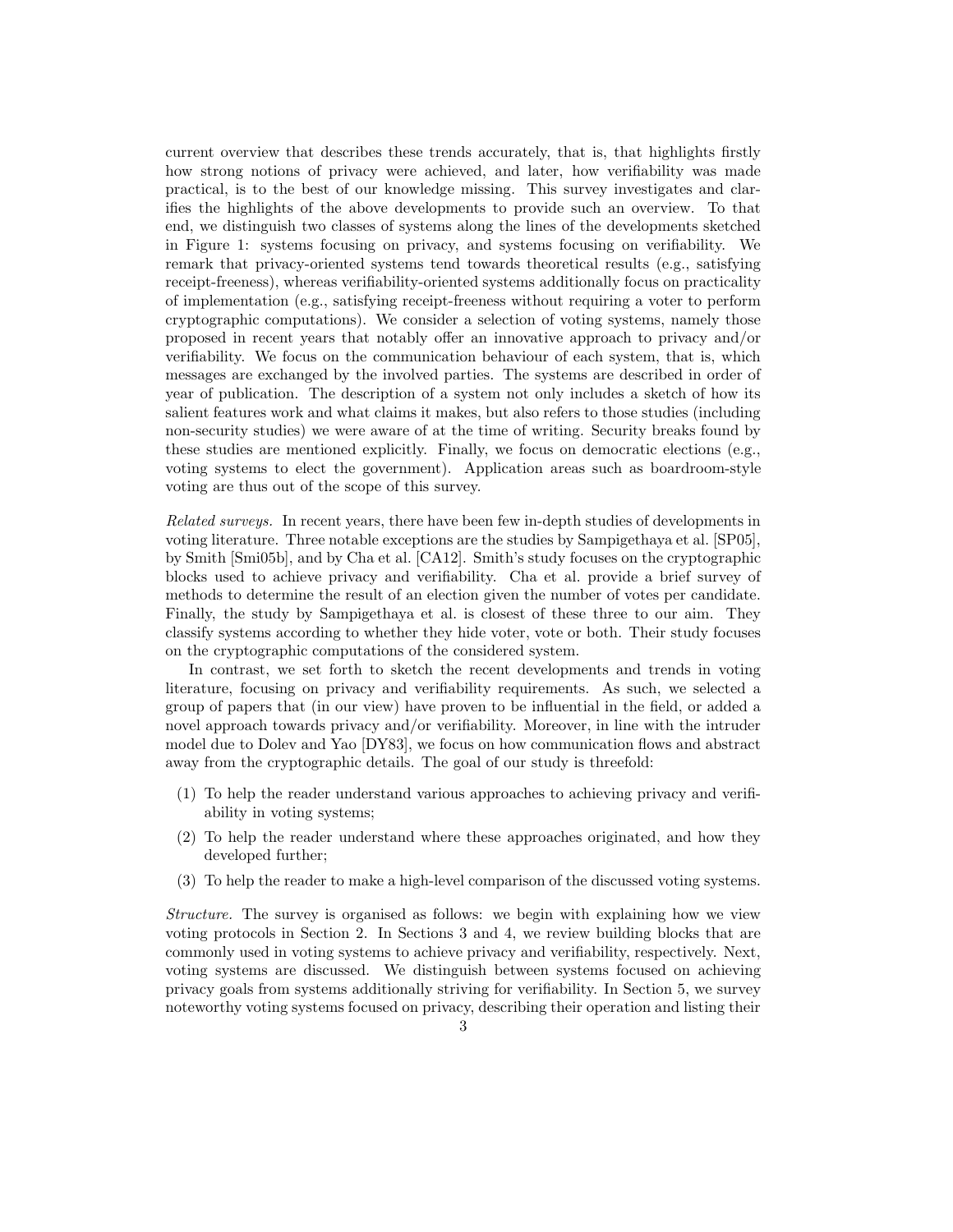current overview that describes these trends accurately, that is, that highlights firstly how strong notions of privacy were achieved, and later, how verifiability was made practical, is to the best of our knowledge missing. This survey investigates and clarifies the highlights of the above developments to provide such an overview. To that end, we distinguish two classes of systems along the lines of the developments sketched in Figure 1: systems focusing on privacy, and systems focusing on verifiability. We remark that privacy-oriented systems tend towards theoretical results (e.g., satisfying receipt-freeness), whereas verifiability-oriented systems additionally focus on practicality of implementation (e.g., satisfying receipt-freeness without requiring a voter to perform cryptographic computations). We consider a selection of voting systems, namely those proposed in recent years that notably offer an innovative approach to privacy and/or verifiability. We focus on the communication behaviour of each system, that is, which messages are exchanged by the involved parties. The systems are described in order of year of publication. The description of a system not only includes a sketch of how its salient features work and what claims it makes, but also refers to those studies (including non-security studies) we were aware of at the time of writing. Security breaks found by these studies are mentioned explicitly. Finally, we focus on democratic elections (e.g., voting systems to elect the government). Application areas such as boardroom-style voting are thus out of the scope of this survey.

*Related surveys.* In recent years, there have been few in-depth studies of developments in voting literature. Three notable exceptions are the studies by Sampigethaya et al. [SP05], by Smith [Smi05b], and by Cha et al. [CA12]. Smith's study focuses on the cryptographic blocks used to achieve privacy and verifiability. Cha et al. provide a brief survey of methods to determine the result of an election given the number of votes per candidate. Finally, the study by Sampigethaya et al. is closest of these three to our aim. They classify systems according to whether they hide voter, vote or both. Their study focuses on the cryptographic computations of the considered system.

In contrast, we set forth to sketch the recent developments and trends in voting literature, focusing on privacy and verifiability requirements. As such, we selected a group of papers that (in our view) have proven to be influential in the field, or added a novel approach towards privacy and/or verifiability. Moreover, in line with the intruder model due to Dolev and Yao [DY83], we focus on how communication flows and abstract away from the cryptographic details. The goal of our study is threefold:

(1) To help the reader understand various approaches to achieving privacy and verifiability in voting systems;

(2) To help the reader understand where these approaches originated, and how they developed further;

(3) To help the reader to make a high-level comparison of the discussed voting systems.

*Structure.* The survey is organised as follows: we begin with explaining how we view voting protocols in Section 2. In Sections 3 and 4, we review building blocks that are commonly used in voting systems to achieve privacy and verifiability, respectively. Next, voting systems are discussed. We distinguish between systems focused on achieving privacy goals from systems additionally striving for verifiability. In Section 5, we survey noteworthy voting systems focused on privacy, describing their operation and listing their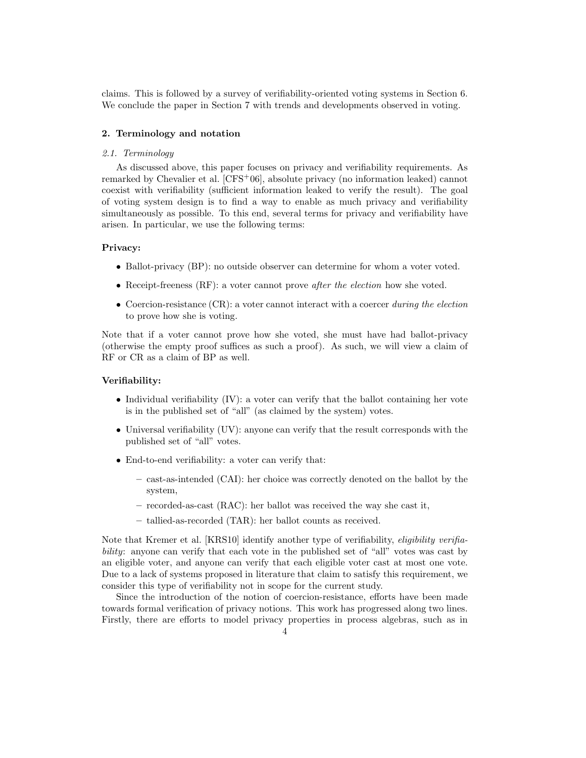claims. This is followed by a survey of verifiability-oriented voting systems in Section 6. We conclude the paper in Section 7 with trends and developments observed in voting.

## 2. Terminology and notation

### *2.1. Terminology*

As discussed above, this paper focuses on privacy and verifiability requirements. As remarked by Chevalier et al. [CFS+06], absolute privacy (no information leaked) cannot coexist with verifiability (sufficient information leaked to verify the result). The goal of voting system design is to find a way to enable as much privacy and verifiability simultaneously as possible. To this end, several terms for privacy and verifiability have arisen. In particular, we use the following terms:

**Privacy:**

- Ballot-privacy (BP): no outside observer can determine for whom a voter voted.
- Receipt-freeness (RF): a voter cannot prove *after the election* how she voted.
- Coercion-resistance (CR): a voter cannot interact with a coercer *during the election* to prove how she is voting.

Note that if a voter cannot prove how she voted, she must have had ballot-privacy (otherwise the empty proof suffices as such a proof). As such, we will view a claim of RF or CR as a claim of BP as well.

**Verifiability:**

- Individual verifiability (IV): a voter can verify that the ballot containing her vote is in the published set of "all" (as claimed by the system) votes.
- Universal verifiability (UV): anyone can verify that the result corresponds with the published set of "all" votes.
- End-to-end verifiability: a voter can verify that:
  - cast-as-intended (CAI): her choice was correctly denoted on the ballot by the system,
  - recorded-as-cast (RAC): her ballot was received the way she cast it,
  - tallied-as-recorded (TAR): her ballot counts as received.

Note that Kremer et al. [KRS10] identify another type of verifiability, *eligibility verifiability*: anyone can verify that each vote in the published set of "all" votes was cast by an eligible voter, and anyone can verify that each eligible voter cast at most one vote. Due to a lack of systems proposed in literature that claim to satisfy this requirement, we consider this type of verifiability not in scope for the current study.

Since the introduction of the notion of coercion-resistance, efforts have been made towards formal verification of privacy notions. This work has progressed along two lines. Firstly, there are efforts to model privacy properties in process algebras, such as in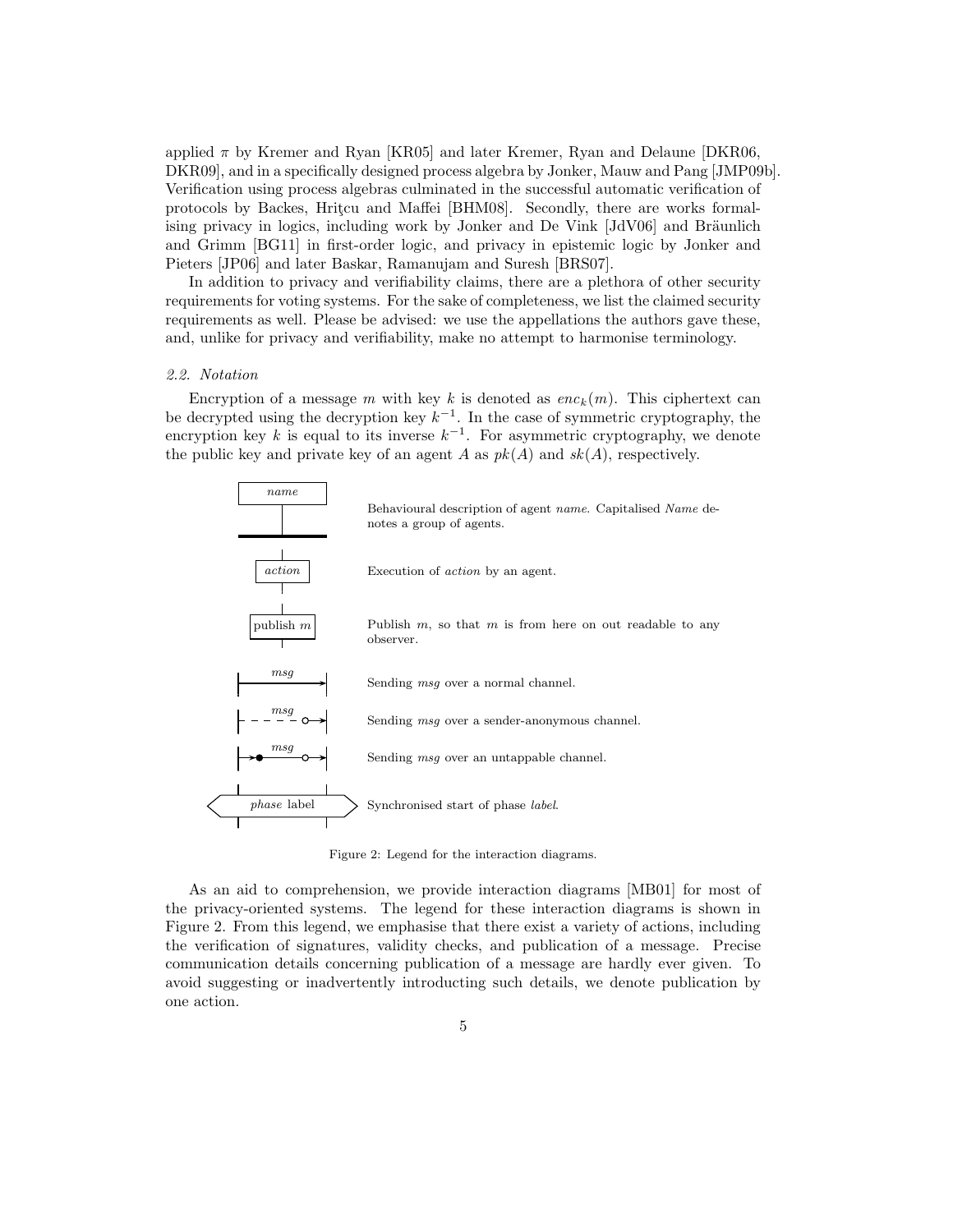applied $\pi$ by Kremer and Ryan [KR05] and later Kremer, Ryan and Delaune [DKR06, DKR09], and in a specifically designed process algebra by Jonker, Mauw and Pang [JMP09b]. Verification using process algebras culminated in the successful automatic verification of protocols by Backes, Hriţcu and Maffei [BHM08]. Secondly, there are works formalising privacy in logics, including work by Jonker and De Vink [JdV06] and Bräunlich and Grimm [BG11] in first-order logic, and privacy in epistemic logic by Jonker and Pieters [JP06] and later Baskar, Ramanujam and Suresh [BRS07].

In addition to privacy and verifiability claims, there are a plethora of other security requirements for voting systems. For the sake of completeness, we list the claimed security requirements as well. Please be advised: we use the appellations the authors gave these, and, unlike for privacy and verifiability, make no attempt to harmonise terminology.

### *2.2. Notation*

Encryption of a message $m$ with key $k$ is denoted as $enc_k(m)$. This ciphertext can be decrypted using the decryption key $k^{-1}$. In the case of symmetric cryptography, the encryption key $k$ is equal to its inverse $k^{-1}$. For asymmetric cryptography, we denote the public key and private key of an agent $A$ as $pk(A)$ and $sk(A)$, respectively.

| Symbol | Meaning |
|---|---|
| *name* | Behavioural description of agent *name*. Capitalised *Name* denotes a group of agents. |
| *action* | Execution of *action* by an agent. |
| publish $m$ | Publish $m$, so that $m$ is from here on out readable to any observer. |
| *msg* | Sending *msg* over a normal channel. |
| *msg* | Sending *msg* over a sender-anonymous channel. |
| *msg* | Sending *msg* over an untappable channel. |
| *phase* label | Synchronised start of phase *label*. |

Figure 2: Legend for the interaction diagrams.

As an aid to comprehension, we provide interaction diagrams [MB01] for most of the privacy-oriented systems. The legend for these interaction diagrams is shown in Figure 2. From this legend, we emphasise that there exist a variety of actions, including the verification of signatures, validity checks, and publication of a message. Precise communication details concerning publication of a message are hardly ever given. To avoid suggesting or inadvertently introducting such details, we denote publication by one action.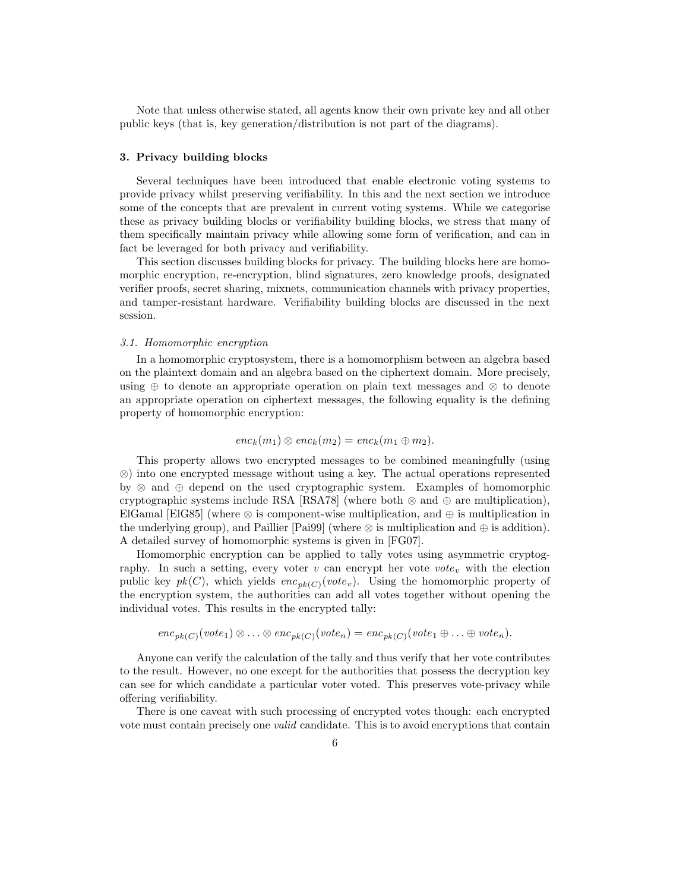Note that unless otherwise stated, all agents know their own private key and all other public keys (that is, key generation/distribution is not part of the diagrams).

## 3. Privacy building blocks

Several techniques have been introduced that enable electronic voting systems to provide privacy whilst preserving verifiability. In this and the next section we introduce some of the concepts that are prevalent in current voting systems. While we categorise these as privacy building blocks or verifiability building blocks, we stress that many of them specifically maintain privacy while allowing some form of verification, and can in fact be leveraged for both privacy and verifiability.

This section discusses building blocks for privacy. The building blocks here are homomorphic encryption, re-encryption, blind signatures, zero knowledge proofs, designated verifier proofs, secret sharing, mixnets, communication channels with privacy properties, and tamper-resistant hardware. Verifiability building blocks are discussed in the next session.

### *3.1. Homomorphic encryption*

In a homomorphic cryptosystem, there is a homomorphism between an algebra based on the plaintext domain and an algebra based on the ciphertext domain. More precisely, using $\oplus$ to denote an appropriate operation on plain text messages and $\otimes$ to denote an appropriate operation on ciphertext messages, the following equality is the defining property of homomorphic encryption:

$$enc_k(m_1) \otimes enc_k(m_2) = enc_k(m_1 \oplus m_2).$$

This property allows two encrypted messages to be combined meaningfully (using $\otimes$) into one encrypted message without using a key. The actual operations represented by $\otimes$ and $\oplus$ depend on the used cryptographic system. Examples of homomorphic cryptographic systems include RSA [RSA78] (where both $\otimes$ and $\oplus$ are multiplication), ElGamal [ElG85] (where $\otimes$ is component-wise multiplication, and $\oplus$ is multiplication in the underlying group), and Paillier [Pai99] (where $\otimes$ is multiplication and $\oplus$ is addition). A detailed survey of homomorphic systems is given in [FG07].

Homomorphic encryption can be applied to tally votes using asymmetric cryptography. In such a setting, every voter $v$ can encrypt her vote $vote_v$ with the election public key $pk(C)$, which yields $enc_{pk(C)}(vote_v)$. Using the homomorphic property of the encryption system, the authorities can add all votes together without opening the individual votes. This results in the encrypted tally:

$$enc_{pk(C)}(vote_1) \otimes \ldots \otimes enc_{pk(C)}(vote_n) = enc_{pk(C)}(vote_1 \oplus \ldots \oplus vote_n).$$

Anyone can verify the calculation of the tally and thus verify that her vote contributes to the result. However, no one except for the authorities that possess the decryption key can see for which candidate a particular voter voted. This preserves vote-privacy while offering verifiability.

There is one caveat with such processing of encrypted votes though: each encrypted vote must contain precisely one *valid* candidate. This is to avoid encryptions that contain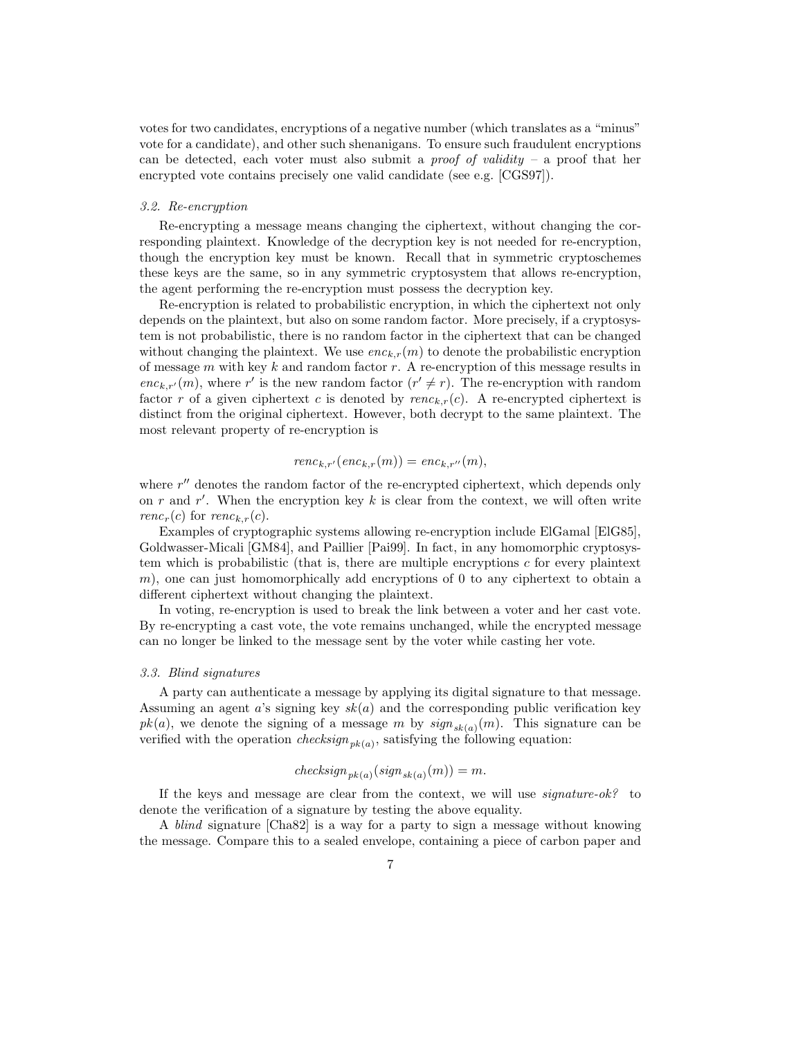votes for two candidates, encryptions of a negative number (which translates as a "minus" vote for a candidate), and other such shenanigans. To ensure such fraudulent encryptions can be detected, each voter must also submit a *proof of validity* – a proof that her encrypted vote contains precisely one valid candidate (see e.g. [CGS97]).

### *3.2. Re-encryption*

Re-encrypting a message means changing the ciphertext, without changing the corresponding plaintext. Knowledge of the decryption key is not needed for re-encryption, though the encryption key must be known. Recall that in symmetric cryptoschemes these keys are the same, so in any symmetric cryptosystem that allows re-encryption, the agent performing the re-encryption must possess the decryption key.

Re-encryption is related to probabilistic encryption, in which the ciphertext not only depends on the plaintext, but also on some random factor. More precisely, if a cryptosystem is not probabilistic, there is no random factor in the ciphertext that can be changed without changing the plaintext. We use $enc_{k,r}(m)$ to denote the probabilistic encryption of message $m$ with key $k$ and random factor $r$. A re-encryption of this message results in $enc_{k,r'}(m)$, where $r'$ is the new random factor ($r' \neq r$). The re-encryption with random factor $r$ of a given ciphertext $c$ is denoted by $renc_{k,r}(c)$. A re-encrypted ciphertext is distinct from the original ciphertext. However, both decrypt to the same plaintext. The most relevant property of re-encryption is

$$renc_{k,r'}(enc_{k,r}(m)) = enc_{k,r''}(m),$$

where $r''$ denotes the random factor of the re-encrypted ciphertext, which depends only on $r$ and $r'$. When the encryption key $k$ is clear from the context, we will often write $renc_r(c)$ for $renc_{k,r}(c)$.

Examples of cryptographic systems allowing re-encryption include ElGamal [ElG85], Goldwasser-Micali [GM84], and Paillier [Pai99]. In fact, in any homomorphic cryptosystem which is probabilistic (that is, there are multiple encryptions $c$ for every plaintext $m$), one can just homomorphically add encryptions of 0 to any ciphertext to obtain a different ciphertext without changing the plaintext.

In voting, re-encryption is used to break the link between a voter and her cast vote. By re-encrypting a cast vote, the vote remains unchanged, while the encrypted message can no longer be linked to the message sent by the voter while casting her vote.

### *3.3. Blind signatures*

A party can authenticate a message by applying its digital signature to that message. Assuming an agent $a$'s signing key $sk(a)$ and the corresponding public verification key $pk(a)$, we denote the signing of a message $m$ by $sign_{sk(a)}(m)$. This signature can be verified with the operation $checksign_{pk(a)}$, satisfying the following equation:

$$checksign_{pk(a)}(sign_{sk(a)}(m)) = m.$$

If the keys and message are clear from the context, we will use *signature-ok?* to denote the verification of a signature by testing the above equality.

A *blind* signature [Cha82] is a way for a party to sign a message without knowing the message. Compare this to a sealed envelope, containing a piece of carbon paper and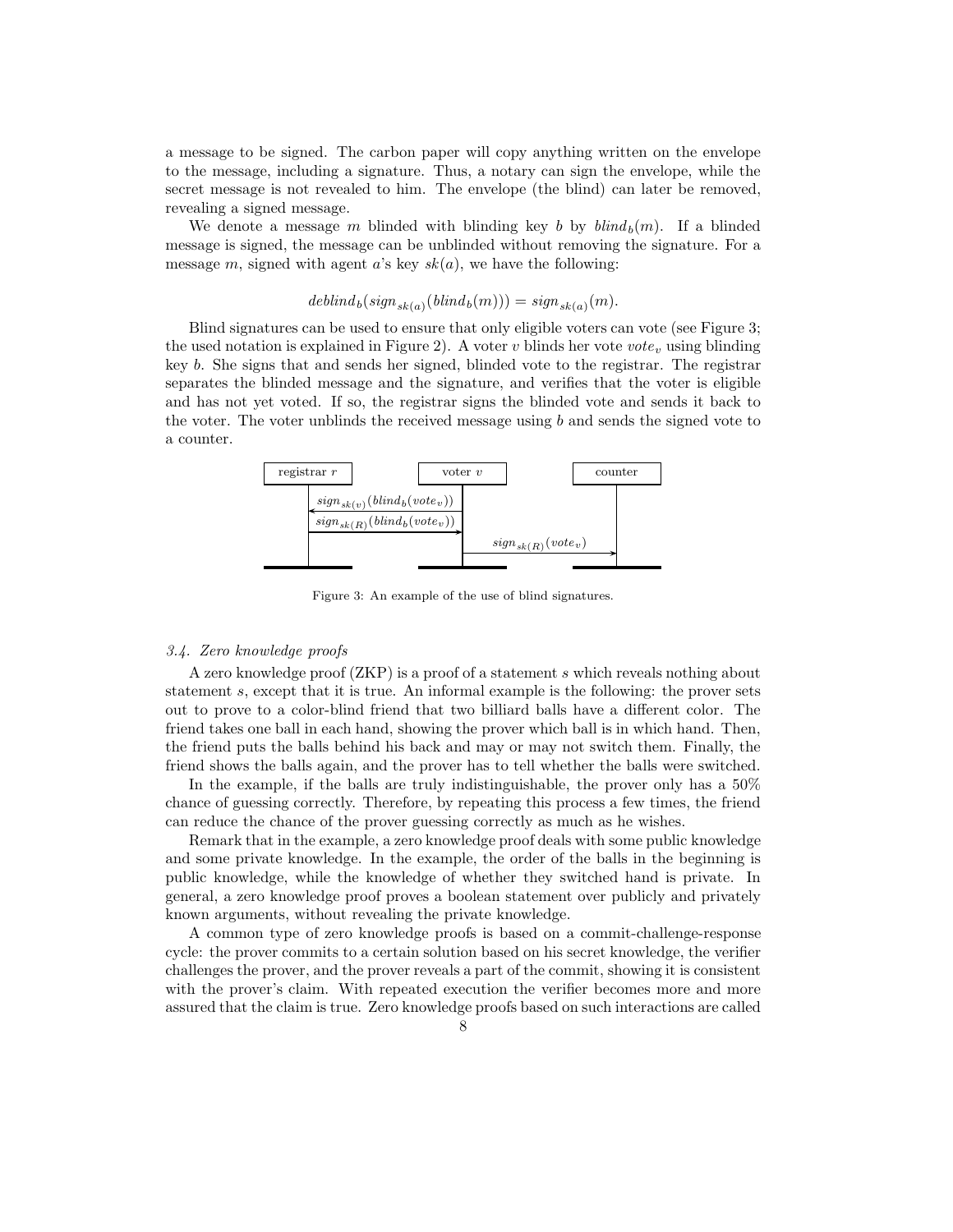a message to be signed. The carbon paper will copy anything written on the envelope to the message, including a signature. Thus, a notary can sign the envelope, while the secret message is not revealed to him. The envelope (the blind) can later be removed, revealing a signed message.

We denote a message $m$ blinded with blinding key $b$ by $blind_b(m)$. If a blinded message is signed, the message can be unblinded without removing the signature. For a message $m$, signed with agent $a$'s key $sk(a)$, we have the following:

$$deblind_b(sign_{sk(a)}(blind_b(m))) = sign_{sk(a)}(m).$$

Blind signatures can be used to ensure that only eligible voters can vote (see Figure 3; the used notation is explained in Figure 2). A voter $v$ blinds her vote $vote_v$ using blinding key $b$. She signs that and sends her signed, blinded vote to the registrar. The registrar separates the blinded message and the signature, and verifies that the voter is eligible and has not yet voted. If so, the registrar signs the blinded vote and sends it back to the voter. The voter unblinds the received message using $b$ and sends the signed vote to a counter.

| registrar $r$ | | voter $v$ | | counter |
|---|---|---|---|---|
| | ← $sign_{sk(v)}(blind_b(vote_v))$ | | | |
| | $sign_{sk(R)}(blind_b(vote_v))$ → | | | |
| | | | $sign_{sk(R)}(vote_v)$ → | |

Figure 3: An example of the use of blind signatures.

### 3.4. Zero knowledge proofs

A zero knowledge proof (ZKP) is a proof of a statement $s$ which reveals nothing about statement $s$, except that it is true. An informal example is the following: the prover sets out to prove to a color-blind friend that two billiard balls have a different color. The friend takes one ball in each hand, showing the prover which ball is in which hand. Then, the friend puts the balls behind his back and may or may not switch them. Finally, the friend shows the balls again, and the prover has to tell whether the balls were switched.

In the example, if the balls are truly indistinguishable, the prover only has a 50% chance of guessing correctly. Therefore, by repeating this process a few times, the friend can reduce the chance of the prover guessing correctly as much as he wishes.

Remark that in the example, a zero knowledge proof deals with some public knowledge and some private knowledge. In the example, the order of the balls in the beginning is public knowledge, while the knowledge of whether they switched hand is private. In general, a zero knowledge proof proves a boolean statement over publicly and privately known arguments, without revealing the private knowledge.

A common type of zero knowledge proofs is based on a commit-challenge-response cycle: the prover commits to a certain solution based on his secret knowledge, the verifier challenges the prover, and the prover reveals a part of the commit, showing it is consistent with the prover's claim. With repeated execution the verifier becomes more and more assured that the claim is true. Zero knowledge proofs based on such interactions are called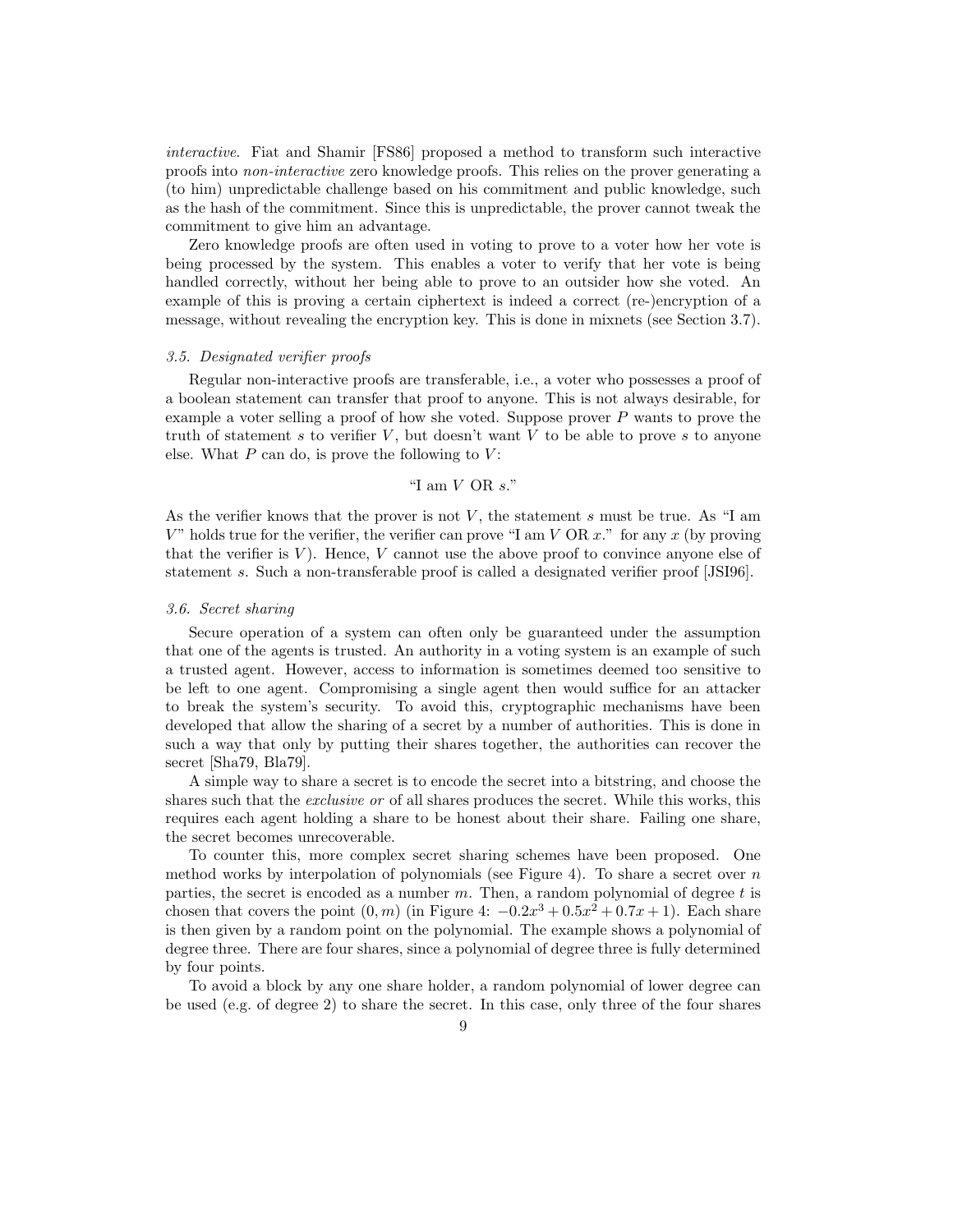*interactive*. Fiat and Shamir [FS86] proposed a method to transform such interactive proofs into *non-interactive* zero knowledge proofs. This relies on the prover generating a (to him) unpredictable challenge based on his commitment and public knowledge, such as the hash of the commitment. Since this is unpredictable, the prover cannot tweak the commitment to give him an advantage.

Zero knowledge proofs are often used in voting to prove to a voter how her vote is being processed by the system. This enables a voter to verify that her vote is being handled correctly, without her being able to prove to an outsider how she voted. An example of this is proving a certain ciphertext is indeed a correct (re-)encryption of a message, without revealing the encryption key. This is done in mixnets (see Section 3.7).

### *3.5. Designated verifier proofs*

Regular non-interactive proofs are transferable, i.e., a voter who possesses a proof of a boolean statement can transfer that proof to anyone. This is not always desirable, for example a voter selling a proof of how she voted. Suppose prover $P$ wants to prove the truth of statement $s$ to verifier $V$, but doesn't want $V$ to be able to prove $s$ to anyone else. What $P$ can do, is prove the following to $V$:

"I am $V$ OR $s$."

As the verifier knows that the prover is not $V$, the statement $s$ must be true. As "I am $V$" holds true for the verifier, the verifier can prove "I am $V$ OR $x$." for any $x$ (by proving that the verifier is $V$). Hence, $V$ cannot use the above proof to convince anyone else of statement $s$. Such a non-transferable proof is called a designated verifier proof [JSI96].

### *3.6. Secret sharing*

Secure operation of a system can often only be guaranteed under the assumption that one of the agents is trusted. An authority in a voting system is an example of such a trusted agent. However, access to information is sometimes deemed too sensitive to be left to one agent. Compromising a single agent then would suffice for an attacker to break the system's security. To avoid this, cryptographic mechanisms have been developed that allow the sharing of a secret by a number of authorities. This is done in such a way that only by putting their shares together, the authorities can recover the secret [Sha79, Bla79].

A simple way to share a secret is to encode the secret into a bitstring, and choose the shares such that the *exclusive or* of all shares produces the secret. While this works, this requires each agent holding a share to be honest about their share. Failing one share, the secret becomes unrecoverable.

To counter this, more complex secret sharing schemes have been proposed. One method works by interpolation of polynomials (see Figure 4). To share a secret over $n$ parties, the secret is encoded as a number $m$. Then, a random polynomial of degree $t$ is chosen that covers the point $(0, m)$ (in Figure 4: $-0.2x^3 + 0.5x^2 + 0.7x + 1$). Each share is then given by a random point on the polynomial. The example shows a polynomial of degree three. There are four shares, since a polynomial of degree three is fully determined by four points.

To avoid a block by any one share holder, a random polynomial of lower degree can be used (e.g. of degree 2) to share the secret. In this case, only three of the four shares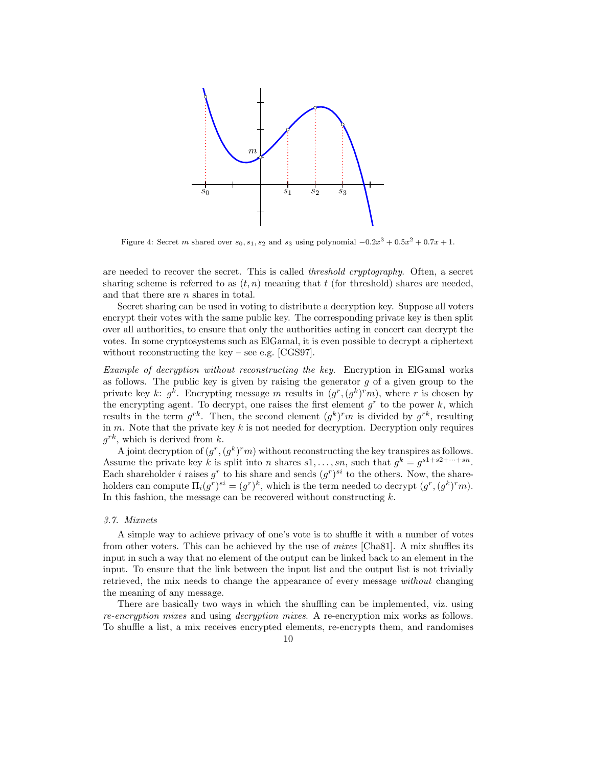Figure 4: Secret $m$ shared over $s_0, s_1, s_2$ and $s_3$ using polynomial $-0.2x^3 + 0.5x^2 + 0.7x + 1$.

are needed to recover the secret. This is called *threshold cryptography*. Often, a secret sharing scheme is referred to as $(t, n)$ meaning that $t$ (for threshold) shares are needed, and that there are $n$ shares in total.

Secret sharing can be used in voting to distribute a decryption key. Suppose all voters encrypt their votes with the same public key. The corresponding private key is then split over all authorities, to ensure that only the authorities acting in concert can decrypt the votes. In some cryptosystems such as ElGamal, it is even possible to decrypt a ciphertext without reconstructing the key – see e.g. [CGS97].

*Example of decryption without reconstructing the key.* Encryption in ElGamal works as follows. The public key is given by raising the generator $g$ of a given group to the private key $k$: $g^k$. Encrypting message $m$ results in $(g^r, (g^k)^r m)$, where $r$ is chosen by the encrypting agent. To decrypt, one raises the first element $g^r$ to the power $k$, which results in the term $g^{rk}$. Then, the second element $(g^k)^r m$ is divided by $g^{rk}$, resulting in $m$. Note that the private key $k$ is not needed for decryption. Decryption only requires $g^{rk}$, which is derived from $k$.

A joint decryption of $(g^r, (g^k)^r m)$ without reconstructing the key transpires as follows. Assume the private key $k$ is split into $n$ shares $s1, \ldots, sn$, such that $g^k = g^{s1+s2+\cdots+sn}$. Each shareholder $i$ raises $g^r$ to his share and sends $(g^r)^{si}$ to the others. Now, the shareholders can compute $\Pi_i (g^r)^{si} = (g^r)^k$, which is the term needed to decrypt $(g^r, (g^k)^r m)$. In this fashion, the message can be recovered without constructing $k$.

### *3.7. Mixnets*

A simple way to achieve privacy of one's vote is to shuffle it with a number of votes from other voters. This can be achieved by the use of *mixes* [Cha81]. A mix shuffles its input in such a way that no element of the output can be linked back to an element in the input. To ensure that the link between the input list and the output list is not trivially retrieved, the mix needs to change the appearance of every message *without* changing the meaning of any message.

There are basically two ways in which the shuffling can be implemented, viz. using *re-encryption mixes* and using *decryption mixes*. A re-encryption mix works as follows. To shuffle a list, a mix receives encrypted elements, re-encrypts them, and randomises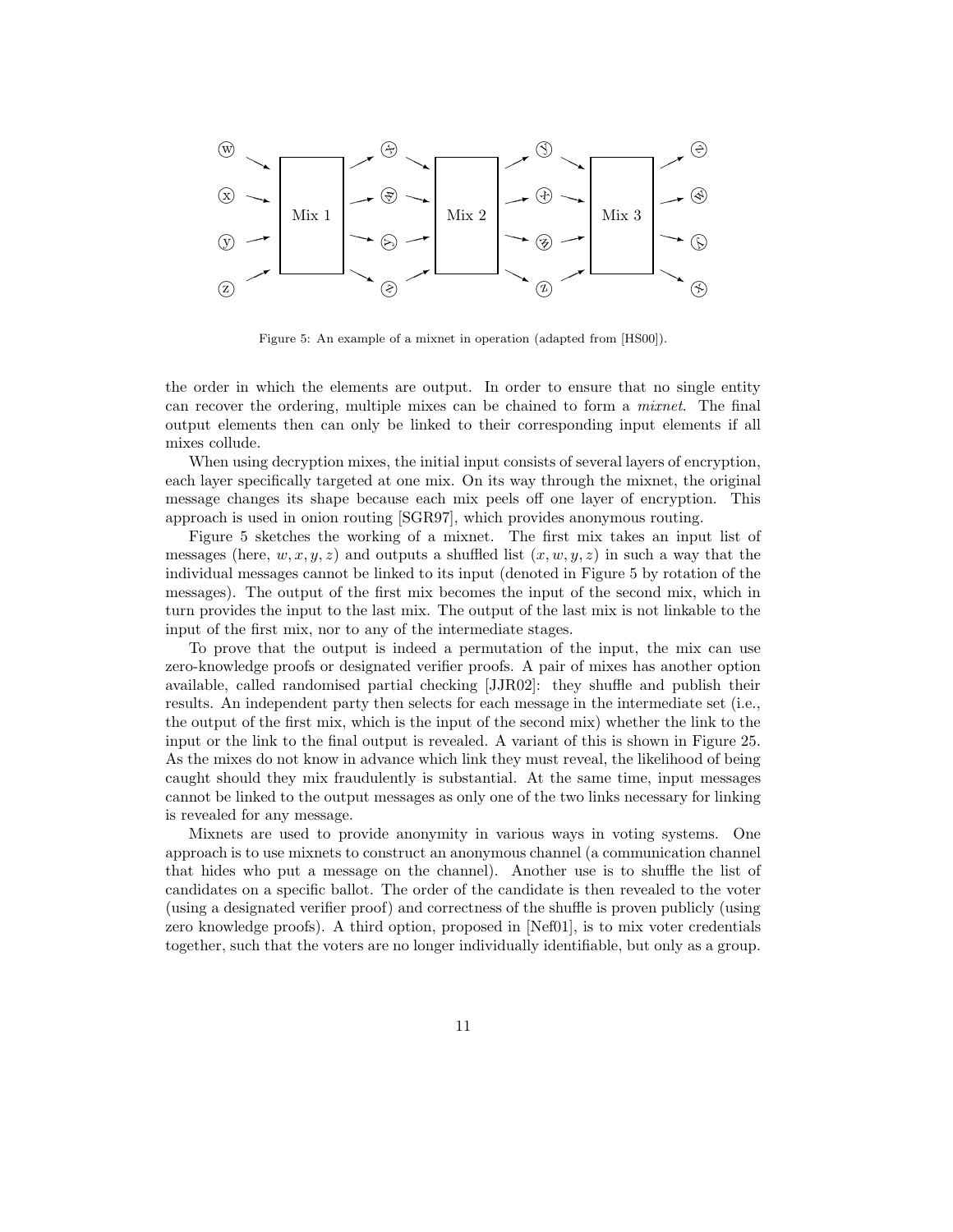Figure 5: An example of a mixnet in operation (adapted from [HS00]).

the order in which the elements are output. In order to ensure that no single entity can recover the ordering, multiple mixes can be chained to form a *mixnet*. The final output elements then can only be linked to their corresponding input elements if all mixes collude.

When using decryption mixes, the initial input consists of several layers of encryption, each layer specifically targeted at one mix. On its way through the mixnet, the original message changes its shape because each mix peels off one layer of encryption. This approach is used in onion routing [SGR97], which provides anonymous routing.

Figure 5 sketches the working of a mixnet. The first mix takes an input list of messages (here, $w, x, y, z$) and outputs a shuffled list $(x, w, y, z)$ in such a way that the individual messages cannot be linked to its input (denoted in Figure 5 by rotation of the messages). The output of the first mix becomes the input of the second mix, which in turn provides the input to the last mix. The output of the last mix is not linkable to the input of the first mix, nor to any of the intermediate stages.

To prove that the output is indeed a permutation of the input, the mix can use zero-knowledge proofs or designated verifier proofs. A pair of mixes has another option available, called randomised partial checking [JJR02]: they shuffle and publish their results. An independent party then selects for each message in the intermediate set (i.e., the output of the first mix, which is the input of the second mix) whether the link to the input or the link to the final output is revealed. A variant of this is shown in Figure 25. As the mixes do not know in advance which link they must reveal, the likelihood of being caught should they mix fraudulently is substantial. At the same time, input messages cannot be linked to the output messages as only one of the two links necessary for linking is revealed for any message.

Mixnets are used to provide anonymity in various ways in voting systems. One approach is to use mixnets to construct an anonymous channel (a communication channel that hides who put a message on the channel). Another use is to shuffle the list of candidates on a specific ballot. The order of the candidate is then revealed to the voter (using a designated verifier proof) and correctness of the shuffle is proven publicly (using zero knowledge proofs). A third option, proposed in [Nef01], is to mix voter credentials together, such that the voters are no longer individually identifiable, but only as a group.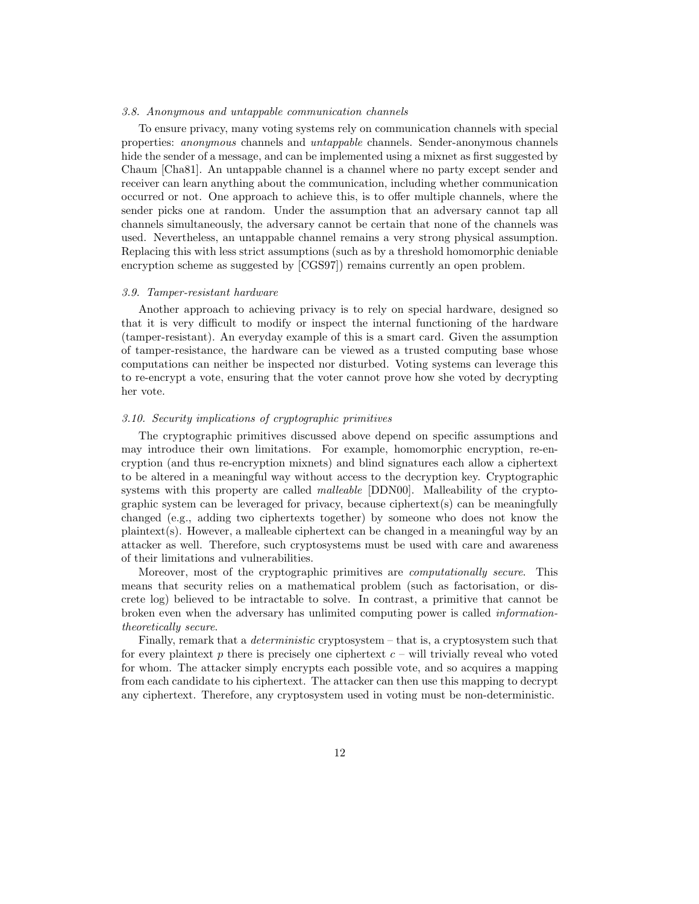### *3.8. Anonymous and untappable communication channels*

To ensure privacy, many voting systems rely on communication channels with special properties: *anonymous* channels and *untappable* channels. Sender-anonymous channels hide the sender of a message, and can be implemented using a mixnet as first suggested by Chaum [Cha81]. An untappable channel is a channel where no party except sender and receiver can learn anything about the communication, including whether communication occurred or not. One approach to achieve this, is to offer multiple channels, where the sender picks one at random. Under the assumption that an adversary cannot tap all channels simultaneously, the adversary cannot be certain that none of the channels was used. Nevertheless, an untappable channel remains a very strong physical assumption. Replacing this with less strict assumptions (such as by a threshold homomorphic deniable encryption scheme as suggested by [CGS97]) remains currently an open problem.

### *3.9. Tamper-resistant hardware*

Another approach to achieving privacy is to rely on special hardware, designed so that it is very difficult to modify or inspect the internal functioning of the hardware (tamper-resistant). An everyday example of this is a smart card. Given the assumption of tamper-resistance, the hardware can be viewed as a trusted computing base whose computations can neither be inspected nor disturbed. Voting systems can leverage this to re-encrypt a vote, ensuring that the voter cannot prove how she voted by decrypting her vote.

### *3.10. Security implications of cryptographic primitives*

The cryptographic primitives discussed above depend on specific assumptions and may introduce their own limitations. For example, homomorphic encryption, re-encryption (and thus re-encryption mixnets) and blind signatures each allow a ciphertext to be altered in a meaningful way without access to the decryption key. Cryptographic systems with this property are called *malleable* [DDN00]. Malleability of the cryptographic system can be leveraged for privacy, because ciphertext(s) can be meaningfully changed (e.g., adding two ciphertexts together) by someone who does not know the plaintext(s). However, a malleable ciphertext can be changed in a meaningful way by an attacker as well. Therefore, such cryptosystems must be used with care and awareness of their limitations and vulnerabilities.

Moreover, most of the cryptographic primitives are *computationally secure*. This means that security relies on a mathematical problem (such as factorisation, or discrete log) believed to be intractable to solve. In contrast, a primitive that cannot be broken even when the adversary has unlimited computing power is called *information-theoretically secure*.

Finally, remark that a *deterministic* cryptosystem – that is, a cryptosystem such that for every plaintext $p$ there is precisely one ciphertext $c$ – will trivially reveal who voted for whom. The attacker simply encrypts each possible vote, and so acquires a mapping from each candidate to his ciphertext. The attacker can then use this mapping to decrypt any ciphertext. Therefore, any cryptosystem used in voting must be non-deterministic.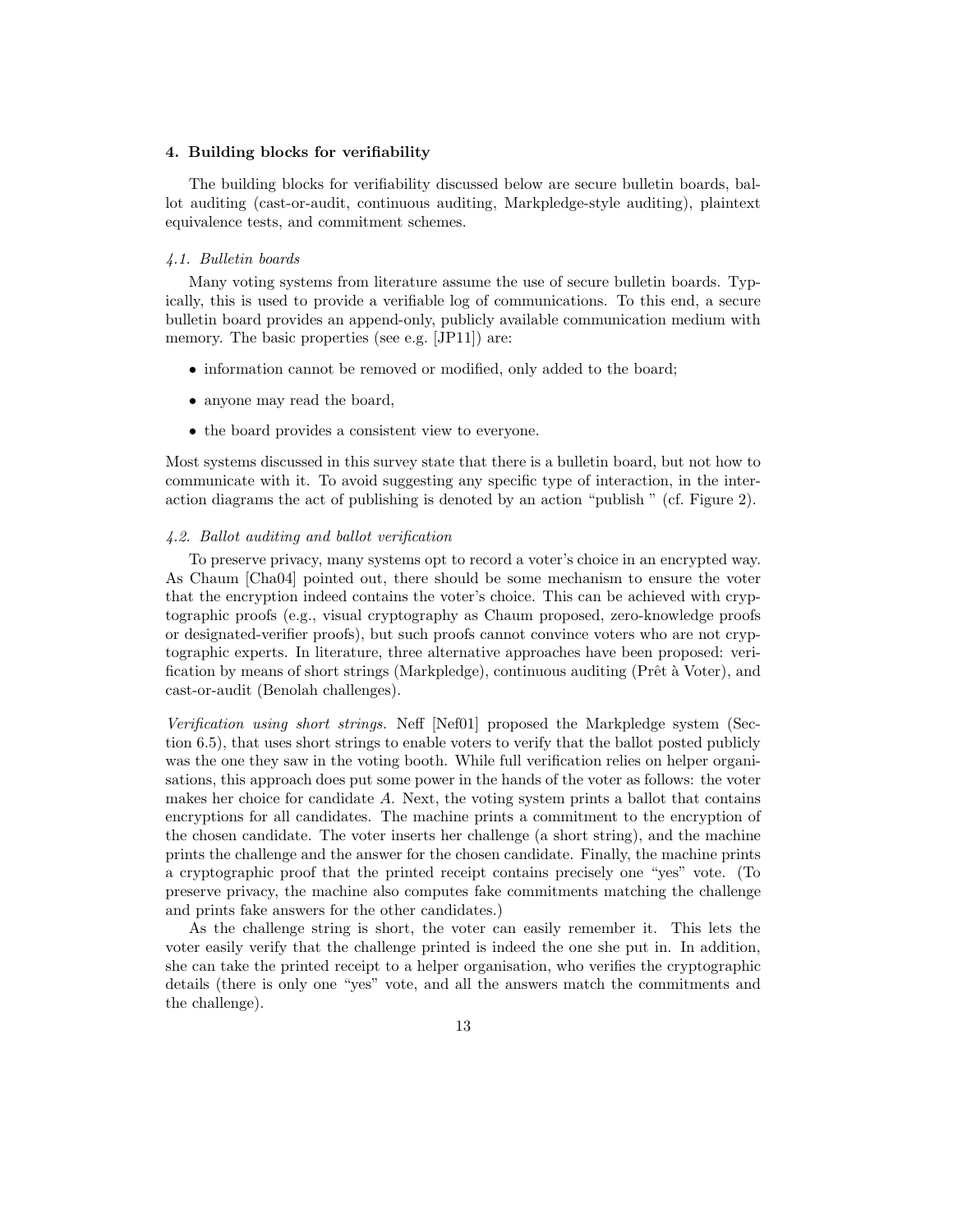## 4. Building blocks for verifiability

The building blocks for verifiability discussed below are secure bulletin boards, ballot auditing (cast-or-audit, continuous auditing, Markpledge-style auditing), plaintext equivalence tests, and commitment schemes.

### *4.1. Bulletin boards*

Many voting systems from literature assume the use of secure bulletin boards. Typically, this is used to provide a verifiable log of communications. To this end, a secure bulletin board provides an append-only, publicly available communication medium with memory. The basic properties (see e.g. [JP11]) are:

- information cannot be removed or modified, only added to the board;
- anyone may read the board,
- the board provides a consistent view to everyone.

Most systems discussed in this survey state that there is a bulletin board, but not how to communicate with it. To avoid suggesting any specific type of interaction, in the interaction diagrams the act of publishing is denoted by an action "publish " (cf. Figure 2).

### *4.2. Ballot auditing and ballot verification*

To preserve privacy, many systems opt to record a voter's choice in an encrypted way. As Chaum [Cha04] pointed out, there should be some mechanism to ensure the voter that the encryption indeed contains the voter's choice. This can be achieved with cryptographic proofs (e.g., visual cryptography as Chaum proposed, zero-knowledge proofs or designated-verifier proofs), but such proofs cannot convince voters who are not cryptographic experts. In literature, three alternative approaches have been proposed: verification by means of short strings (Markpledge), continuous auditing (Prêt à Voter), and cast-or-audit (Benolah challenges).

*Verification using short strings.* Neff [Nef01] proposed the Markpledge system (Section 6.5), that uses short strings to enable voters to verify that the ballot posted publicly was the one they saw in the voting booth. While full verification relies on helper organisations, this approach does put some power in the hands of the voter as follows: the voter makes her choice for candidate $A$. Next, the voting system prints a ballot that contains encryptions for all candidates. The machine prints a commitment to the encryption of the chosen candidate. The voter inserts her challenge (a short string), and the machine prints the challenge and the answer for the chosen candidate. Finally, the machine prints a cryptographic proof that the printed receipt contains precisely one "yes" vote. (To preserve privacy, the machine also computes fake commitments matching the challenge and prints fake answers for the other candidates.)

As the challenge string is short, the voter can easily remember it. This lets the voter easily verify that the challenge printed is indeed the one she put in. In addition, she can take the printed receipt to a helper organisation, who verifies the cryptographic details (there is only one "yes" vote, and all the answers match the commitments and the challenge).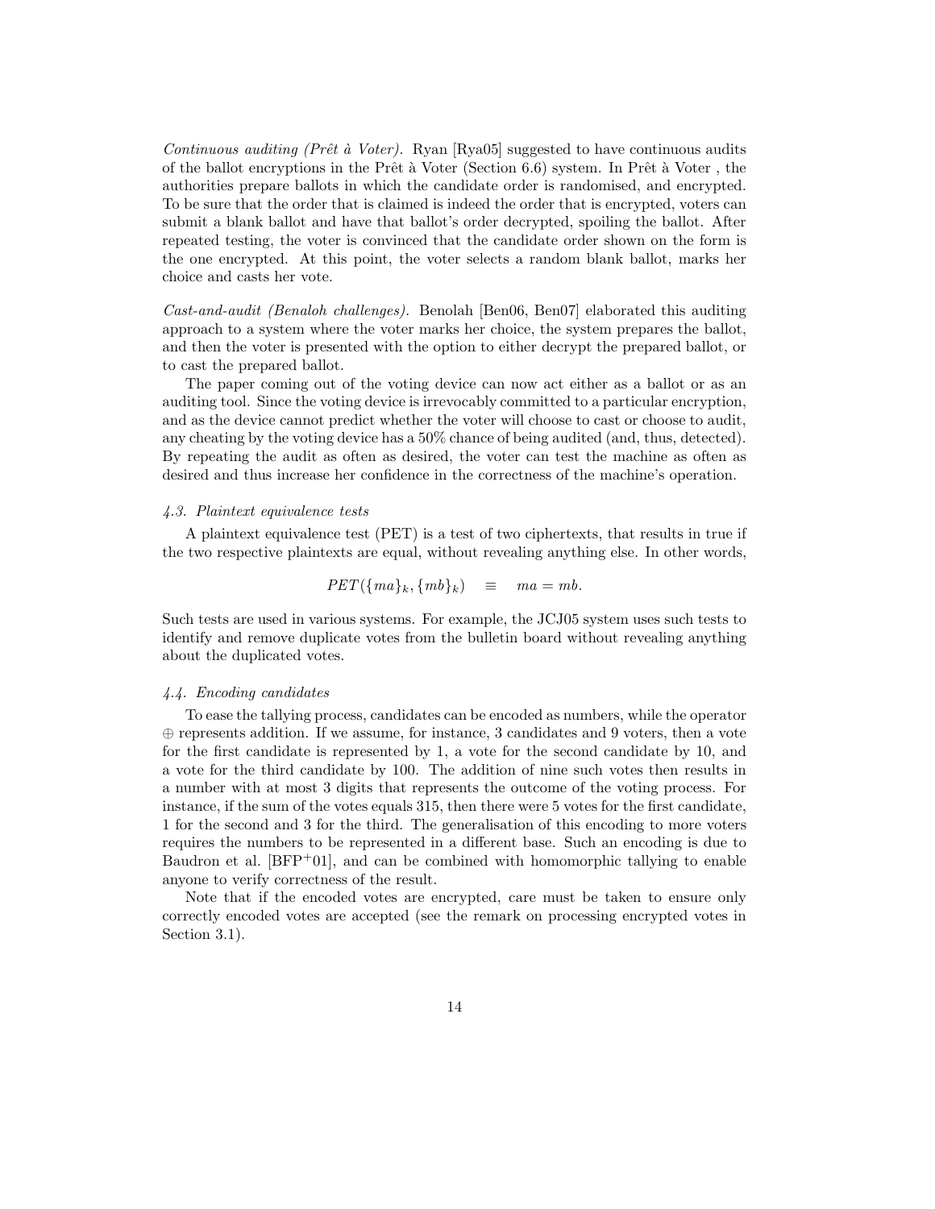*Continuous auditing (Prêt à Voter).* Ryan [Rya05] suggested to have continuous audits of the ballot encryptions in the Prêt à Voter (Section 6.6) system. In Prêt à Voter , the authorities prepare ballots in which the candidate order is randomised, and encrypted. To be sure that the order that is claimed is indeed the order that is encrypted, voters can submit a blank ballot and have that ballot's order decrypted, spoiling the ballot. After repeated testing, the voter is convinced that the candidate order shown on the form is the one encrypted. At this point, the voter selects a random blank ballot, marks her choice and casts her vote.

*Cast-and-audit (Benaloh challenges).* Benolah [Ben06, Ben07] elaborated this auditing approach to a system where the voter marks her choice, the system prepares the ballot, and then the voter is presented with the option to either decrypt the prepared ballot, or to cast the prepared ballot.

The paper coming out of the voting device can now act either as a ballot or as an auditing tool. Since the voting device is irrevocably committed to a particular encryption, and as the device cannot predict whether the voter will choose to cast or choose to audit, any cheating by the voting device has a 50% chance of being audited (and, thus, detected). By repeating the audit as often as desired, the voter can test the machine as often as desired and thus increase her confidence in the correctness of the machine's operation.

### *4.3. Plaintext equivalence tests*

A plaintext equivalence test (PET) is a test of two ciphertexts, that results in true if the two respective plaintexts are equal, without revealing anything else. In other words,

$$PET(\{ma\}_k, \{mb\}_k) \quad \equiv \quad ma = mb.$$

Such tests are used in various systems. For example, the JCJ05 system uses such tests to identify and remove duplicate votes from the bulletin board without revealing anything about the duplicated votes.

### *4.4. Encoding candidates*

To ease the tallying process, candidates can be encoded as numbers, while the operator $\oplus$ represents addition. If we assume, for instance, 3 candidates and 9 voters, then a vote for the first candidate is represented by 1, a vote for the second candidate by 10, and a vote for the third candidate by 100. The addition of nine such votes then results in a number with at most 3 digits that represents the outcome of the voting process. For instance, if the sum of the votes equals 315, then there were 5 votes for the first candidate, 1 for the second and 3 for the third. The generalisation of this encoding to more voters requires the numbers to be represented in a different base. Such an encoding is due to Baudron et al. [BFP+01], and can be combined with homomorphic tallying to enable anyone to verify correctness of the result.

Note that if the encoded votes are encrypted, care must be taken to ensure only correctly encoded votes are accepted (see the remark on processing encrypted votes in Section 3.1).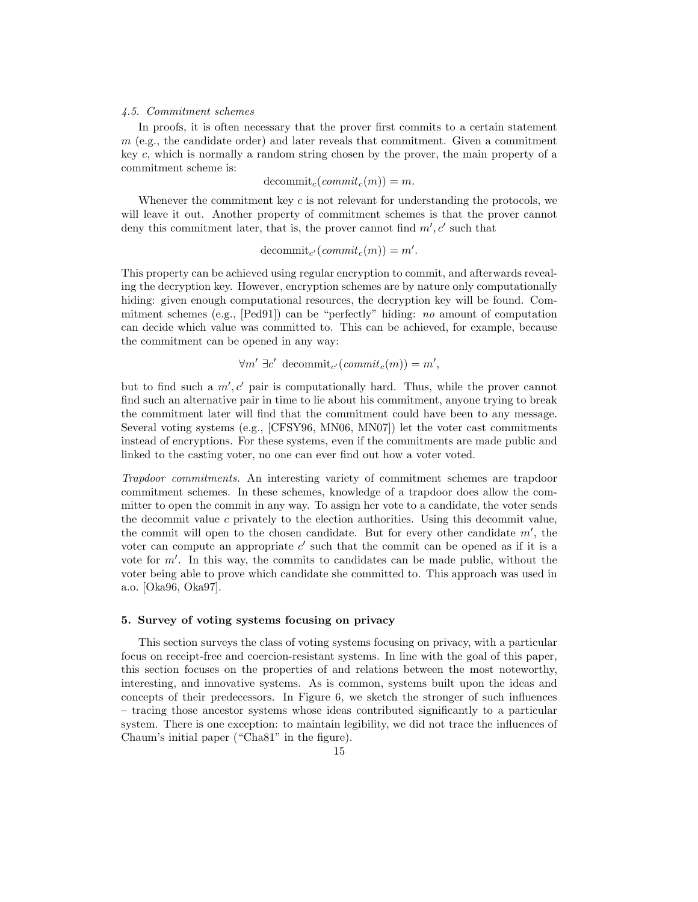### 4.5. Commitment schemes

In proofs, it is often necessary that the prover first commits to a certain statement $m$ (e.g., the candidate order) and later reveals that commitment. Given a commitment key $c$, which is normally a random string chosen by the prover, the main property of a commitment scheme is:

$$\text{decommit}_c(\mathit{commit}_c(m)) = m.$$

Whenever the commitment key $c$ is not relevant for understanding the protocols, we will leave it out. Another property of commitment schemes is that the prover cannot deny this commitment later, that is, the prover cannot find $m', c'$ such that

$$\text{decommit}_{c'}(\mathit{commit}_c(m)) = m'.$$

This property can be achieved using regular encryption to commit, and afterwards revealing the decryption key. However, encryption schemes are by nature only computationally hiding: given enough computational resources, the decryption key will be found. Commitment schemes (e.g., [Ped91]) can be "perfectly" hiding: *no* amount of computation can decide which value was committed to. This can be achieved, for example, because the commitment can be opened in any way:

$$\forall m' \; \exists c' \; \text{decommit}_{c'}(\mathit{commit}_c(m)) = m',$$

but to find such a $m', c'$ pair is computationally hard. Thus, while the prover cannot find such an alternative pair in time to lie about his commitment, anyone trying to break the commitment later will find that the commitment could have been to any message. Several voting systems (e.g., [CFSY96, MN06, MN07]) let the voter cast commitments instead of encryptions. For these systems, even if the commitments are made public and linked to the casting voter, no one can ever find out how a voter voted.

*Trapdoor commitments.* An interesting variety of commitment schemes are trapdoor commitment schemes. In these schemes, knowledge of a trapdoor does allow the committer to open the commit in any way. To assign her vote to a candidate, the voter sends the decommit value $c$ privately to the election authorities. Using this decommit value, the commit will open to the chosen candidate. But for every other candidate $m'$, the voter can compute an appropriate $c'$ such that the commit can be opened as if it is a vote for $m'$. In this way, the commits to candidates can be made public, without the voter being able to prove which candidate she committed to. This approach was used in a.o. [Oka96, Oka97].

## 5. Survey of voting systems focusing on privacy

This section surveys the class of voting systems focusing on privacy, with a particular focus on receipt-free and coercion-resistant systems. In line with the goal of this paper, this section focuses on the properties of and relations between the most noteworthy, interesting, and innovative systems. As is common, systems built upon the ideas and concepts of their predecessors. In Figure 6, we sketch the stronger of such influences – tracing those ancestor systems whose ideas contributed significantly to a particular system. There is one exception: to maintain legibility, we did not trace the influences of Chaum's initial paper ("Cha81" in the figure).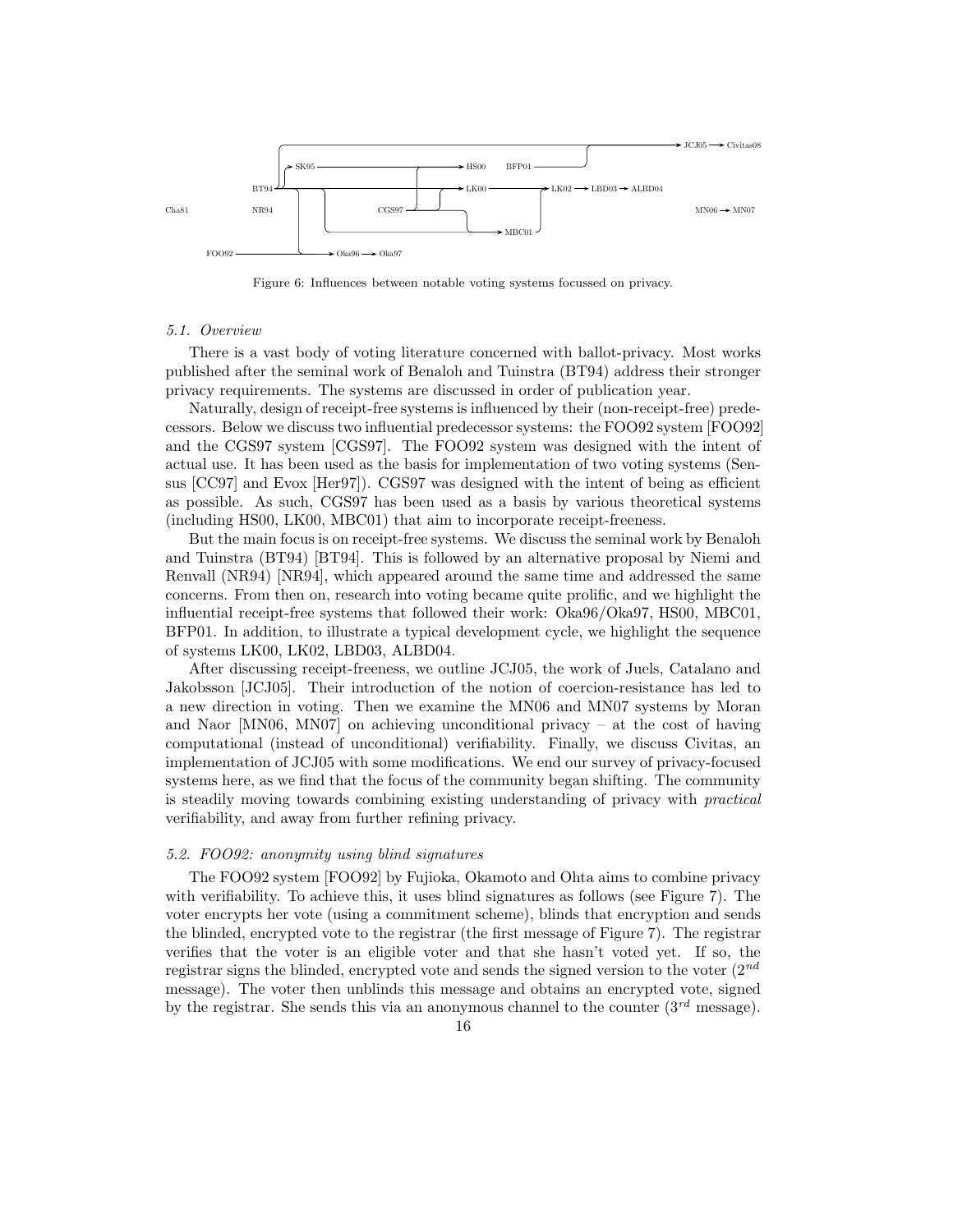Figure 6: Influences between notable voting systems focussed on privacy.

### 5.1. Overview

There is a vast body of voting literature concerned with ballot-privacy. Most works published after the seminal work of Benaloh and Tuinstra (BT94) address their stronger privacy requirements. The systems are discussed in order of publication year.

Naturally, design of receipt-free systems is influenced by their (non-receipt-free) predecessors. Below we discuss two influential predecessor systems: the FOO92 system [FOO92] and the CGS97 system [CGS97]. The FOO92 system was designed with the intent of actual use. It has been used as the basis for implementation of two voting systems (Sensus [CC97] and Evox [Her97]). CGS97 was designed with the intent of being as efficient as possible. As such, CGS97 has been used as a basis by various theoretical systems (including HS00, LK00, MBC01) that aim to incorporate receipt-freeness.

But the main focus is on receipt-free systems. We discuss the seminal work by Benaloh and Tuinstra (BT94) [BT94]. This is followed by an alternative proposal by Niemi and Renvall (NR94) [NR94], which appeared around the same time and addressed the same concerns. From then on, research into voting became quite prolific, and we highlight the influential receipt-free systems that followed their work: Oka96/Oka97, HS00, MBC01, BFP01. In addition, to illustrate a typical development cycle, we highlight the sequence of systems LK00, LK02, LBD03, ALBD04.

After discussing receipt-freeness, we outline JCJ05, the work of Juels, Catalano and Jakobsson [JCJ05]. Their introduction of the notion of coercion-resistance has led to a new direction in voting. Then we examine the MN06 and MN07 systems by Moran and Naor [MN06, MN07] on achieving unconditional privacy – at the cost of having computational (instead of unconditional) verifiability. Finally, we discuss Civitas, an implementation of JCJ05 with some modifications. We end our survey of privacy-focused systems here, as we find that the focus of the community began shifting. The community is steadily moving towards combining existing understanding of privacy with *practical* verifiability, and away from further refining privacy.

### 5.2. FOO92: anonymity using blind signatures

The FOO92 system [FOO92] by Fujioka, Okamoto and Ohta aims to combine privacy with verifiability. To achieve this, it uses blind signatures as follows (see Figure 7). The voter encrypts her vote (using a commitment scheme), blinds that encryption and sends the blinded, encrypted vote to the registrar (the first message of Figure 7). The registrar verifies that the voter is an eligible voter and that she hasn't voted yet. If so, the registrar signs the blinded, encrypted vote and sends the signed version to the voter ($2^{nd}$ message). The voter then unblinds this message and obtains an encrypted vote, signed by the registrar. She sends this via an anonymous channel to the counter ($3^{rd}$ message).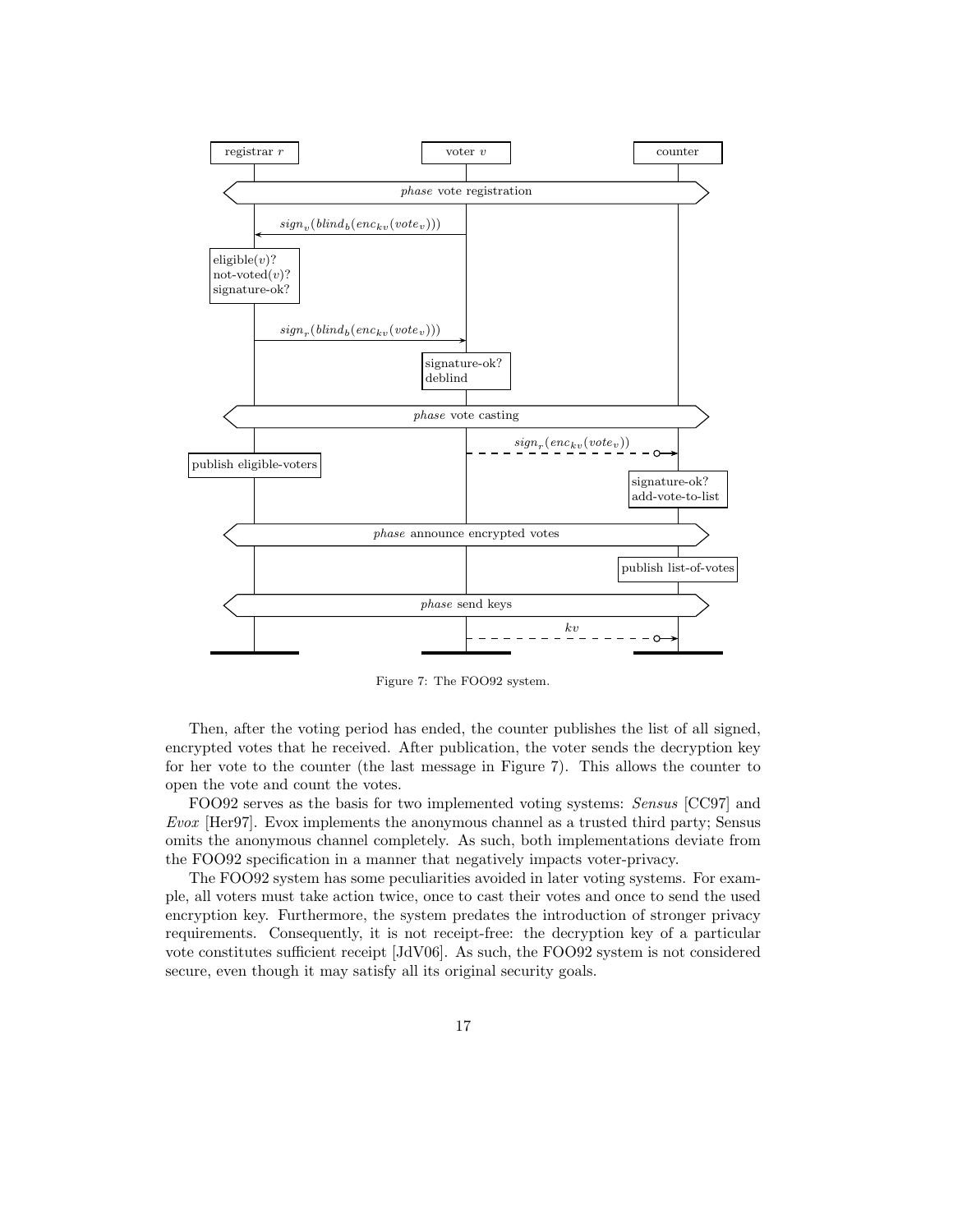Figure 7: The FOO92 system.

Then, after the voting period has ended, the counter publishes the list of all signed, encrypted votes that he received. After publication, the voter sends the decryption key for her vote to the counter (the last message in Figure 7). This allows the counter to open the vote and count the votes.

FOO92 serves as the basis for two implemented voting systems: *Sensus* [CC97] and *Evox* [Her97]. Evox implements the anonymous channel as a trusted third party; Sensus omits the anonymous channel completely. As such, both implementations deviate from the FOO92 specification in a manner that negatively impacts voter-privacy.

The FOO92 system has some peculiarities avoided in later voting systems. For example, all voters must take action twice, once to cast their votes and once to send the used encryption key. Furthermore, the system predates the introduction of stronger privacy requirements. Consequently, it is not receipt-free: the decryption key of a particular vote constitutes sufficient receipt [JdV06]. As such, the FOO92 system is not considered secure, even though it may satisfy all its original security goals.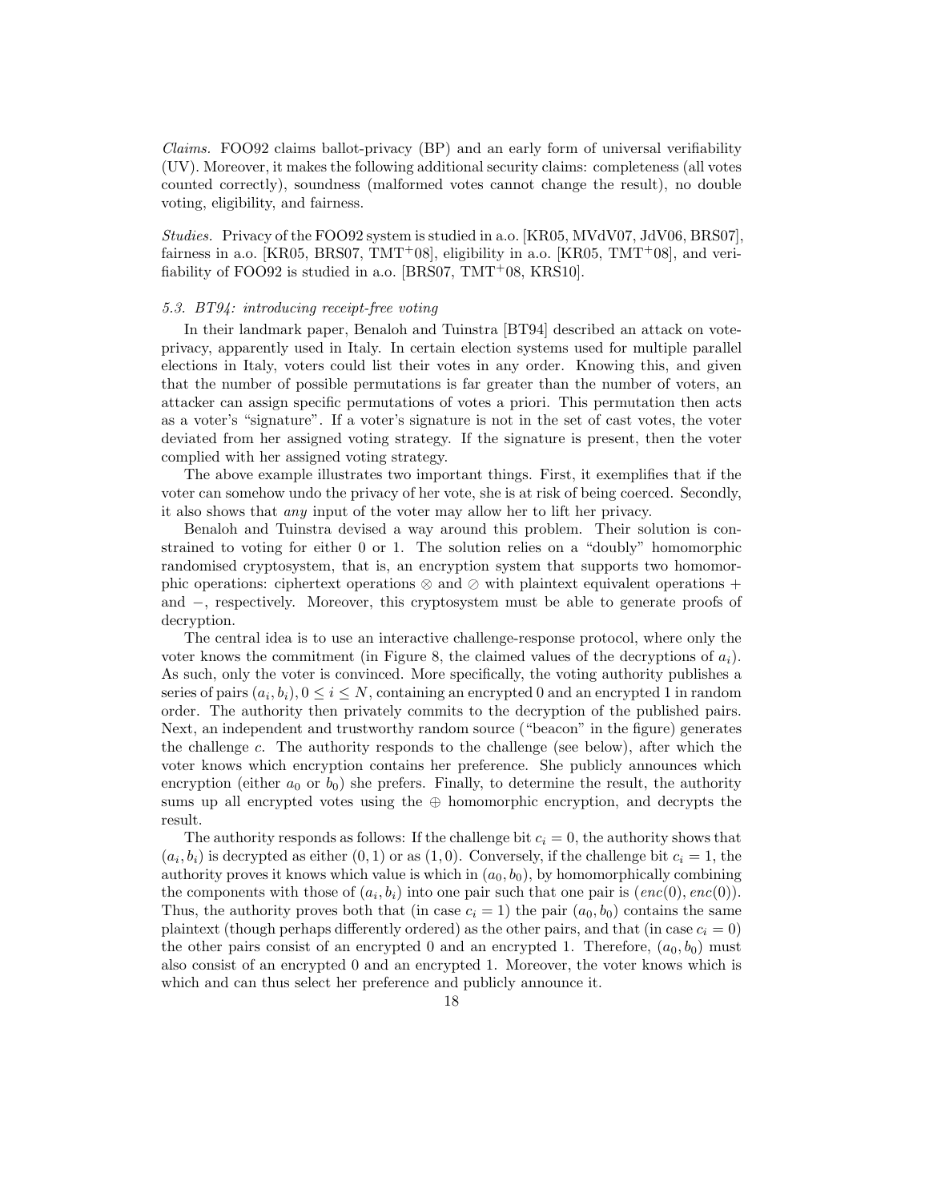*Claims.* FOO92 claims ballot-privacy (BP) and an early form of universal verifiability (UV). Moreover, it makes the following additional security claims: completeness (all votes counted correctly), soundness (malformed votes cannot change the result), no double voting, eligibility, and fairness.

*Studies.* Privacy of the FOO92 system is studied in a.o. [KR05, MVdV07, JdV06, BRS07], fairness in a.o. [KR05, BRS07, TMT+08], eligibility in a.o. [KR05, TMT+08], and verifiability of FOO92 is studied in a.o. [BRS07, TMT+08, KRS10].

### 5.3. BT94: introducing receipt-free voting

In their landmark paper, Benaloh and Tuinstra [BT94] described an attack on vote-privacy, apparently used in Italy. In certain election systems used for multiple parallel elections in Italy, voters could list their votes in any order. Knowing this, and given that the number of possible permutations is far greater than the number of voters, an attacker can assign specific permutations of votes a priori. This permutation then acts as a voter's "signature". If a voter's signature is not in the set of cast votes, the voter deviated from her assigned voting strategy. If the signature is present, then the voter complied with her assigned voting strategy.

The above example illustrates two important things. First, it exemplifies that if the voter can somehow undo the privacy of her vote, she is at risk of being coerced. Secondly, it also shows that *any* input of the voter may allow her to lift her privacy.

Benaloh and Tuinstra devised a way around this problem. Their solution is constrained to voting for either 0 or 1. The solution relies on a "doubly" homomorphic randomised cryptosystem, that is, an encryption system that supports two homomorphic operations: ciphertext operations $\otimes$ and $\oslash$ with plaintext equivalent operations $+$ and $-$, respectively. Moreover, this cryptosystem must be able to generate proofs of decryption.

The central idea is to use an interactive challenge-response protocol, where only the voter knows the commitment (in Figure 8, the claimed values of the decryptions of $a_i$). As such, only the voter is convinced. More specifically, the voting authority publishes a series of pairs $(a_i, b_i), 0 \leq i \leq N$, containing an encrypted 0 and an encrypted 1 in random order. The authority then privately commits to the decryption of the published pairs. Next, an independent and trustworthy random source ("beacon" in the figure) generates the challenge $c$. The authority responds to the challenge (see below), after which the voter knows which encryption contains her preference. She publicly announces which encryption (either $a_0$ or $b_0$) she prefers. Finally, to determine the result, the authority sums up all encrypted votes using the $\oplus$ homomorphic encryption, and decrypts the result.

The authority responds as follows: If the challenge bit $c_i = 0$, the authority shows that $(a_i, b_i)$ is decrypted as either $(0, 1)$ or as $(1, 0)$. Conversely, if the challenge bit $c_i = 1$, the authority proves it knows which value is which in $(a_0, b_0)$, by homomorphically combining the components with those of $(a_i, b_i)$ into one pair such that one pair is $(enc(0), enc(0))$. Thus, the authority proves both that (in case $c_i = 1$) the pair $(a_0, b_0)$ contains the same plaintext (though perhaps differently ordered) as the other pairs, and that (in case $c_i = 0$) the other pairs consist of an encrypted 0 and an encrypted 1. Therefore, $(a_0, b_0)$ must also consist of an encrypted 0 and an encrypted 1. Moreover, the voter knows which is which and can thus select her preference and publicly announce it.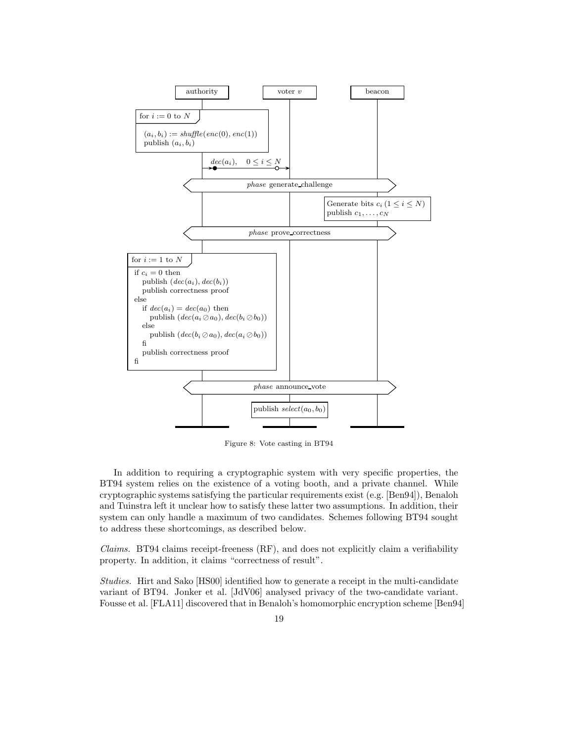authority | voter $v$ | beacon

for $i := 0$ to $N$

$(a_i, b_i) := \mathit{shuffle}(enc(0), enc(1))$
publish $(a_i, b_i)$

$dec(a_i), \quad 0 \leq i \leq N$

*phase* generate_challenge

Generate bits $c_i$ $(1 \leq i \leq N)$
publish $c_1, \ldots, c_N$

*phase* prove_correctness

```
for i := 1 to N
 if c_i = 0 then
   publish (dec(a_i), dec(b_i))
   publish correctness proof
 else
   if dec(a_i) = dec(a_0) then
     publish (dec(a_i ⊘ a_0), dec(b_i ⊘ b_0))
   else
     publish (dec(b_i ⊘ a_0), dec(a_i ⊘ b_0))
   fi
   publish correctness proof
 fi
```

*phase* announce_vote

publish $\mathit{select}(a_0, b_0)$

Figure 8: Vote casting in BT94

In addition to requiring a cryptographic system with very specific properties, the BT94 system relies on the existence of a voting booth, and a private channel. While cryptographic systems satisfying the particular requirements exist (e.g. [Ben94]), Benaloh and Tuinstra left it unclear how to satisfy these latter two assumptions. In addition, their system can only handle a maximum of two candidates. Schemes following BT94 sought to address these shortcomings, as described below.

*Claims.* BT94 claims receipt-freeness (RF), and does not explicitly claim a verifiability property. In addition, it claims "correctness of result".

*Studies.* Hirt and Sako [HS00] identified how to generate a receipt in the multi-candidate variant of BT94. Jonker et al. [JdV06] analysed privacy of the two-candidate variant. Fousse et al. [FLA11] discovered that in Benaloh's homomorphic encryption scheme [Ben94]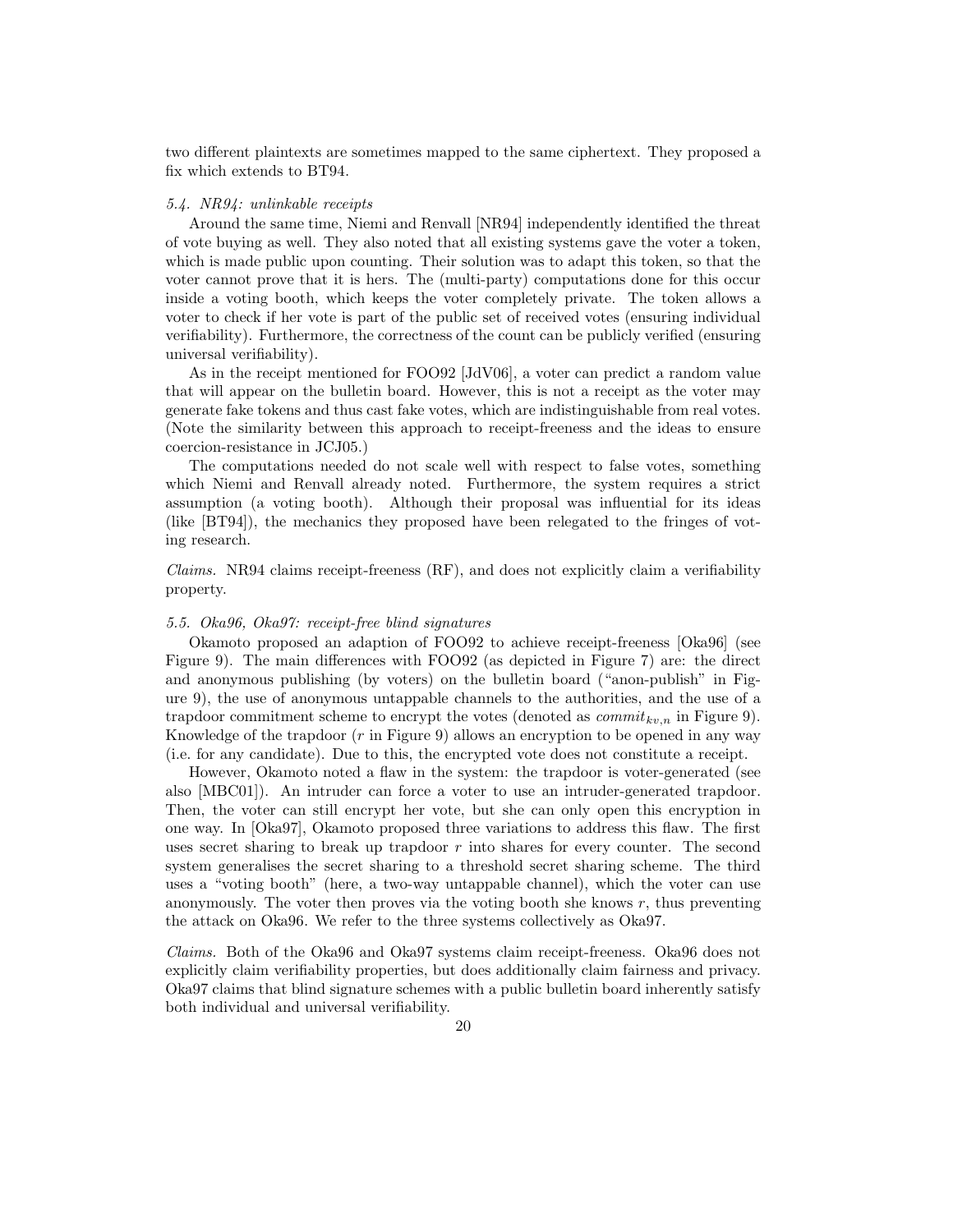two different plaintexts are sometimes mapped to the same ciphertext. They proposed a fix which extends to BT94.

### *5.4. NR94: unlinkable receipts*

Around the same time, Niemi and Renvall [NR94] independently identified the threat of vote buying as well. They also noted that all existing systems gave the voter a token, which is made public upon counting. Their solution was to adapt this token, so that the voter cannot prove that it is hers. The (multi-party) computations done for this occur inside a voting booth, which keeps the voter completely private. The token allows a voter to check if her vote is part of the public set of received votes (ensuring individual verifiability). Furthermore, the correctness of the count can be publicly verified (ensuring universal verifiability).

As in the receipt mentioned for FOO92 [JdV06], a voter can predict a random value that will appear on the bulletin board. However, this is not a receipt as the voter may generate fake tokens and thus cast fake votes, which are indistinguishable from real votes. (Note the similarity between this approach to receipt-freeness and the ideas to ensure coercion-resistance in JCJ05.)

The computations needed do not scale well with respect to false votes, something which Niemi and Renvall already noted. Furthermore, the system requires a strict assumption (a voting booth). Although their proposal was influential for its ideas (like [BT94]), the mechanics they proposed have been relegated to the fringes of voting research.

*Claims.* NR94 claims receipt-freeness (RF), and does not explicitly claim a verifiability property.

### *5.5. Oka96, Oka97: receipt-free blind signatures*

Okamoto proposed an adaption of FOO92 to achieve receipt-freeness [Oka96] (see Figure 9). The main differences with FOO92 (as depicted in Figure 7) are: the direct and anonymous publishing (by voters) on the bulletin board ("anon-publish" in Figure 9), the use of anonymous untappable channels to the authorities, and the use of a trapdoor commitment scheme to encrypt the votes (denoted as $commit_{kv,n}$ in Figure 9). Knowledge of the trapdoor ($r$ in Figure 9) allows an encryption to be opened in any way (i.e. for any candidate). Due to this, the encrypted vote does not constitute a receipt.

However, Okamoto noted a flaw in the system: the trapdoor is voter-generated (see also [MBC01]). An intruder can force a voter to use an intruder-generated trapdoor. Then, the voter can still encrypt her vote, but she can only open this encryption in one way. In [Oka97], Okamoto proposed three variations to address this flaw. The first uses secret sharing to break up trapdoor $r$ into shares for every counter. The second system generalises the secret sharing to a threshold secret sharing scheme. The third uses a "voting booth" (here, a two-way untappable channel), which the voter can use anonymously. The voter then proves via the voting booth she knows $r$, thus preventing the attack on Oka96. We refer to the three systems collectively as Oka97.

*Claims.* Both of the Oka96 and Oka97 systems claim receipt-freeness. Oka96 does not explicitly claim verifiability properties, but does additionally claim fairness and privacy. Oka97 claims that blind signature schemes with a public bulletin board inherently satisfy both individual and universal verifiability.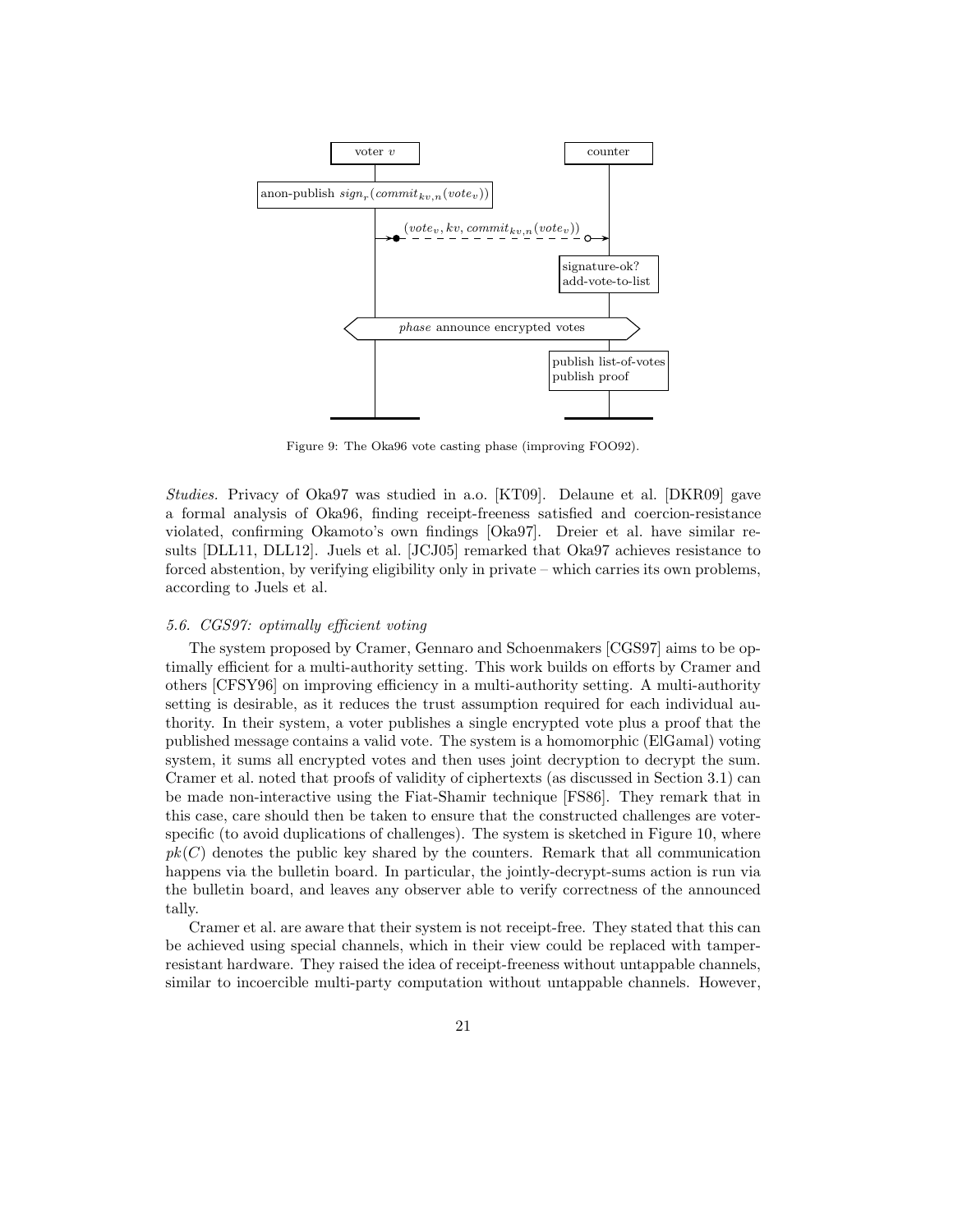Figure 9: The Oka96 vote casting phase (improving FOO92).

*Studies.* Privacy of Oka97 was studied in a.o. [KT09]. Delaune et al. [DKR09] gave a formal analysis of Oka96, finding receipt-freeness satisfied and coercion-resistance violated, confirming Okamoto's own findings [Oka97]. Dreier et al. have similar results [DLL11, DLL12]. Juels et al. [JCJ05] remarked that Oka97 achieves resistance to forced abstention, by verifying eligibility only in private – which carries its own problems, according to Juels et al.

### 5.6. CGS97: optimally efficient voting

The system proposed by Cramer, Gennaro and Schoenmakers [CGS97] aims to be optimally efficient for a multi-authority setting. This work builds on efforts by Cramer and others [CFSY96] on improving efficiency in a multi-authority setting. A multi-authority setting is desirable, as it reduces the trust assumption required for each individual authority. In their system, a voter publishes a single encrypted vote plus a proof that the published message contains a valid vote. The system is a homomorphic (ElGamal) voting system, it sums all encrypted votes and then uses joint decryption to decrypt the sum. Cramer et al. noted that proofs of validity of ciphertexts (as discussed in Section 3.1) can be made non-interactive using the Fiat-Shamir technique [FS86]. They remark that in this case, care should then be taken to ensure that the constructed challenges are voter-specific (to avoid duplications of challenges). The system is sketched in Figure 10, where $pk(C)$ denotes the public key shared by the counters. Remark that all communication happens via the bulletin board. In particular, the jointly-decrypt-sums action is run via the bulletin board, and leaves any observer able to verify correctness of the announced tally.

Cramer et al. are aware that their system is not receipt-free. They stated that this can be achieved using special channels, which in their view could be replaced with tamper-resistant hardware. They raised the idea of receipt-freeness without untappable channels, similar to incoercible multi-party computation without untappable channels. However,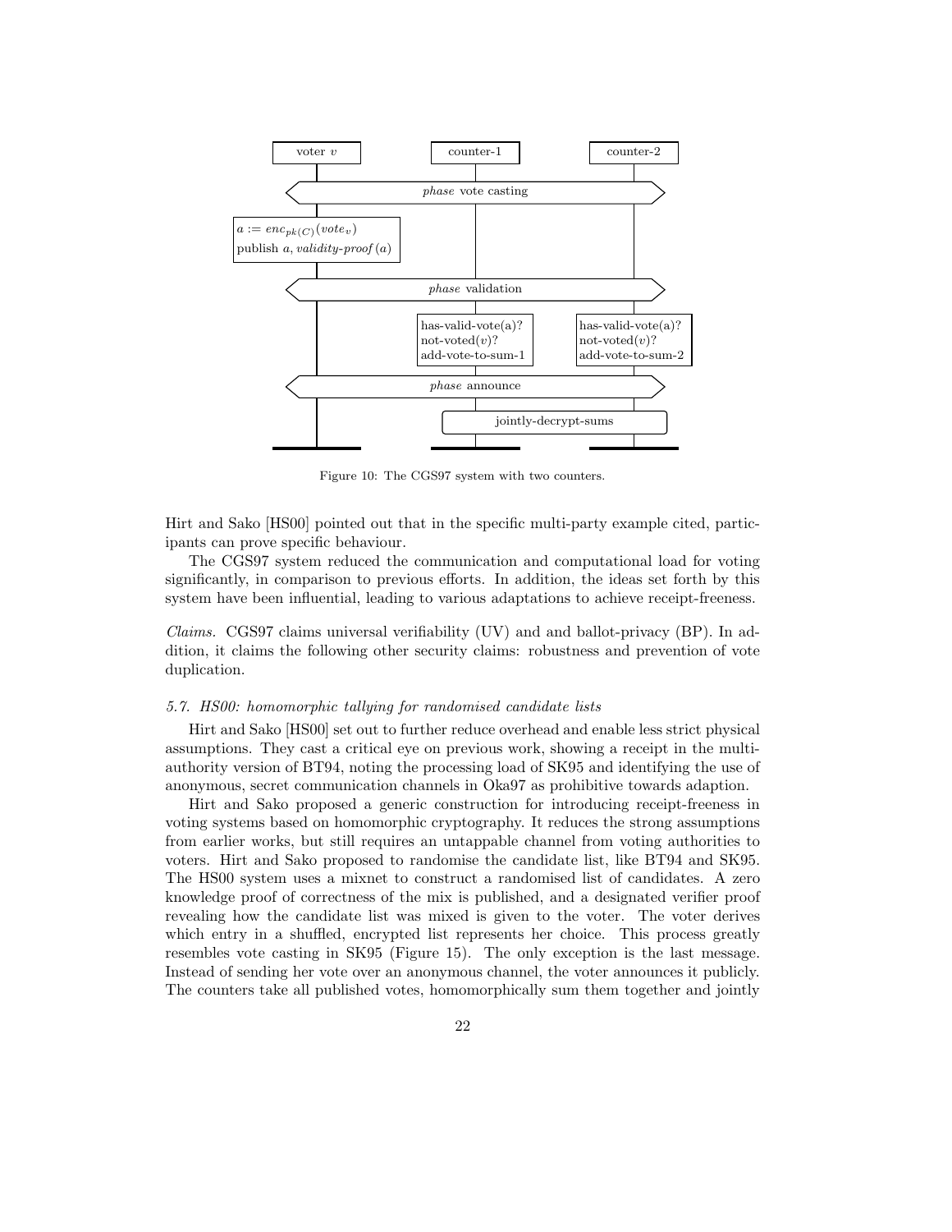Figure 10: The CGS97 system with two counters.

Hirt and Sako [HS00] pointed out that in the specific multi-party example cited, participants can prove specific behaviour.

The CGS97 system reduced the communication and computational load for voting significantly, in comparison to previous efforts. In addition, the ideas set forth by this system have been influential, leading to various adaptations to achieve receipt-freeness.

*Claims.* CGS97 claims universal verifiability (UV) and and ballot-privacy (BP). In addition, it claims the following other security claims: robustness and prevention of vote duplication.

### 5.7. HS00: homomorphic tallying for randomised candidate lists

Hirt and Sako [HS00] set out to further reduce overhead and enable less strict physical assumptions. They cast a critical eye on previous work, showing a receipt in the multi-authority version of BT94, noting the processing load of SK95 and identifying the use of anonymous, secret communication channels in Oka97 as prohibitive towards adaption.

Hirt and Sako proposed a generic construction for introducing receipt-freeness in voting systems based on homomorphic cryptography. It reduces the strong assumptions from earlier works, but still requires an untappable channel from voting authorities to voters. Hirt and Sako proposed to randomise the candidate list, like BT94 and SK95. The HS00 system uses a mixnet to construct a randomised list of candidates. A zero knowledge proof of correctness of the mix is published, and a designated verifier proof revealing how the candidate list was mixed is given to the voter. The voter derives which entry in a shuffled, encrypted list represents her choice. This process greatly resembles vote casting in SK95 (Figure 15). The only exception is the last message. Instead of sending her vote over an anonymous channel, the voter announces it publicly. The counters take all published votes, homomorphically sum them together and jointly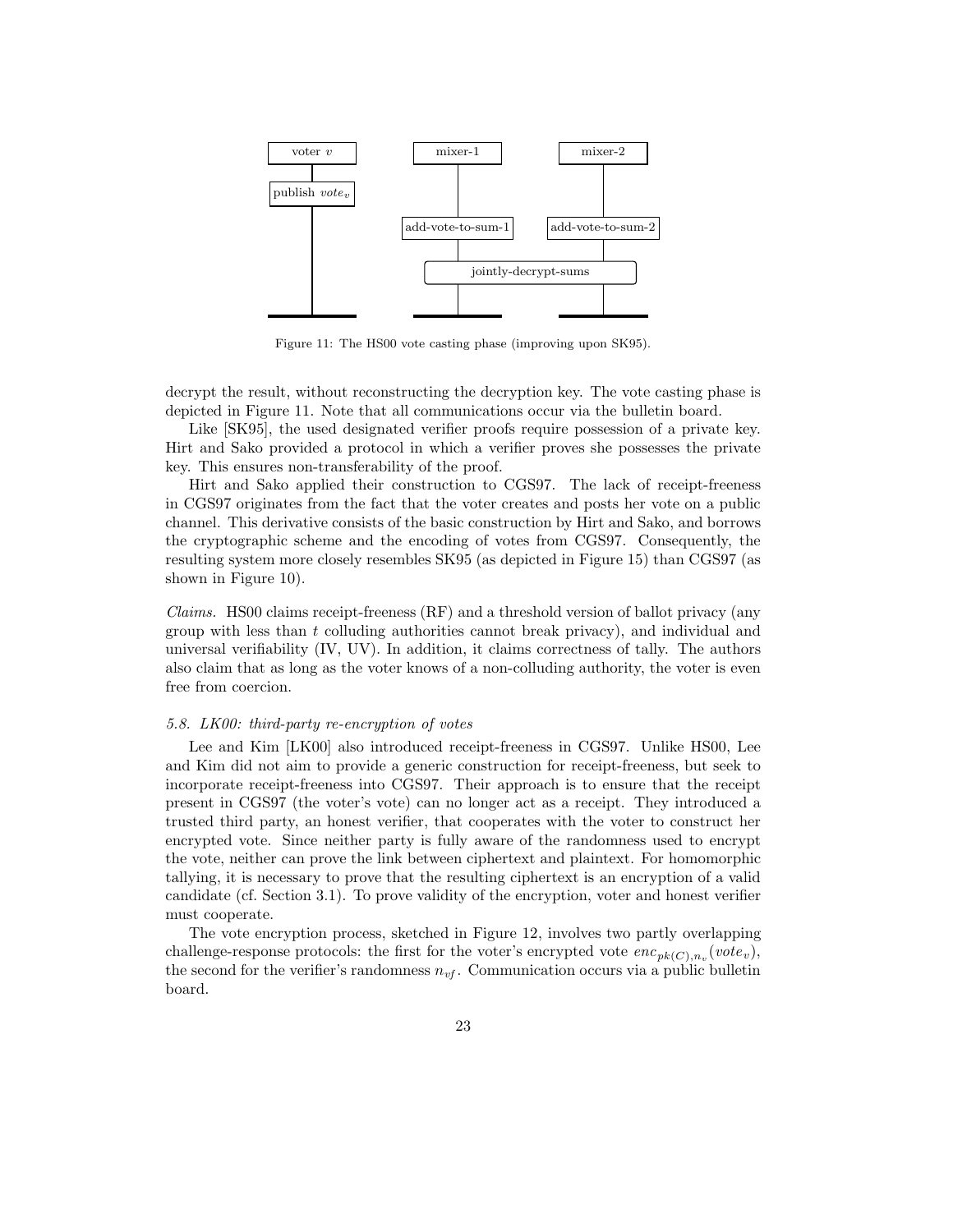Figure 11: The HS00 vote casting phase (improving upon SK95).

decrypt the result, without reconstructing the decryption key. The vote casting phase is depicted in Figure 11. Note that all communications occur via the bulletin board.

Like [SK95], the used designated verifier proofs require possession of a private key. Hirt and Sako provided a protocol in which a verifier proves she possesses the private key. This ensures non-transferability of the proof.

Hirt and Sako applied their construction to CGS97. The lack of receipt-freeness in CGS97 originates from the fact that the voter creates and posts her vote on a public channel. This derivative consists of the basic construction by Hirt and Sako, and borrows the cryptographic scheme and the encoding of votes from CGS97. Consequently, the resulting system more closely resembles SK95 (as depicted in Figure 15) than CGS97 (as shown in Figure 10).

*Claims.* HS00 claims receipt-freeness (RF) and a threshold version of ballot privacy (any group with less than $t$ colluding authorities cannot break privacy), and individual and universal verifiability (IV, UV). In addition, it claims correctness of tally. The authors also claim that as long as the voter knows of a non-colluding authority, the voter is even free from coercion.

### 5.8. LK00: third-party re-encryption of votes

Lee and Kim [LK00] also introduced receipt-freeness in CGS97. Unlike HS00, Lee and Kim did not aim to provide a generic construction for receipt-freeness, but seek to incorporate receipt-freeness into CGS97. Their approach is to ensure that the receipt present in CGS97 (the voter's vote) can no longer act as a receipt. They introduced a trusted third party, an honest verifier, that cooperates with the voter to construct her encrypted vote. Since neither party is fully aware of the randomness used to encrypt the vote, neither can prove the link between ciphertext and plaintext. For homomorphic tallying, it is necessary to prove that the resulting ciphertext is an encryption of a valid candidate (cf. Section 3.1). To prove validity of the encryption, voter and honest verifier must cooperate.

The vote encryption process, sketched in Figure 12, involves two partly overlapping challenge-response protocols: the first for the voter's encrypted vote $enc_{pk(C),n_v}(vote_v)$, the second for the verifier's randomness $n_{vf}$. Communication occurs via a public bulletin board.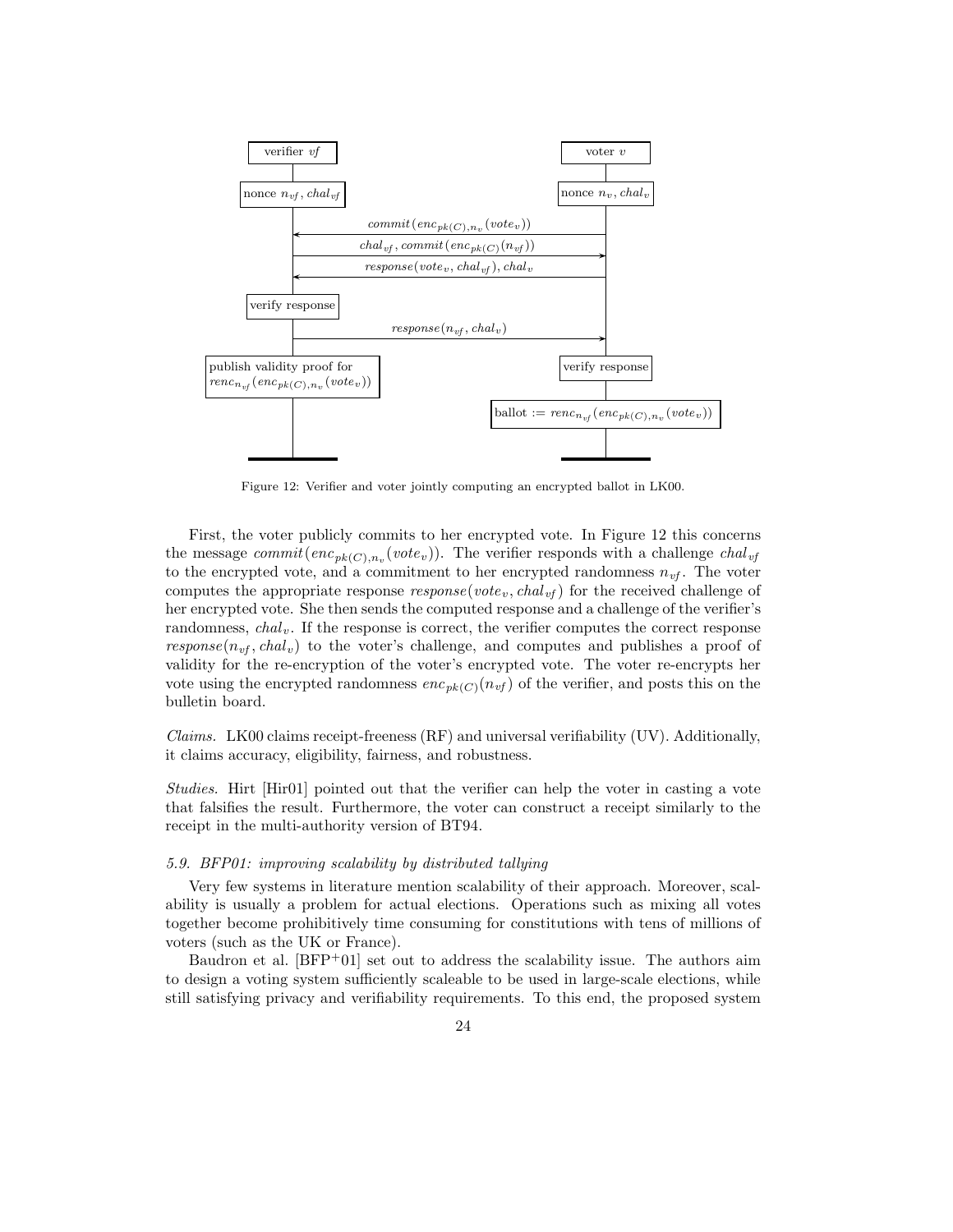Figure 12: Verifier and voter jointly computing an encrypted ballot in LK00.

First, the voter publicly commits to her encrypted vote. In Figure 12 this concerns the message $commit(enc_{pk(C),n_v}(vote_v))$. The verifier responds with a challenge $chal_{vf}$ to the encrypted vote, and a commitment to her encrypted randomness $n_{vf}$. The voter computes the appropriate response $response(vote_v, chal_{vf})$ for the received challenge of her encrypted vote. She then sends the computed response and a challenge of the verifier's randomness, $chal_v$. If the response is correct, the verifier computes the correct response $response(n_{vf}, chal_v)$ to the voter's challenge, and computes and publishes a proof of validity for the re-encryption of the voter's encrypted vote. The voter re-encrypts her vote using the encrypted randomness $enc_{pk(C)}(n_{vf})$ of the verifier, and posts this on the bulletin board.

*Claims.* LK00 claims receipt-freeness (RF) and universal verifiability (UV). Additionally, it claims accuracy, eligibility, fairness, and robustness.

*Studies.* Hirt [Hir01] pointed out that the verifier can help the voter in casting a vote that falsifies the result. Furthermore, the voter can construct a receipt similarly to the receipt in the multi-authority version of BT94.

#### 5.9. BFP01: improving scalability by distributed tallying

Very few systems in literature mention scalability of their approach. Moreover, scalability is usually a problem for actual elections. Operations such as mixing all votes together become prohibitively time consuming for constitutions with tens of millions of voters (such as the UK or France).

Baudron et al. [BFP+01] set out to address the scalability issue. The authors aim to design a voting system sufficiently scaleable to be used in large-scale elections, while still satisfying privacy and verifiability requirements. To this end, the proposed system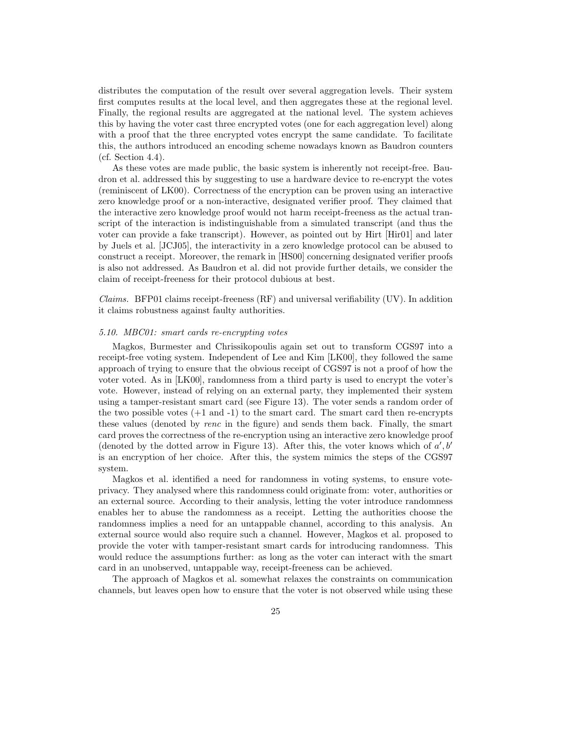distributes the computation of the result over several aggregation levels. Their system first computes results at the local level, and then aggregates these at the regional level. Finally, the regional results are aggregated at the national level. The system achieves this by having the voter cast three encrypted votes (one for each aggregation level) along with a proof that the three encrypted votes encrypt the same candidate. To facilitate this, the authors introduced an encoding scheme nowadays known as Baudron counters (cf. Section 4.4).

As these votes are made public, the basic system is inherently not receipt-free. Baudron et al. addressed this by suggesting to use a hardware device to re-encrypt the votes (reminiscent of LK00). Correctness of the encryption can be proven using an interactive zero knowledge proof or a non-interactive, designated verifier proof. They claimed that the interactive zero knowledge proof would not harm receipt-freeness as the actual transcript of the interaction is indistinguishable from a simulated transcript (and thus the voter can provide a fake transcript). However, as pointed out by Hirt [Hir01] and later by Juels et al. [JCJ05], the interactivity in a zero knowledge protocol can be abused to construct a receipt. Moreover, the remark in [HS00] concerning designated verifier proofs is also not addressed. As Baudron et al. did not provide further details, we consider the claim of receipt-freeness for their protocol dubious at best.

*Claims.* BFP01 claims receipt-freeness (RF) and universal verifiability (UV). In addition it claims robustness against faulty authorities.

### *5.10. MBC01: smart cards re-encrypting votes*

Magkos, Burmester and Chrissikopoulis again set out to transform CGS97 into a receipt-free voting system. Independent of Lee and Kim [LK00], they followed the same approach of trying to ensure that the obvious receipt of CGS97 is not a proof of how the voter voted. As in [LK00], randomness from a third party is used to encrypt the voter's vote. However, instead of relying on an external party, they implemented their system using a tamper-resistant smart card (see Figure 13). The voter sends a random order of the two possible votes (+1 and -1) to the smart card. The smart card then re-encrypts these values (denoted by *renc* in the figure) and sends them back. Finally, the smart card proves the correctness of the re-encryption using an interactive zero knowledge proof (denoted by the dotted arrow in Figure 13). After this, the voter knows which of $a', b'$ is an encryption of her choice. After this, the system mimics the steps of the CGS97 system.

Magkos et al. identified a need for randomness in voting systems, to ensure vote-privacy. They analysed where this randomness could originate from: voter, authorities or an external source. According to their analysis, letting the voter introduce randomness enables her to abuse the randomness as a receipt. Letting the authorities choose the randomness implies a need for an untappable channel, according to this analysis. An external source would also require such a channel. However, Magkos et al. proposed to provide the voter with tamper-resistant smart cards for introducing randomness. This would reduce the assumptions further: as long as the voter can interact with the smart card in an unobserved, untappable way, receipt-freeness can be achieved.

The approach of Magkos et al. somewhat relaxes the constraints on communication channels, but leaves open how to ensure that the voter is not observed while using these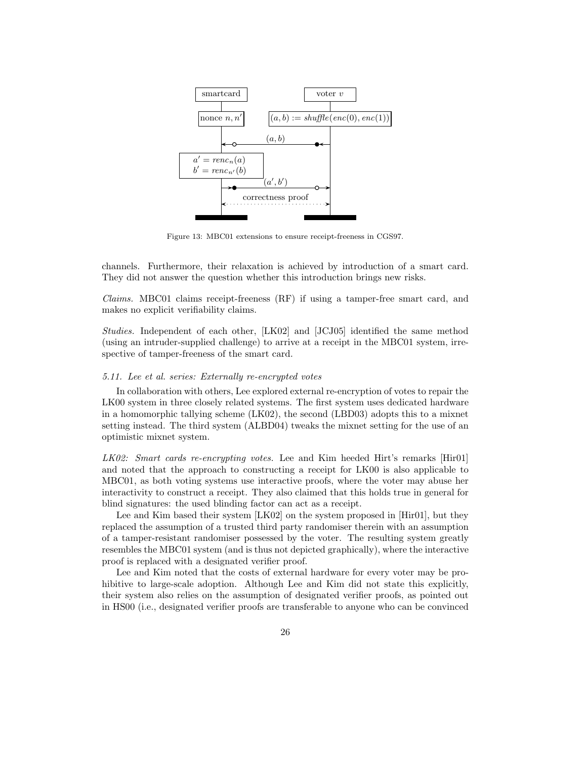Figure 13: MBC01 extensions to ensure receipt-freeness in CGS97.

channels. Furthermore, their relaxation is achieved by introduction of a smart card. They did not answer the question whether this introduction brings new risks.

*Claims.* MBC01 claims receipt-freeness (RF) if using a tamper-free smart card, and makes no explicit verifiability claims.

*Studies.* Independent of each other, [LK02] and [JCJ05] identified the same method (using an intruder-supplied challenge) to arrive at a receipt in the MBC01 system, irrespective of tamper-freeness of the smart card.

### 5.11. Lee et al. series: Externally re-encrypted votes

In collaboration with others, Lee explored external re-encryption of votes to repair the LK00 system in three closely related systems. The first system uses dedicated hardware in a homomorphic tallying scheme (LK02), the second (LBD03) adopts this to a mixnet setting instead. The third system (ALBD04) tweaks the mixnet setting for the use of an optimistic mixnet system.

*LK02: Smart cards re-encrypting votes.* Lee and Kim heeded Hirt's remarks [Hir01] and noted that the approach to constructing a receipt for LK00 is also applicable to MBC01, as both voting systems use interactive proofs, where the voter may abuse her interactivity to construct a receipt. They also claimed that this holds true in general for blind signatures: the used blinding factor can act as a receipt.

Lee and Kim based their system [LK02] on the system proposed in [Hir01], but they replaced the assumption of a trusted third party randomiser therein with an assumption of a tamper-resistant randomiser possessed by the voter. The resulting system greatly resembles the MBC01 system (and is thus not depicted graphically), where the interactive proof is replaced with a designated verifier proof.

Lee and Kim noted that the costs of external hardware for every voter may be prohibitive to large-scale adoption. Although Lee and Kim did not state this explicitly, their system also relies on the assumption of designated verifier proofs, as pointed out in HS00 (i.e., designated verifier proofs are transferable to anyone who can be convinced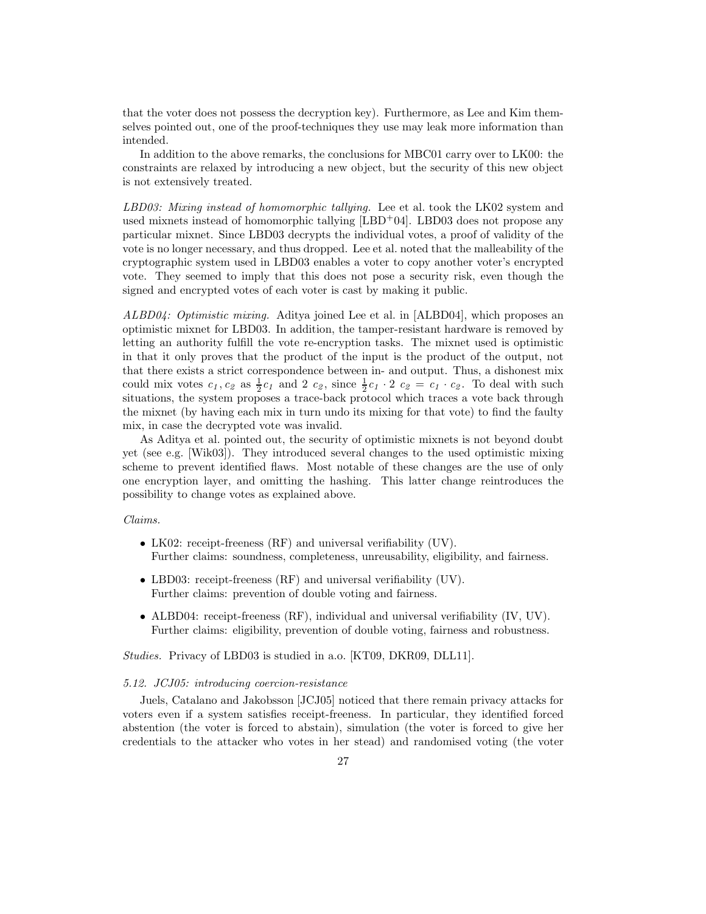that the voter does not possess the decryption key). Furthermore, as Lee and Kim themselves pointed out, one of the proof-techniques they use may leak more information than intended.

In addition to the above remarks, the conclusions for MBC01 carry over to LK00: the constraints are relaxed by introducing a new object, but the security of this new object is not extensively treated.

*LBD03: Mixing instead of homomorphic tallying.* Lee et al. took the LK02 system and used mixnets instead of homomorphic tallying [LBD+04]. LBD03 does not propose any particular mixnet. Since LBD03 decrypts the individual votes, a proof of validity of the vote is no longer necessary, and thus dropped. Lee et al. noted that the malleability of the cryptographic system used in LBD03 enables a voter to copy another voter's encrypted vote. They seemed to imply that this does not pose a security risk, even though the signed and encrypted votes of each voter is cast by making it public.

*ALBD04: Optimistic mixing.* Aditya joined Lee et al. in [ALBD04], which proposes an optimistic mixnet for LBD03. In addition, the tamper-resistant hardware is removed by letting an authority fulfill the vote re-encryption tasks. The mixnet used is optimistic in that it only proves that the product of the input is the product of the output, not that there exists a strict correspondence between in- and output. Thus, a dishonest mix could mix votes $c_1, c_2$ as $\frac{1}{2}c_1$ and $2\ c_2$, since $\frac{1}{2}c_1 \cdot 2\ c_2 = c_1 \cdot c_2$. To deal with such situations, the system proposes a trace-back protocol which traces a vote back through the mixnet (by having each mix in turn undo its mixing for that vote) to find the faulty mix, in case the decrypted vote was invalid.

As Aditya et al. pointed out, the security of optimistic mixnets is not beyond doubt yet (see e.g. [Wik03]). They introduced several changes to the used optimistic mixing scheme to prevent identified flaws. Most notable of these changes are the use of only one encryption layer, and omitting the hashing. This latter change reintroduces the possibility to change votes as explained above.

*Claims.*

- LK02: receipt-freeness (RF) and universal verifiability (UV).
  Further claims: soundness, completeness, unreusability, eligibility, and fairness.
- LBD03: receipt-freeness (RF) and universal verifiability (UV).
  Further claims: prevention of double voting and fairness.
- ALBD04: receipt-freeness (RF), individual and universal verifiability (IV, UV).
  Further claims: eligibility, prevention of double voting, fairness and robustness.

*Studies.* Privacy of LBD03 is studied in a.o. [KT09, DKR09, DLL11].

### *5.12. JCJ05: introducing coercion-resistance*

Juels, Catalano and Jakobsson [JCJ05] noticed that there remain privacy attacks for voters even if a system satisfies receipt-freeness. In particular, they identified forced abstention (the voter is forced to abstain), simulation (the voter is forced to give her credentials to the attacker who votes in her stead) and randomised voting (the voter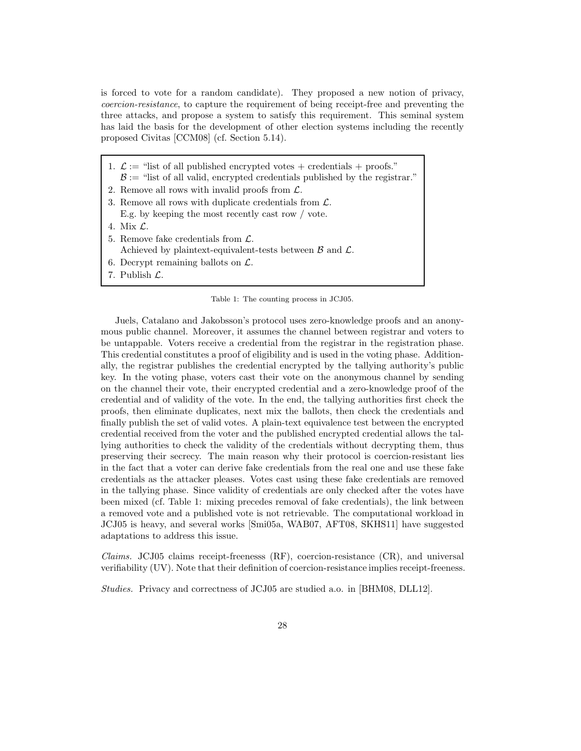is forced to vote for a random candidate). They proposed a new notion of privacy, *coercion-resistance*, to capture the requirement of being receipt-free and preventing the three attacks, and propose a system to satisfy this requirement. This seminal system has laid the basis for the development of other election systems including the recently proposed Civitas [CCM08] (cf. Section 5.14).

1. $\mathcal{L} :=$ "list of all published encrypted votes + credentials + proofs."
   $\mathcal{B} :=$ "list of all valid, encrypted credentials published by the registrar."
2. Remove all rows with invalid proofs from $\mathcal{L}$.
3. Remove all rows with duplicate credentials from $\mathcal{L}$.
   E.g. by keeping the most recently cast row / vote.
4. Mix $\mathcal{L}$.
5. Remove fake credentials from $\mathcal{L}$.
   Achieved by plaintext-equivalent-tests between $\mathcal{B}$ and $\mathcal{L}$.
6. Decrypt remaining ballots on $\mathcal{L}$.
7. Publish $\mathcal{L}$.

Table 1: The counting process in JCJ05.

Juels, Catalano and Jakobsson's protocol uses zero-knowledge proofs and an anonymous public channel. Moreover, it assumes the channel between registrar and voters to be untappable. Voters receive a credential from the registrar in the registration phase. This credential constitutes a proof of eligibility and is used in the voting phase. Additionally, the registrar publishes the credential encrypted by the tallying authority's public key. In the voting phase, voters cast their vote on the anonymous channel by sending on the channel their vote, their encrypted credential and a zero-knowledge proof of the credential and of validity of the vote. In the end, the tallying authorities first check the proofs, then eliminate duplicates, next mix the ballots, then check the credentials and finally publish the set of valid votes. A plain-text equivalence test between the encrypted credential received from the voter and the published encrypted credential allows the tallying authorities to check the validity of the credentials without decrypting them, thus preserving their secrecy. The main reason why their protocol is coercion-resistant lies in the fact that a voter can derive fake credentials from the real one and use these fake credentials as the attacker pleases. Votes cast using these fake credentials are removed in the tallying phase. Since validity of credentials are only checked after the votes have been mixed (cf. Table 1: mixing precedes removal of fake credentials), the link between a removed vote and a published vote is not retrievable. The computational workload in JCJ05 is heavy, and several works [Smi05a, WAB07, AFT08, SKHS11] have suggested adaptations to address this issue.

*Claims.* JCJ05 claims receipt-freenesss (RF), coercion-resistance (CR), and universal verifiability (UV). Note that their definition of coercion-resistance implies receipt-freeness.

*Studies.* Privacy and correctness of JCJ05 are studied a.o. in [BHM08, DLL12].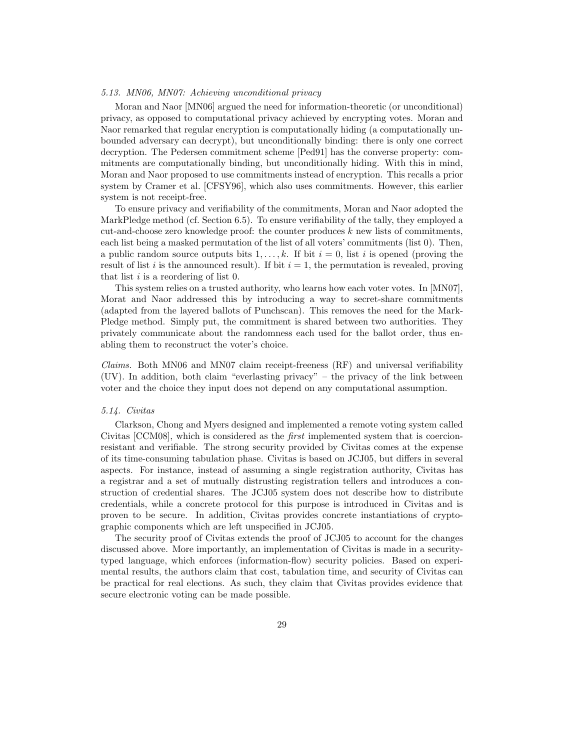### *5.13. MN06, MN07: Achieving unconditional privacy*

Moran and Naor [MN06] argued the need for information-theoretic (or unconditional) privacy, as opposed to computational privacy achieved by encrypting votes. Moran and Naor remarked that regular encryption is computationally hiding (a computationally unbounded adversary can decrypt), but unconditionally binding: there is only one correct decryption. The Pedersen commitment scheme [Ped91] has the converse property: commitments are computationally binding, but unconditionally hiding. With this in mind, Moran and Naor proposed to use commitments instead of encryption. This recalls a prior system by Cramer et al. [CFSY96], which also uses commitments. However, this earlier system is not receipt-free.

To ensure privacy and verifiability of the commitments, Moran and Naor adopted the MarkPledge method (cf. Section 6.5). To ensure verifiability of the tally, they employed a cut-and-choose zero knowledge proof: the counter produces $k$ new lists of commitments, each list being a masked permutation of the list of all voters' commitments (list 0). Then, a public random source outputs bits $1, \ldots, k$. If bit $i = 0$, list $i$ is opened (proving the result of list $i$ is the announced result). If bit $i = 1$, the permutation is revealed, proving that list $i$ is a reordering of list 0.

This system relies on a trusted authority, who learns how each voter votes. In [MN07], Morat and Naor addressed this by introducing a way to secret-share commitments (adapted from the layered ballots of Punchscan). This removes the need for the MarkPledge method. Simply put, the commitment is shared between two authorities. They privately communicate about the randomness each used for the ballot order, thus enabling them to reconstruct the voter's choice.

*Claims.* Both MN06 and MN07 claim receipt-freeness (RF) and universal verifiability (UV). In addition, both claim "everlasting privacy" – the privacy of the link between voter and the choice they input does not depend on any computational assumption.

### *5.14. Civitas*

Clarkson, Chong and Myers designed and implemented a remote voting system called Civitas [CCM08], which is considered as the *first* implemented system that is coercion-resistant and verifiable. The strong security provided by Civitas comes at the expense of its time-consuming tabulation phase. Civitas is based on JCJ05, but differs in several aspects. For instance, instead of assuming a single registration authority, Civitas has a registrar and a set of mutually distrusting registration tellers and introduces a construction of credential shares. The JCJ05 system does not describe how to distribute credentials, while a concrete protocol for this purpose is introduced in Civitas and is proven to be secure. In addition, Civitas provides concrete instantiations of cryptographic components which are left unspecified in JCJ05.

The security proof of Civitas extends the proof of JCJ05 to account for the changes discussed above. More importantly, an implementation of Civitas is made in a security-typed language, which enforces (information-flow) security policies. Based on experimental results, the authors claim that cost, tabulation time, and security of Civitas can be practical for real elections. As such, they claim that Civitas provides evidence that secure electronic voting can be made possible.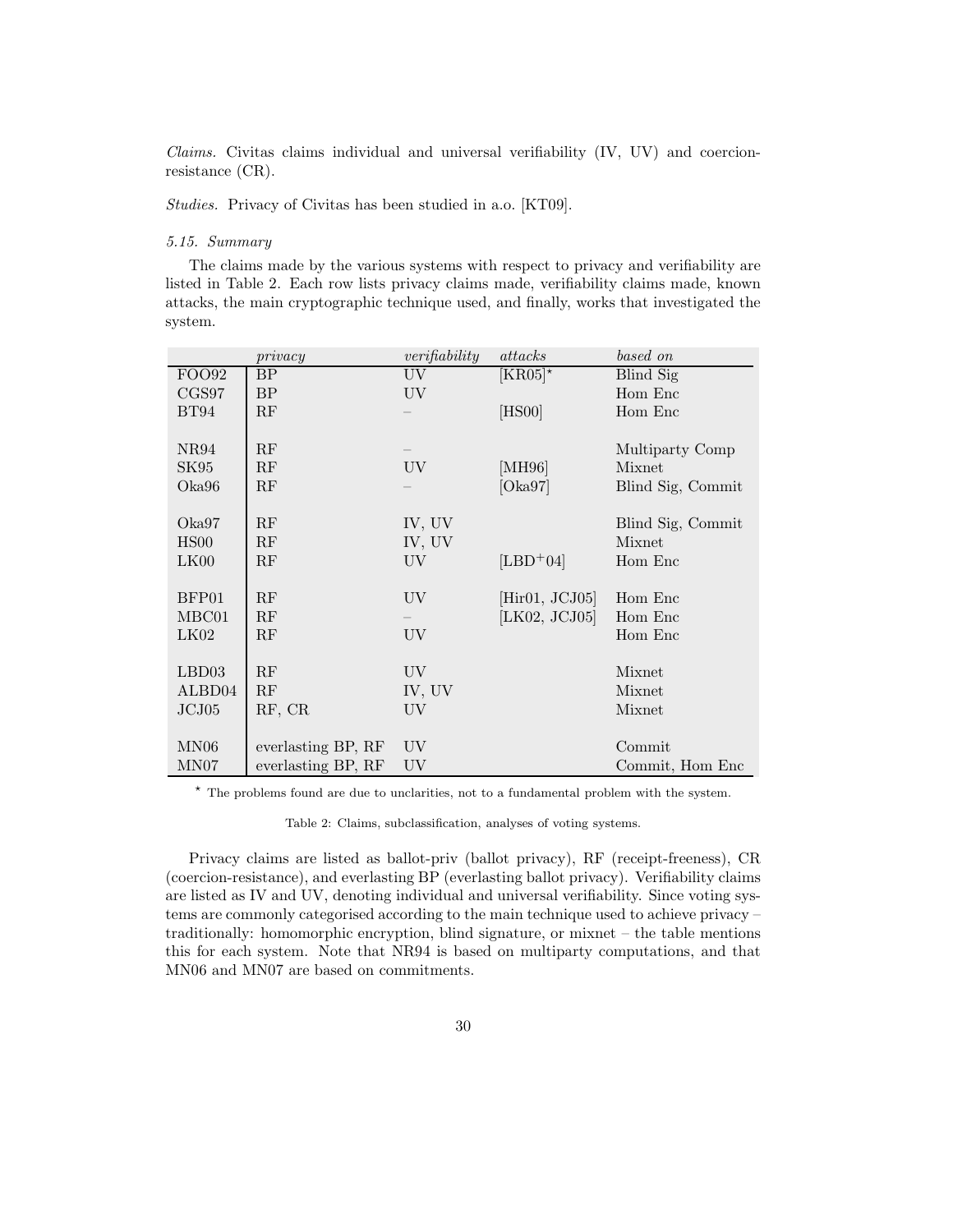*Claims.* Civitas claims individual and universal verifiability (IV, UV) and coercion-resistance (CR).

*Studies.* Privacy of Civitas has been studied in a.o. [KT09].

### *5.15. Summary*

The claims made by the various systems with respect to privacy and verifiability are listed in Table 2. Each row lists privacy claims made, verifiability claims made, known attacks, the main cryptographic technique used, and finally, works that investigated the system.

| | *privacy* | *verifiability* | *attacks* | *based on* |
|---|---|---|---|---|
| FOO92 | BP | UV | [KR05]* | Blind Sig |
| CGS97 | BP | UV | | Hom Enc |
| BT94 | RF | – | [HS00] | Hom Enc |
| NR94 | RF | – | | Multiparty Comp |
| SK95 | RF | UV | [MH96] | Mixnet |
| Oka96 | RF | – | [Oka97] | Blind Sig, Commit |
| Oka97 | RF | IV, UV | | Blind Sig, Commit |
| HS00 | RF | IV, UV | | Mixnet |
| LK00 | RF | UV | [LBD+04] | Hom Enc |
| BFP01 | RF | UV | [Hir01, JCJ05] | Hom Enc |
| MBC01 | RF | – | [LK02, JCJ05] | Hom Enc |
| LK02 | RF | UV | | Hom Enc |
| LBD03 | RF | UV | | Mixnet |
| ALBD04 | RF | IV, UV | | Mixnet |
| JCJ05 | RF, CR | UV | | Mixnet |
| MN06 | everlasting BP, RF | UV | | Commit |
| MN07 | everlasting BP, RF | UV | | Commit, Hom Enc |

* The problems found are due to unclarities, not to a fundamental problem with the system.

Table 2: Claims, subclassification, analyses of voting systems.

Privacy claims are listed as ballot-priv (ballot privacy), RF (receipt-freeness), CR (coercion-resistance), and everlasting BP (everlasting ballot privacy). Verifiability claims are listed as IV and UV, denoting individual and universal verifiability. Since voting systems are commonly categorised according to the main technique used to achieve privacy – traditionally: homomorphic encryption, blind signature, or mixnet – the table mentions this for each system. Note that NR94 is based on multiparty computations, and that MN06 and MN07 are based on commitments.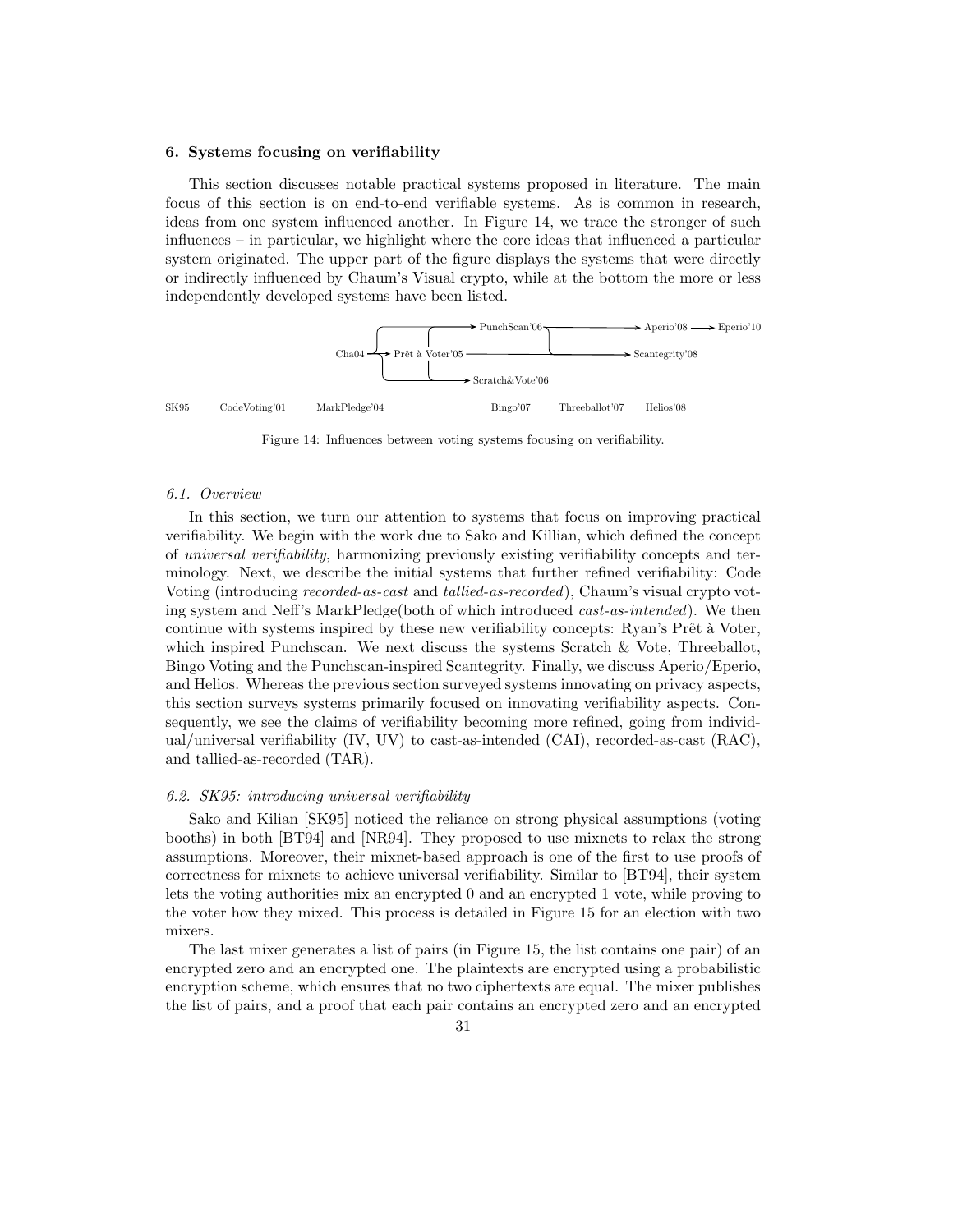### 6. Systems focusing on verifiability

This section discusses notable practical systems proposed in literature. The main focus of this section is on end-to-end verifiable systems. As is common in research, ideas from one system influenced another. In Figure 14, we trace the stronger of such influences – in particular, we highlight where the core ideas that influenced a particular system originated. The upper part of the figure displays the systems that were directly or indirectly influenced by Chaum's Visual crypto, while at the bottom the more or less independently developed systems have been listed.

Cha04 → Prêt à Voter'05 → PunchScan'06 → Aperio'08 → Eperio'10
Prêt à Voter'05 → Scantegrity'08
Cha04 → Scratch&Vote'06

SK95 CodeVoting'01 MarkPledge'04 Bingo'07 Threeballot'07 Helios'08

Figure 14: Influences between voting systems focusing on verifiability.

#### 6.1. Overview

In this section, we turn our attention to systems that focus on improving practical verifiability. We begin with the work due to Sako and Killian, which defined the concept of *universal verifiability*, harmonizing previously existing verifiability concepts and terminology. Next, we describe the initial systems that further refined verifiability: Code Voting (introducing *recorded-as-cast* and *tallied-as-recorded*), Chaum's visual crypto voting system and Neff's MarkPledge(both of which introduced *cast-as-intended*). We then continue with systems inspired by these new verifiability concepts: Ryan's Prêt à Voter, which inspired Punchscan. We next discuss the systems Scratch & Vote, Threeballot, Bingo Voting and the Punchscan-inspired Scantegrity. Finally, we discuss Aperio/Eperio, and Helios. Whereas the previous section surveyed systems innovating on privacy aspects, this section surveys systems primarily focused on innovating verifiability aspects. Consequently, we see the claims of verifiability becoming more refined, going from individual/universal verifiability (IV, UV) to cast-as-intended (CAI), recorded-as-cast (RAC), and tallied-as-recorded (TAR).

#### 6.2. SK95: introducing universal verifiability

Sako and Kilian [SK95] noticed the reliance on strong physical assumptions (voting booths) in both [BT94] and [NR94]. They proposed to use mixnets to relax the strong assumptions. Moreover, their mixnet-based approach is one of the first to use proofs of correctness for mixnets to achieve universal verifiability. Similar to [BT94], their system lets the voting authorities mix an encrypted 0 and an encrypted 1 vote, while proving to the voter how they mixed. This process is detailed in Figure 15 for an election with two mixers.

The last mixer generates a list of pairs (in Figure 15, the list contains one pair) of an encrypted zero and an encrypted one. The plaintexts are encrypted using a probabilistic encryption scheme, which ensures that no two ciphertexts are equal. The mixer publishes the list of pairs, and a proof that each pair contains an encrypted zero and an encrypted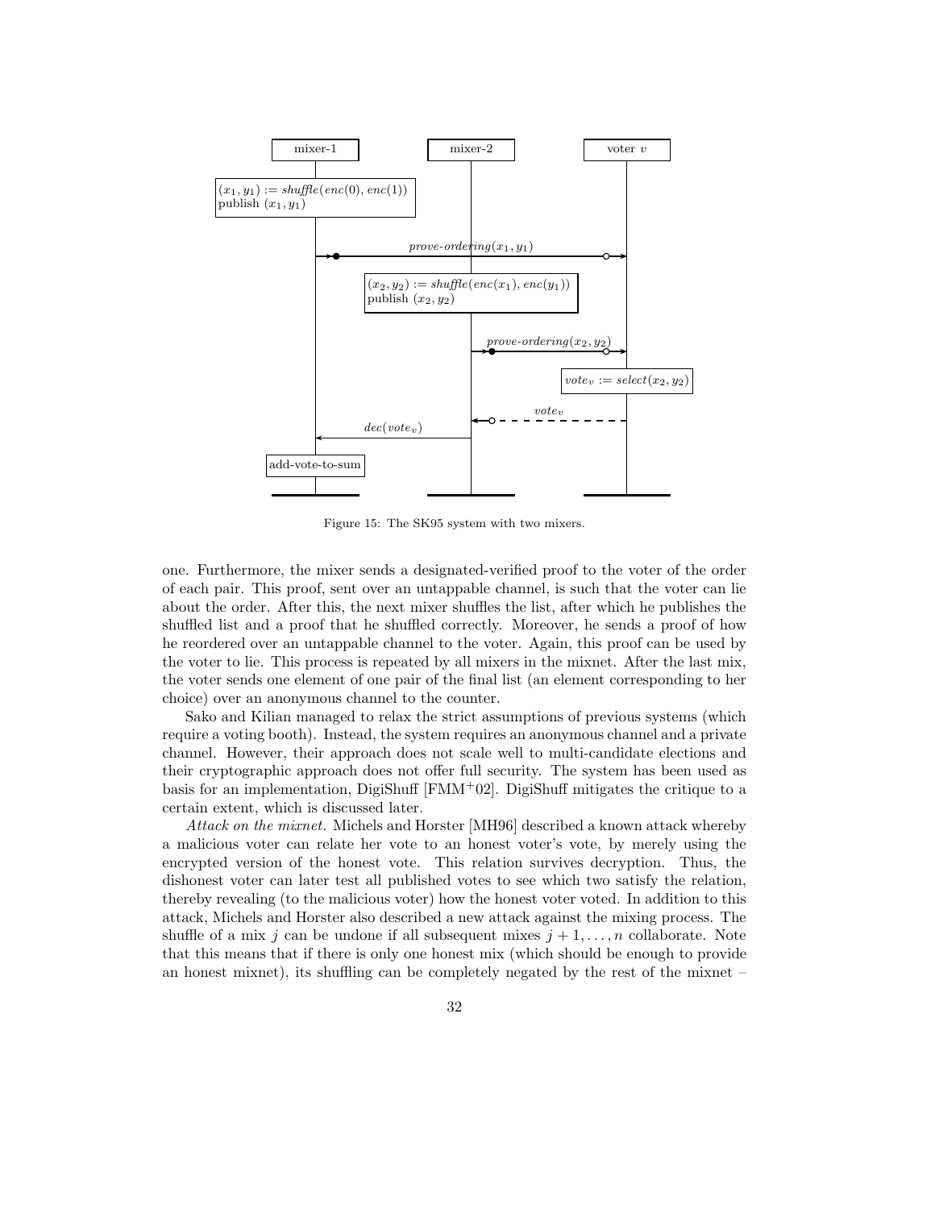Figure 15: The SK95 system with two mixers.

one. Furthermore, the mixer sends a designated-verified proof to the voter of the order of each pair. This proof, sent over an untappable channel, is such that the voter can lie about the order. After this, the next mixer shuffles the list, after which he publishes the shuffled list and a proof that he shuffled correctly. Moreover, he sends a proof of how he reordered over an untappable channel to the voter. Again, this proof can be used by the voter to lie. This process is repeated by all mixers in the mixnet. After the last mix, the voter sends one element of one pair of the final list (an element corresponding to her choice) over an anonymous channel to the counter.

Sako and Kilian managed to relax the strict assumptions of previous systems (which require a voting booth). Instead, the system requires an anonymous channel and a private channel. However, their approach does not scale well to multi-candidate elections and their cryptographic approach does not offer full security. The system has been used as basis for an implementation, DigiShuff [FMM+02]. DigiShuff mitigates the critique to a certain extent, which is discussed later.

*Attack on the mixnet.* Michels and Horster [MH96] described a known attack whereby a malicious voter can relate her vote to an honest voter's vote, by merely using the encrypted version of the honest vote. This relation survives decryption. Thus, the dishonest voter can later test all published votes to see which two satisfy the relation, thereby revealing (to the malicious voter) how the honest voter voted. In addition to this attack, Michels and Horster also described a new attack against the mixing process. The shuffle of a mix $j$ can be undone if all subsequent mixes $j+1, \ldots, n$ collaborate. Note that this means that if there is only one honest mix (which should be enough to provide an honest mixnet), its shuffling can be completely negated by the rest of the mixnet –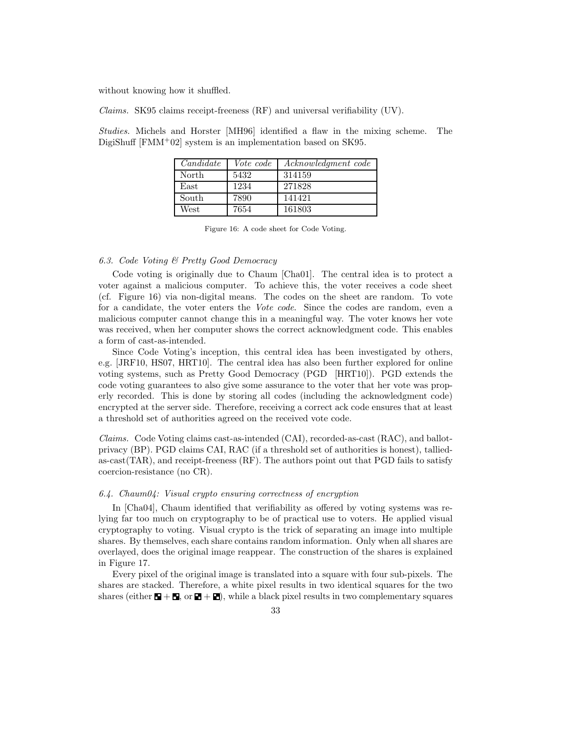without knowing how it shuffled.

*Claims.* SK95 claims receipt-freeness (RF) and universal verifiability (UV).

*Studies.* Michels and Horster [MH96] identified a flaw in the mixing scheme. The DigiShuff [FMM+02] system is an implementation based on SK95.

| *Candidate* | *Vote code* | *Acknowledgment code* |
|---|---|---|
| North | 5432 | 314159 |
| East | 1234 | 271828 |
| South | 7890 | 141421 |
| West | 7654 | 161803 |

Figure 16: A code sheet for Code Voting.

### 6.3. Code Voting & Pretty Good Democracy

Code voting is originally due to Chaum [Cha01]. The central idea is to protect a voter against a malicious computer. To achieve this, the voter receives a code sheet (cf. Figure 16) via non-digital means. The codes on the sheet are random. To vote for a candidate, the voter enters the *Vote code*. Since the codes are random, even a malicious computer cannot change this in a meaningful way. The voter knows her vote was received, when her computer shows the correct acknowledgment code. This enables a form of cast-as-intended.

Since Code Voting's inception, this central idea has been investigated by others, e.g. [JRF10, HS07, HRT10]. The central idea has also been further explored for online voting systems, such as Pretty Good Democracy (PGD [HRT10]). PGD extends the code voting guarantees to also give some assurance to the voter that her vote was properly recorded. This is done by storing all codes (including the acknowledgment code) encrypted at the server side. Therefore, receiving a correct ack code ensures that at least a threshold set of authorities agreed on the received vote code.

*Claims.* Code Voting claims cast-as-intended (CAI), recorded-as-cast (RAC), and ballot-privacy (BP). PGD claims CAI, RAC (if a threshold set of authorities is honest), tallied-as-cast(TAR), and receipt-freeness (RF). The authors point out that PGD fails to satisfy coercion-resistance (no CR).

### 6.4. Chaum04: Visual crypto ensuring correctness of encryption

In [Cha04], Chaum identified that verifiability as offered by voting systems was relying far too much on cryptography to be of practical use to voters. He applied visual cryptography to voting. Visual crypto is the trick of separating an image into multiple shares. By themselves, each share contains random information. Only when all shares are overlayed, does the original image reappear. The construction of the shares is explained in Figure 17.

Every pixel of the original image is translated into a square with four sub-pixels. The shares are stacked. Therefore, a white pixel results in two identical squares for the two shares (either ◩ + ◩, or ◪ + ◪), while a black pixel results in two complementary squares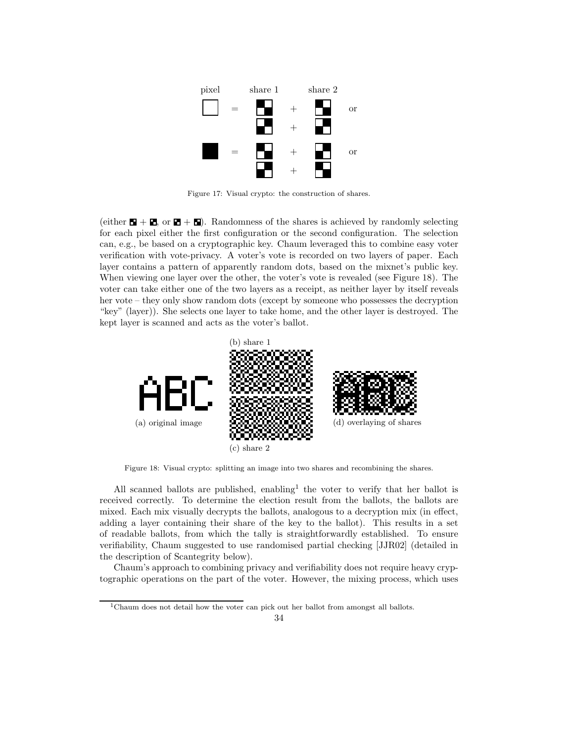Figure 17: Visual crypto: the construction of shares.

(either ◪ + ◩, or ◩ + ◪). Randomness of the shares is achieved by randomly selecting for each pixel either the first configuration or the second configuration. The selection can, e.g., be based on a cryptographic key. Chaum leveraged this to combine easy voter verification with vote-privacy. A voter's vote is recorded on two layers of paper. Each layer contains a pattern of apparently random dots, based on the mixnet's public key. When viewing one layer over the other, the voter's vote is revealed (see Figure 18). The voter can take either one of the two layers as a receipt, as neither layer by itself reveals her vote – they only show random dots (except by someone who possesses the decryption "key" (layer)). She selects one layer to take home, and the other layer is destroyed. The kept layer is scanned and acts as the voter's ballot.

(a) original image

(b) share 1

(c) share 2

(d) overlaying of shares

Figure 18: Visual crypto: splitting an image into two shares and recombining the shares.

All scanned ballots are published, enabling[1] the voter to verify that her ballot is received correctly. To determine the election result from the ballots, the ballots are mixed. Each mix visually decrypts the ballots, analogous to a decryption mix (in effect, adding a layer containing their share of the key to the ballot). This results in a set of readable ballots, from which the tally is straightforwardly established. To ensure verifiability, Chaum suggested to use randomised partial checking [JJR02] (detailed in the description of Scantegrity below).

Chaum's approach to combining privacy and verifiability does not require heavy cryptographic operations on the part of the voter. However, the mixing process, which uses

[1] Chaum does not detail how the voter can pick out her ballot from amongst all ballots.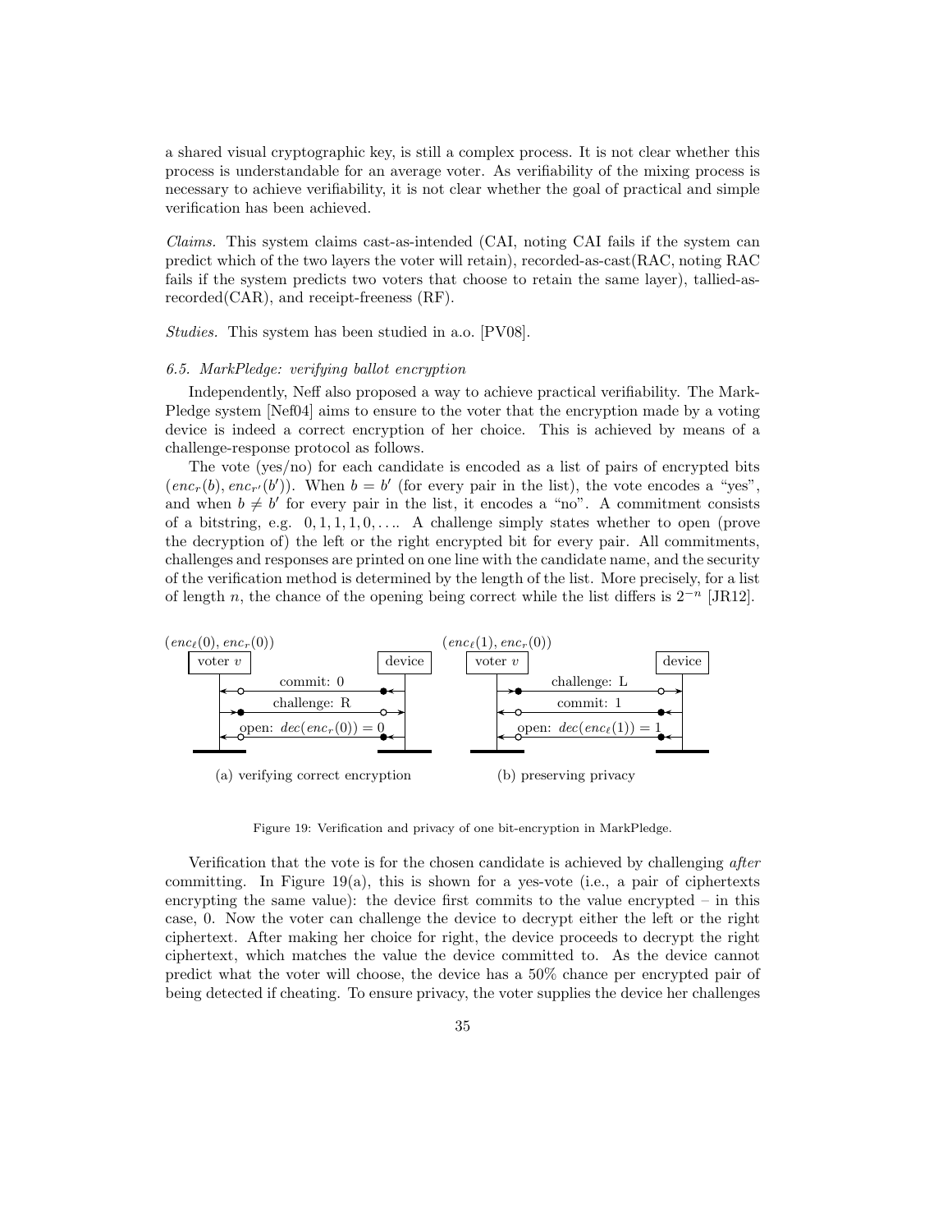a shared visual cryptographic key, is still a complex process. It is not clear whether this process is understandable for an average voter. As verifiability of the mixing process is necessary to achieve verifiability, it is not clear whether the goal of practical and simple verification has been achieved.

*Claims.* This system claims cast-as-intended (CAI, noting CAI fails if the system can predict which of the two layers the voter will retain), recorded-as-cast(RAC, noting RAC fails if the system predicts two voters that choose to retain the same layer), tallied-as-recorded(CAR), and receipt-freeness (RF).

*Studies.* This system has been studied in a.o. [PV08].

### *6.5. MarkPledge: verifying ballot encryption*

Independently, Neff also proposed a way to achieve practical verifiability. The MarkPledge system [Nef04] aims to ensure to the voter that the encryption made by a voting device is indeed a correct encryption of her choice. This is achieved by means of a challenge-response protocol as follows.

The vote (yes/no) for each candidate is encoded as a list of pairs of encrypted bits $(enc_r(b), enc_{r'}(b'))$. When $b = b'$ (for every pair in the list), the vote encodes a "yes", and when $b \neq b'$ for every pair in the list, it encodes a "no". A commitment consists of a bitstring, e.g. $0, 1, 1, 1, 0, \ldots$. A challenge simply states whether to open (prove the decryption of) the left or the right encrypted bit for every pair. All commitments, challenges and responses are printed on one line with the candidate name, and the security of the verification method is determined by the length of the list. More precisely, for a list of length $n$, the chance of the opening being correct while the list differs is $2^{-n}$ [JR12].

(a) verifying correct encryption: $(enc_\ell(0), enc_r(0))$; voter $v$ ↔ device: commit: 0; challenge: R; open: $dec(enc_r(0)) = 0$

(b) preserving privacy: $(enc_\ell(1), enc_r(0))$; voter $v$ ↔ device: challenge: L; commit: 1; open: $dec(enc_\ell(1)) = 1$

Figure 19: Verification and privacy of one bit-encryption in MarkPledge.

Verification that the vote is for the chosen candidate is achieved by challenging *after* committing. In Figure 19(a), this is shown for a yes-vote (i.e., a pair of ciphertexts encrypting the same value): the device first commits to the value encrypted – in this case, 0. Now the voter can challenge the device to decrypt either the left or the right ciphertext. After making her choice for right, the device proceeds to decrypt the right ciphertext, which matches the value the device committed to. As the device cannot predict what the voter will choose, the device has a 50% chance per encrypted pair of being detected if cheating. To ensure privacy, the voter supplies the device her challenges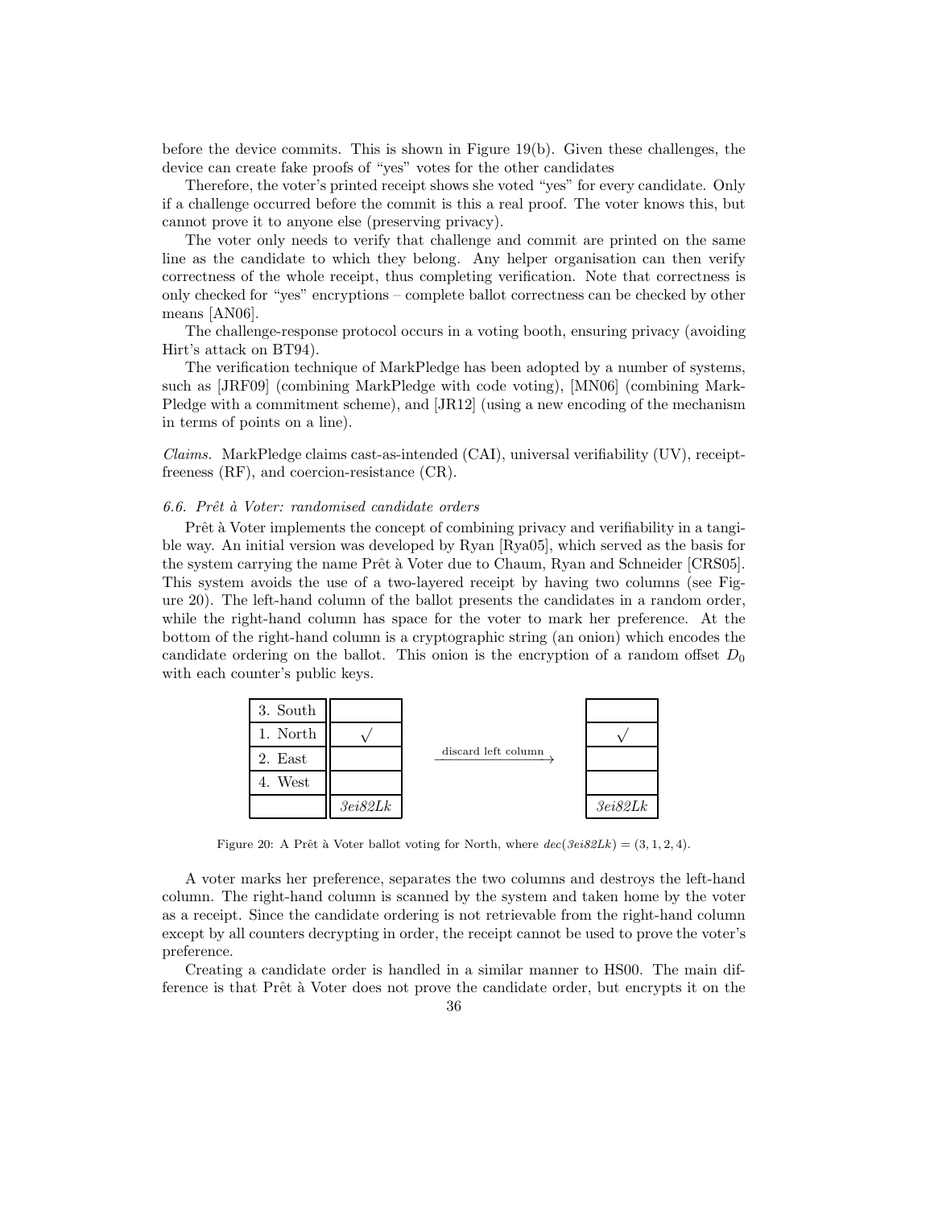before the device commits. This is shown in Figure 19(b). Given these challenges, the device can create fake proofs of "yes" votes for the other candidates

Therefore, the voter's printed receipt shows she voted "yes" for every candidate. Only if a challenge occurred before the commit is this a real proof. The voter knows this, but cannot prove it to anyone else (preserving privacy).

The voter only needs to verify that challenge and commit are printed on the same line as the candidate to which they belong. Any helper organisation can then verify correctness of the whole receipt, thus completing verification. Note that correctness is only checked for "yes" encryptions – complete ballot correctness can be checked by other means [AN06].

The challenge-response protocol occurs in a voting booth, ensuring privacy (avoiding Hirt's attack on BT94).

The verification technique of MarkPledge has been adopted by a number of systems, such as [JRF09] (combining MarkPledge with code voting), [MN06] (combining MarkPledge with a commitment scheme), and [JR12] (using a new encoding of the mechanism in terms of points on a line).

*Claims.* MarkPledge claims cast-as-intended (CAI), universal verifiability (UV), receipt-freeness (RF), and coercion-resistance (CR).

### 6.6. *Prêt à Voter: randomised candidate orders*

Prêt à Voter implements the concept of combining privacy and verifiability in a tangible way. An initial version was developed by Ryan [Rya05], which served as the basis for the system carrying the name Prêt à Voter due to Chaum, Ryan and Schneider [CRS05]. This system avoids the use of a two-layered receipt by having two columns (see Figure 20). The left-hand column of the ballot presents the candidates in a random order, while the right-hand column has space for the voter to mark her preference. At the bottom of the right-hand column is a cryptographic string (an onion) which encodes the candidate ordering on the ballot. This onion is the encryption of a random offset $D_0$ with each counter's public keys.

| 3. South | | | |
|---|---|---|---|
| 1. North | √ | discard left column → | √ |
| 2. East | | | |
| 4. West | | | |
| | *3ei82Lk* | | *3ei82Lk* |

Figure 20: A Prêt à Voter ballot voting for North, where $dec(3ei82Lk) = (3, 1, 2, 4)$.

A voter marks her preference, separates the two columns and destroys the left-hand column. The right-hand column is scanned by the system and taken home by the voter as a receipt. Since the candidate ordering is not retrievable from the right-hand column except by all counters decrypting in order, the receipt cannot be used to prove the voter's preference.

Creating a candidate order is handled in a similar manner to HS00. The main difference is that Prêt à Voter does not prove the candidate order, but encrypts it on the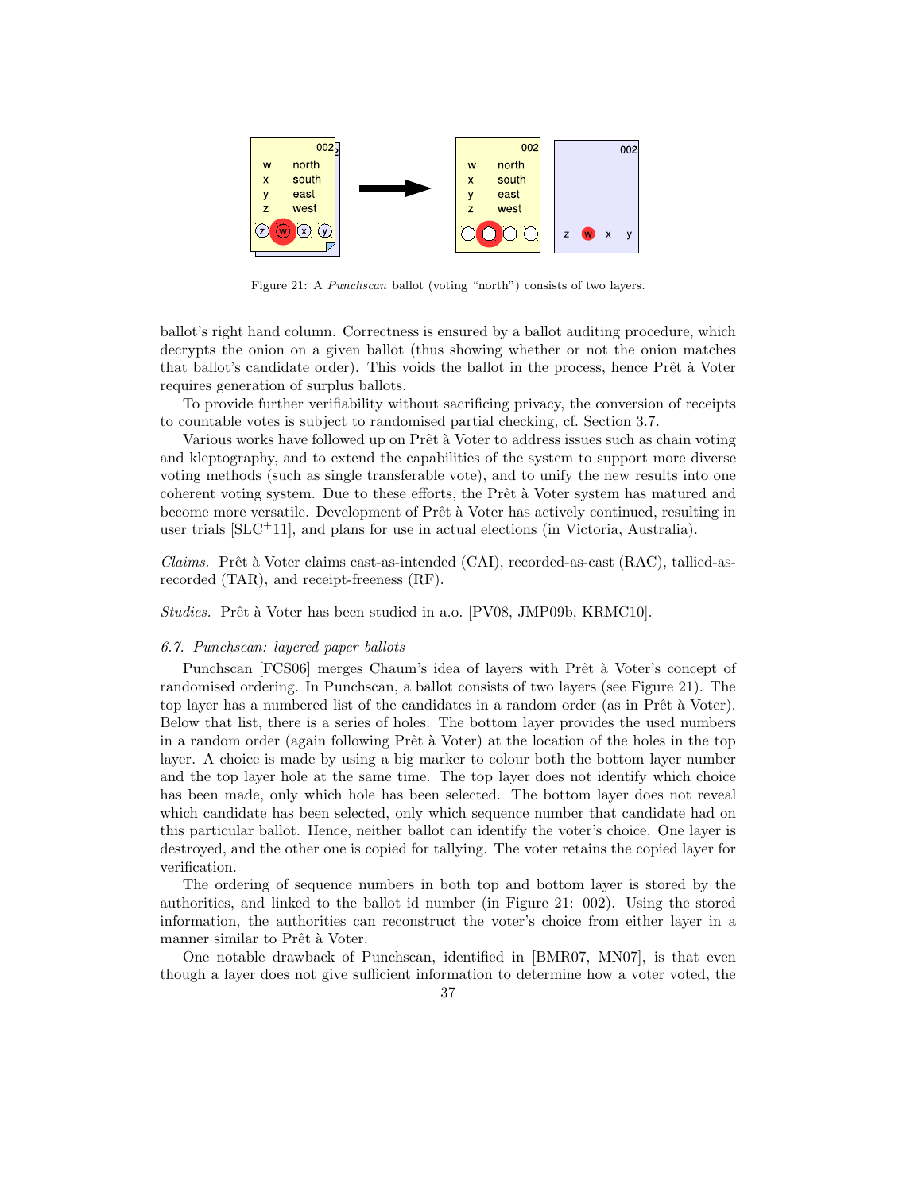Figure 21: A *Punchscan* ballot (voting "north") consists of two layers.

ballot's right hand column. Correctness is ensured by a ballot auditing procedure, which decrypts the onion on a given ballot (thus showing whether or not the onion matches that ballot's candidate order). This voids the ballot in the process, hence Prêt à Voter requires generation of surplus ballots.

To provide further verifiability without sacrificing privacy, the conversion of receipts to countable votes is subject to randomised partial checking, cf. Section 3.7.

Various works have followed up on Prêt à Voter to address issues such as chain voting and kleptography, and to extend the capabilities of the system to support more diverse voting methods (such as single transferable vote), and to unify the new results into one coherent voting system. Due to these efforts, the Prêt à Voter system has matured and become more versatile. Development of Prêt à Voter has actively continued, resulting in user trials [SLC+11], and plans for use in actual elections (in Victoria, Australia).

*Claims.* Prêt à Voter claims cast-as-intended (CAI), recorded-as-cast (RAC), tallied-as-recorded (TAR), and receipt-freeness (RF).

*Studies.* Prêt à Voter has been studied in a.o. [PV08, JMP09b, KRMC10].

### 6.7. Punchscan: layered paper ballots

Punchscan [FCS06] merges Chaum's idea of layers with Prêt à Voter's concept of randomised ordering. In Punchscan, a ballot consists of two layers (see Figure 21). The top layer has a numbered list of the candidates in a random order (as in Prêt à Voter). Below that list, there is a series of holes. The bottom layer provides the used numbers in a random order (again following Prêt à Voter) at the location of the holes in the top layer. A choice is made by using a big marker to colour both the bottom layer number and the top layer hole at the same time. The top layer does not identify which choice has been made, only which hole has been selected. The bottom layer does not reveal which candidate has been selected, only which sequence number that candidate had on this particular ballot. Hence, neither ballot can identify the voter's choice. One layer is destroyed, and the other one is copied for tallying. The voter retains the copied layer for verification.

The ordering of sequence numbers in both top and bottom layer is stored by the authorities, and linked to the ballot id number (in Figure 21: 002). Using the stored information, the authorities can reconstruct the voter's choice from either layer in a manner similar to Prêt à Voter.

One notable drawback of Punchscan, identified in [BMR07, MN07], is that even though a layer does not give sufficient information to determine how a voter voted, the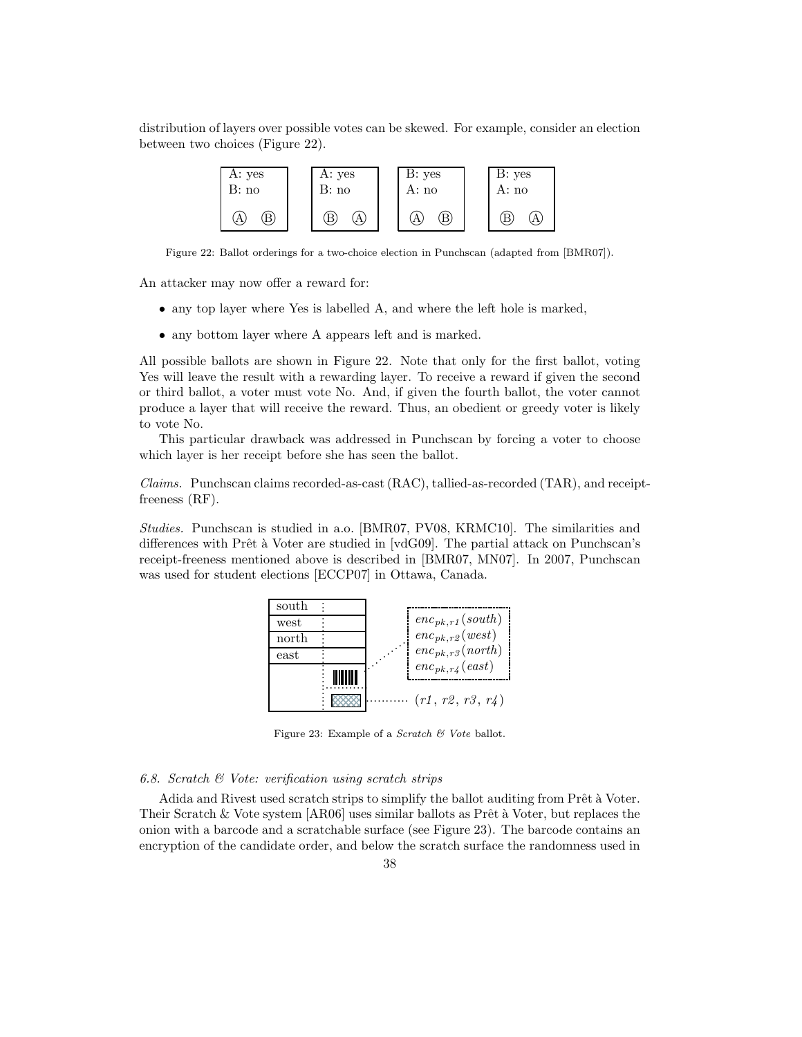distribution of layers over possible votes can be skewed. For example, consider an election between two choices (Figure 22).

| A: yes<br>B: no<br><br>Ⓐ Ⓑ | A: yes<br>B: no<br><br>Ⓑ Ⓐ | B: yes<br>A: no<br><br>Ⓐ Ⓑ | B: yes<br>A: no<br><br>Ⓑ Ⓐ |
|---|---|---|---|

Figure 22: Ballot orderings for a two-choice election in Punchscan (adapted from [BMR07]).

An attacker may now offer a reward for:

- any top layer where Yes is labelled A, and where the left hole is marked,
- any bottom layer where A appears left and is marked.

All possible ballots are shown in Figure 22. Note that only for the first ballot, voting Yes will leave the result with a rewarding layer. To receive a reward if given the second or third ballot, a voter must vote No. And, if given the fourth ballot, the voter cannot produce a layer that will receive the reward. Thus, an obedient or greedy voter is likely to vote No.

This particular drawback was addressed in Punchscan by forcing a voter to choose which layer is her receipt before she has seen the ballot.

*Claims.* Punchscan claims recorded-as-cast (RAC), tallied-as-recorded (TAR), and receipt-freeness (RF).

*Studies.* Punchscan is studied in a.o. [BMR07, PV08, KRMC10]. The similarities and differences with Prêt à Voter are studied in [vdG09]. The partial attack on Punchscan's receipt-freeness mentioned above is described in [BMR07, MN07]. In 2007, Punchscan was used for student elections [ECCP07] in Ottawa, Canada.

| south | | $enc_{pk,r1}(south)$ |
|---|---|---|
| west | | $enc_{pk,r2}(west)$ |
| north | | $enc_{pk,r3}(north)$ |
| east | | $enc_{pk,r4}(east)$ |
| | (barcode) | |
| | (scratch surface) | $(r1,\ r2,\ r3,\ r4)$ |

Figure 23: Example of a *Scratch & Vote* ballot.

### 6.8. Scratch & Vote: verification using scratch strips

Adida and Rivest used scratch strips to simplify the ballot auditing from Prêt à Voter. Their Scratch & Vote system [AR06] uses similar ballots as Prêt à Voter, but replaces the onion with a barcode and a scratchable surface (see Figure 23). The barcode contains an encryption of the candidate order, and below the scratch surface the randomness used in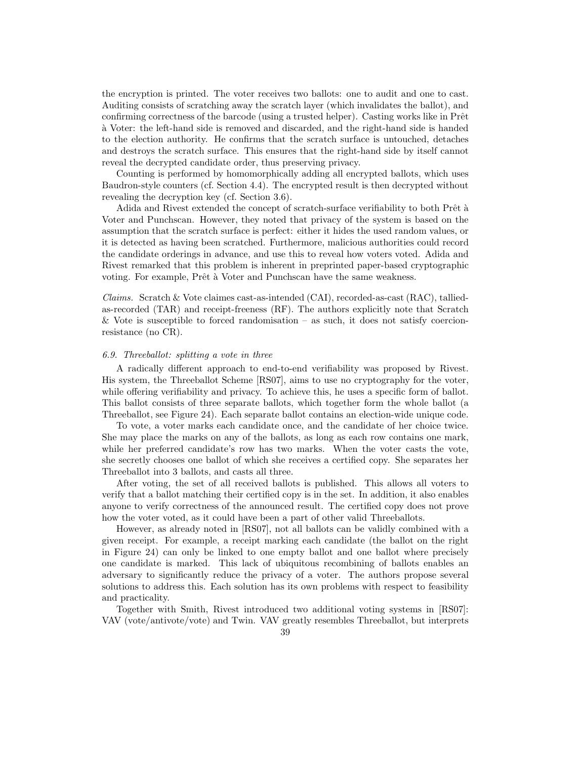the encryption is printed. The voter receives two ballots: one to audit and one to cast. Auditing consists of scratching away the scratch layer (which invalidates the ballot), and confirming correctness of the barcode (using a trusted helper). Casting works like in Prêt à Voter: the left-hand side is removed and discarded, and the right-hand side is handed to the election authority. He confirms that the scratch surface is untouched, detaches and destroys the scratch surface. This ensures that the right-hand side by itself cannot reveal the decrypted candidate order, thus preserving privacy.

Counting is performed by homomorphically adding all encrypted ballots, which uses Baudron-style counters (cf. Section 4.4). The encrypted result is then decrypted without revealing the decryption key (cf. Section 3.6).

Adida and Rivest extended the concept of scratch-surface verifiability to both Prêt à Voter and Punchscan. However, they noted that privacy of the system is based on the assumption that the scratch surface is perfect: either it hides the used random values, or it is detected as having been scratched. Furthermore, malicious authorities could record the candidate orderings in advance, and use this to reveal how voters voted. Adida and Rivest remarked that this problem is inherent in preprinted paper-based cryptographic voting. For example, Prêt à Voter and Punchscan have the same weakness.

*Claims.* Scratch & Vote claimes cast-as-intended (CAI), recorded-as-cast (RAC), tallied-as-recorded (TAR) and receipt-freeness (RF). The authors explicitly note that Scratch & Vote is susceptible to forced randomisation – as such, it does not satisfy coercion-resistance (no CR).

### *6.9. Threeballot: splitting a vote in three*

A radically different approach to end-to-end verifiability was proposed by Rivest. His system, the Threeballot Scheme [RS07], aims to use no cryptography for the voter, while offering verifiability and privacy. To achieve this, he uses a specific form of ballot. This ballot consists of three separate ballots, which together form the whole ballot (a Threeballot, see Figure 24). Each separate ballot contains an election-wide unique code.

To vote, a voter marks each candidate once, and the candidate of her choice twice. She may place the marks on any of the ballots, as long as each row contains one mark, while her preferred candidate's row has two marks. When the voter casts the vote, she secretly chooses one ballot of which she receives a certified copy. She separates her Threeballot into 3 ballots, and casts all three.

After voting, the set of all received ballots is published. This allows all voters to verify that a ballot matching their certified copy is in the set. In addition, it also enables anyone to verify correctness of the announced result. The certified copy does not prove how the voter voted, as it could have been a part of other valid Threeballots.

However, as already noted in [RS07], not all ballots can be validly combined with a given receipt. For example, a receipt marking each candidate (the ballot on the right in Figure 24) can only be linked to one empty ballot and one ballot where precisely one candidate is marked. This lack of ubiquitous recombining of ballots enables an adversary to significantly reduce the privacy of a voter. The authors propose several solutions to address this. Each solution has its own problems with respect to feasibility and practicality.

Together with Smith, Rivest introduced two additional voting systems in [RS07]: VAV (vote/antivote/vote) and Twin. VAV greatly resembles Threeballot, but interprets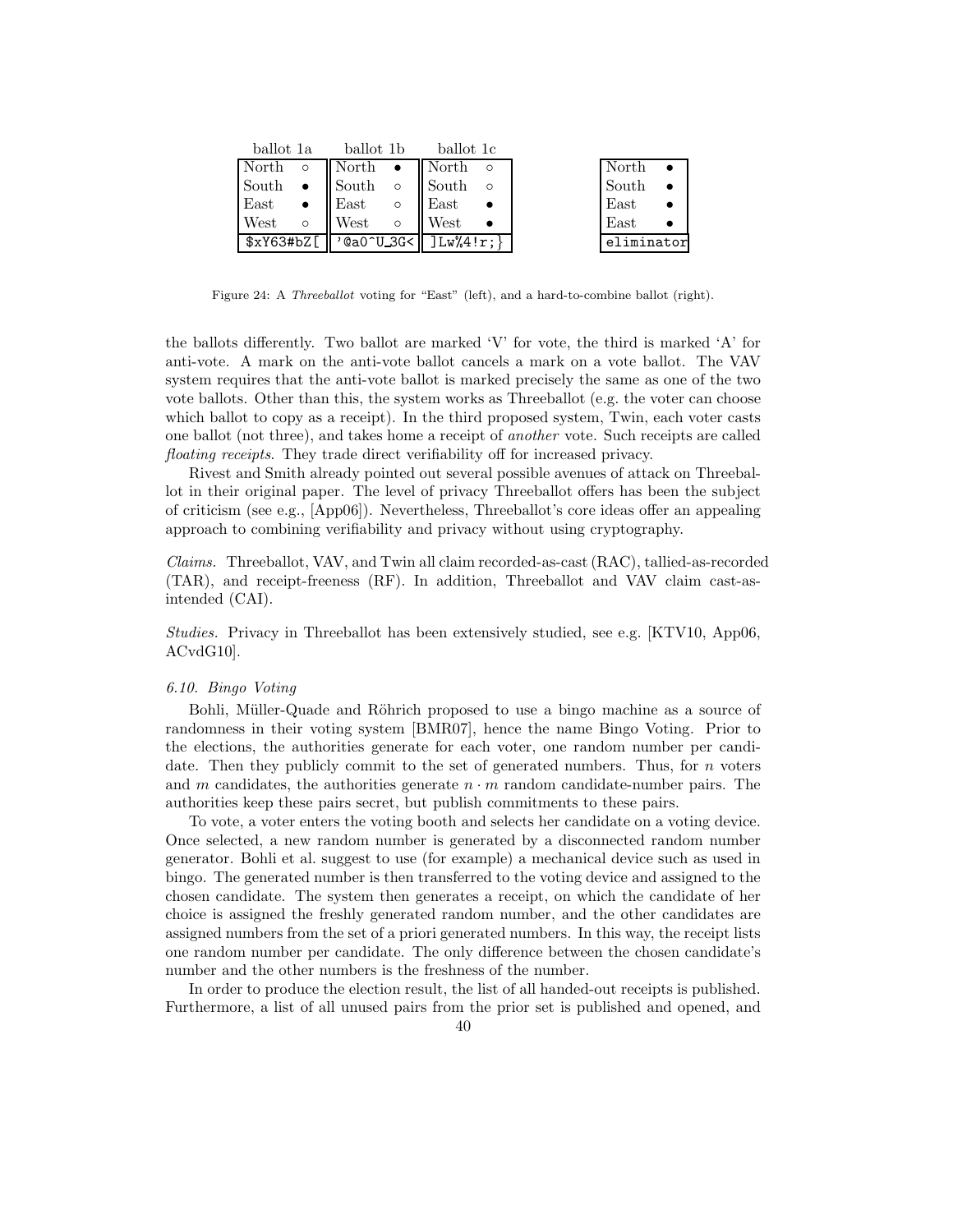| ballot 1a | | ballot 1b | | ballot 1c | |
|---|---|---|---|---|---|
| North | ○ | North | ● | North | ○ |
| South | ● | South | ○ | South | ○ |
| East | ● | East | ○ | East | ● |
| West | ○ | West | ○ | West | ● |
| $xY63#bZ[ | | '@a0^U_3G< | | ]Lw%4!r;} | |

| | |
|---|---|
| North | ● |
| South | ● |
| East | ● |
| East | ● |
| eliminator | |

Figure 24: A *Threeballot* voting for "East" (left), and a hard-to-combine ballot (right).

the ballots differently. Two ballot are marked 'V' for vote, the third is marked 'A' for anti-vote. A mark on the anti-vote ballot cancels a mark on a vote ballot. The VAV system requires that the anti-vote ballot is marked precisely the same as one of the two vote ballots. Other than this, the system works as Threeballot (e.g. the voter can choose which ballot to copy as a receipt). In the third proposed system, Twin, each voter casts one ballot (not three), and takes home a receipt of *another* vote. Such receipts are called *floating receipts*. They trade direct verifiability off for increased privacy.

Rivest and Smith already pointed out several possible avenues of attack on Threeballot in their original paper. The level of privacy Threeballot offers has been the subject of criticism (see e.g., [App06]). Nevertheless, Threeballot's core ideas offer an appealing approach to combining verifiability and privacy without using cryptography.

*Claims.* Threeballot, VAV, and Twin all claim recorded-as-cast (RAC), tallied-as-recorded (TAR), and receipt-freeness (RF). In addition, Threeballot and VAV claim cast-as-intended (CAI).

*Studies.* Privacy in Threeballot has been extensively studied, see e.g. [KTV10, App06, ACvdG10].

### 6.10. Bingo Voting

Bohli, Müller-Quade and Röhrich proposed to use a bingo machine as a source of randomness in their voting system [BMR07], hence the name Bingo Voting. Prior to the elections, the authorities generate for each voter, one random number per candidate. Then they publicly commit to the set of generated numbers. Thus, for $n$ voters and $m$ candidates, the authorities generate $n \cdot m$ random candidate-number pairs. The authorities keep these pairs secret, but publish commitments to these pairs.

To vote, a voter enters the voting booth and selects her candidate on a voting device. Once selected, a new random number is generated by a disconnected random number generator. Bohli et al. suggest to use (for example) a mechanical device such as used in bingo. The generated number is then transferred to the voting device and assigned to the chosen candidate. The system then generates a receipt, on which the candidate of her choice is assigned the freshly generated random number, and the other candidates are assigned numbers from the set of a priori generated numbers. In this way, the receipt lists one random number per candidate. The only difference between the chosen candidate's number and the other numbers is the freshness of the number.

In order to produce the election result, the list of all handed-out receipts is published. Furthermore, a list of all unused pairs from the prior set is published and opened, and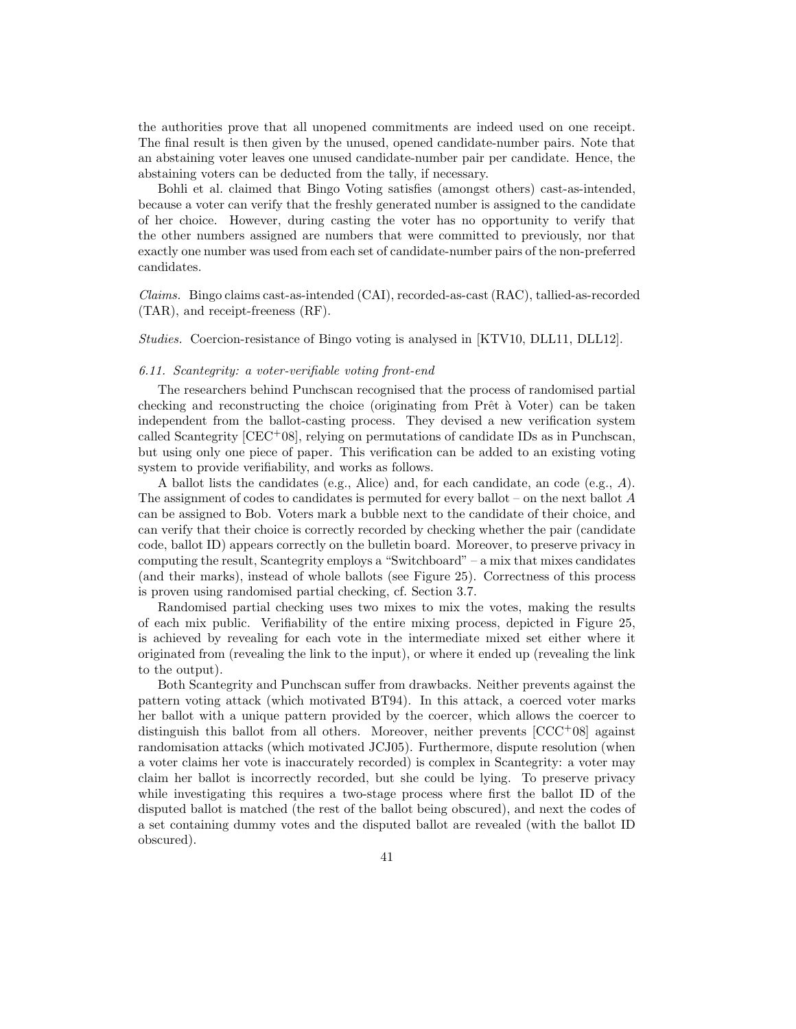the authorities prove that all unopened commitments are indeed used on one receipt. The final result is then given by the unused, opened candidate-number pairs. Note that an abstaining voter leaves one unused candidate-number pair per candidate. Hence, the abstaining voters can be deducted from the tally, if necessary.

Bohli et al. claimed that Bingo Voting satisfies (amongst others) cast-as-intended, because a voter can verify that the freshly generated number is assigned to the candidate of her choice. However, during casting the voter has no opportunity to verify that the other numbers assigned are numbers that were committed to previously, nor that exactly one number was used from each set of candidate-number pairs of the non-preferred candidates.

*Claims.* Bingo claims cast-as-intended (CAI), recorded-as-cast (RAC), tallied-as-recorded (TAR), and receipt-freeness (RF).

*Studies.* Coercion-resistance of Bingo voting is analysed in [KTV10, DLL11, DLL12].

### *6.11. Scantegrity: a voter-verifiable voting front-end*

The researchers behind Punchscan recognised that the process of randomised partial checking and reconstructing the choice (originating from Prêt à Voter) can be taken independent from the ballot-casting process. They devised a new verification system called Scantegrity [CEC+08], relying on permutations of candidate IDs as in Punchscan, but using only one piece of paper. This verification can be added to an existing voting system to provide verifiability, and works as follows.

A ballot lists the candidates (e.g., Alice) and, for each candidate, an code (e.g., $A$). The assignment of codes to candidates is permuted for every ballot – on the next ballot $A$ can be assigned to Bob. Voters mark a bubble next to the candidate of their choice, and can verify that their choice is correctly recorded by checking whether the pair (candidate code, ballot ID) appears correctly on the bulletin board. Moreover, to preserve privacy in computing the result, Scantegrity employs a "Switchboard" – a mix that mixes candidates (and their marks), instead of whole ballots (see Figure 25). Correctness of this process is proven using randomised partial checking, cf. Section 3.7.

Randomised partial checking uses two mixes to mix the votes, making the results of each mix public. Verifiability of the entire mixing process, depicted in Figure 25, is achieved by revealing for each vote in the intermediate mixed set either where it originated from (revealing the link to the input), or where it ended up (revealing the link to the output).

Both Scantegrity and Punchscan suffer from drawbacks. Neither prevents against the pattern voting attack (which motivated BT94). In this attack, a coerced voter marks her ballot with a unique pattern provided by the coercer, which allows the coercer to distinguish this ballot from all others. Moreover, neither prevents [CCC+08] against randomisation attacks (which motivated JCJ05). Furthermore, dispute resolution (when a voter claims her vote is inaccurately recorded) is complex in Scantegrity: a voter may claim her ballot is incorrectly recorded, but she could be lying. To preserve privacy while investigating this requires a two-stage process where first the ballot ID of the disputed ballot is matched (the rest of the ballot being obscured), and next the codes of a set containing dummy votes and the disputed ballot are revealed (with the ballot ID obscured).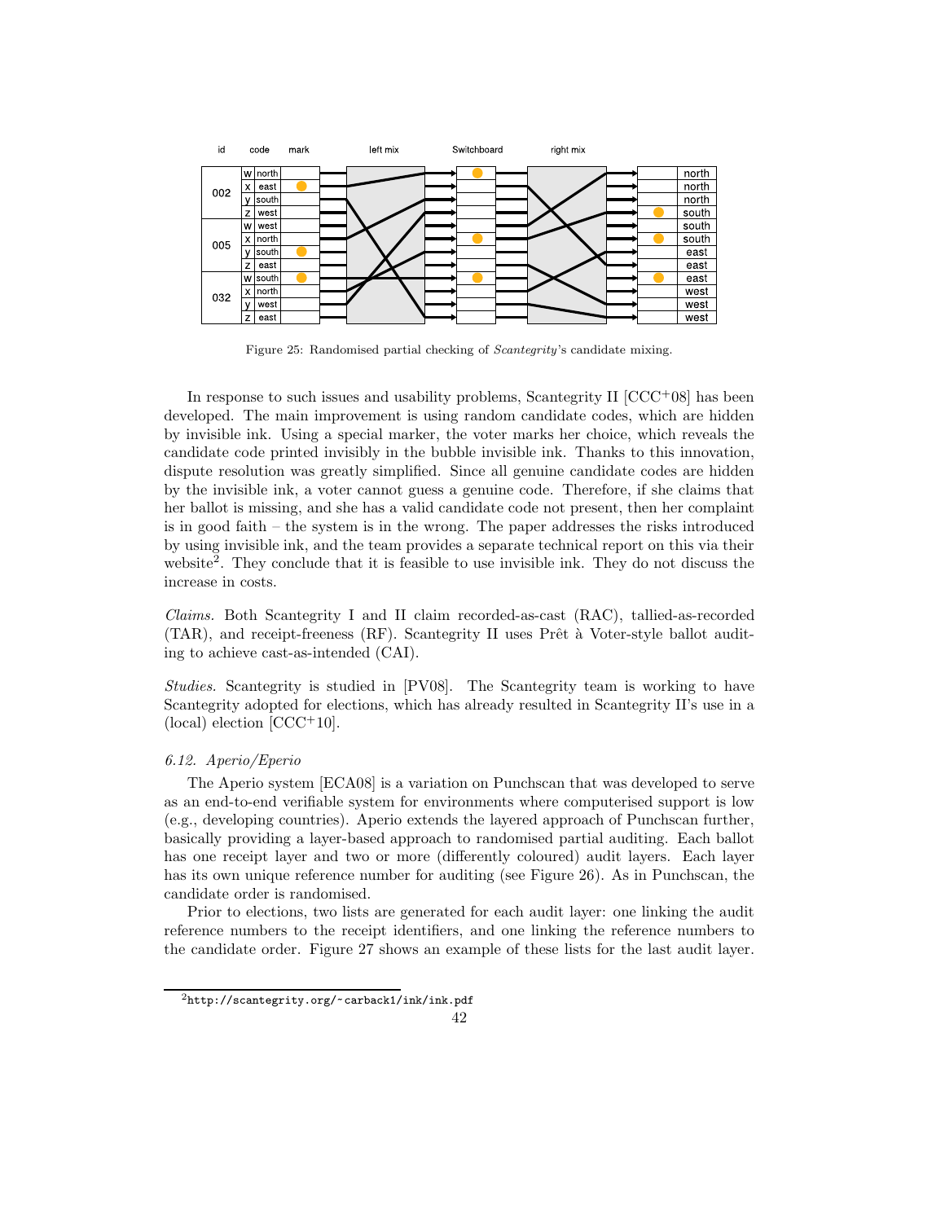Figure 25: Randomised partial checking of *Scantegrity*'s candidate mixing.

In response to such issues and usability problems, Scantegrity II [CCC+08] has been developed. The main improvement is using random candidate codes, which are hidden by invisible ink. Using a special marker, the voter marks her choice, which reveals the candidate code printed invisibly in the bubble invisible ink. Thanks to this innovation, dispute resolution was greatly simplified. Since all genuine candidate codes are hidden by the invisible ink, a voter cannot guess a genuine code. Therefore, if she claims that her ballot is missing, and she has a valid candidate code not present, then her complaint is in good faith – the system is in the wrong. The paper addresses the risks introduced by using invisible ink, and the team provides a separate technical report on this via their website[2]. They conclude that it is feasible to use invisible ink. They do not discuss the increase in costs.

*Claims.* Both Scantegrity I and II claim recorded-as-cast (RAC), tallied-as-recorded (TAR), and receipt-freeness (RF). Scantegrity II uses Prêt à Voter-style ballot auditing to achieve cast-as-intended (CAI).

*Studies.* Scantegrity is studied in [PV08]. The Scantegrity team is working to have Scantegrity adopted for elections, which has already resulted in Scantegrity II's use in a (local) election [CCC+10].

### 6.12. Aperio/Eperio

The Aperio system [ECA08] is a variation on Punchscan that was developed to serve as an end-to-end verifiable system for environments where computerised support is low (e.g., developing countries). Aperio extends the layered approach of Punchscan further, basically providing a layer-based approach to randomised partial auditing. Each ballot has one receipt layer and two or more (differently coloured) audit layers. Each layer has its own unique reference number for auditing (see Figure 26). As in Punchscan, the candidate order is randomised.

Prior to elections, two lists are generated for each audit layer: one linking the audit reference numbers to the receipt identifiers, and one linking the reference numbers to the candidate order. Figure 27 shows an example of these lists for the last audit layer.

[2] http://scantegrity.org/~carback1/ink/ink.pdf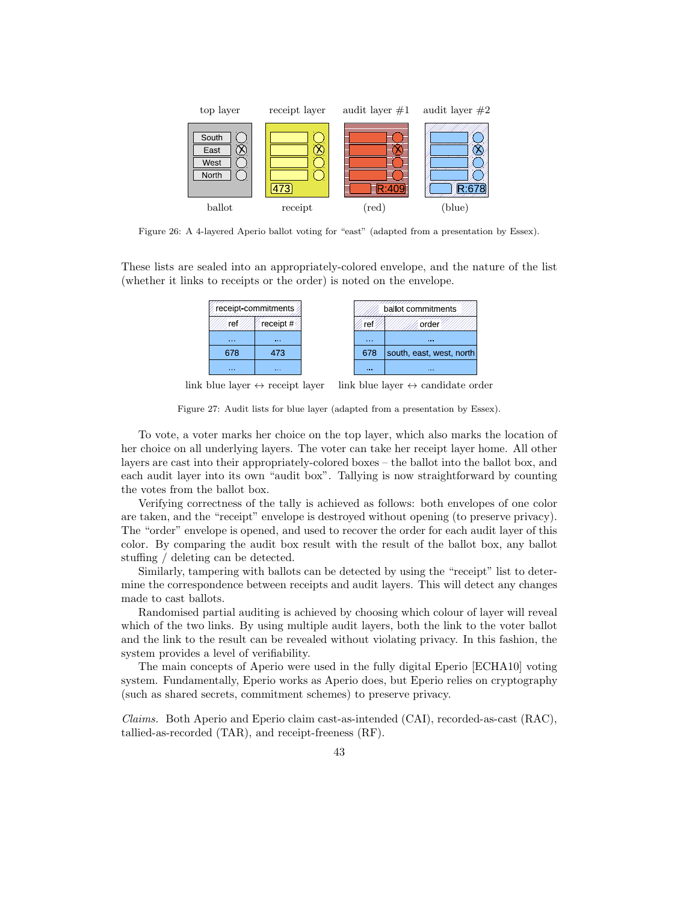Figure 26: A 4-layered Aperio ballot voting for "east" (adapted from a presentation by Essex).

These lists are sealed into an appropriately-colored envelope, and the nature of the list (whether it links to receipts or the order) is noted on the envelope.

| receipt-commitments | |
|---|---|
| ref | receipt # |
| ... | ... |
| 678 | 473 |
| ... | ... |

link blue layer ↔ receipt layer

| ballot commitments | |
|---|---|
| ref | order |
| ... | ... |
| 678 | south, east, west, north |
| ... | ... |

link blue layer ↔ candidate order

Figure 27: Audit lists for blue layer (adapted from a presentation by Essex).

To vote, a voter marks her choice on the top layer, which also marks the location of her choice on all underlying layers. The voter can take her receipt layer home. All other layers are cast into their appropriately-colored boxes – the ballot into the ballot box, and each audit layer into its own "audit box". Tallying is now straightforward by counting the votes from the ballot box.

Verifying correctness of the tally is achieved as follows: both envelopes of one color are taken, and the "receipt" envelope is destroyed without opening (to preserve privacy). The "order" envelope is opened, and used to recover the order for each audit layer of this color. By comparing the audit box result with the result of the ballot box, any ballot stuffing / deleting can be detected.

Similarly, tampering with ballots can be detected by using the "receipt" list to determine the correspondence between receipts and audit layers. This will detect any changes made to cast ballots.

Randomised partial auditing is achieved by choosing which colour of layer will reveal which of the two links. By using multiple audit layers, both the link to the voter ballot and the link to the result can be revealed without violating privacy. In this fashion, the system provides a level of verifiability.

The main concepts of Aperio were used in the fully digital Eperio [ECHA10] voting system. Fundamentally, Eperio works as Aperio does, but Eperio relies on cryptography (such as shared secrets, commitment schemes) to preserve privacy.

*Claims.* Both Aperio and Eperio claim cast-as-intended (CAI), recorded-as-cast (RAC), tallied-as-recorded (TAR), and receipt-freeness (RF).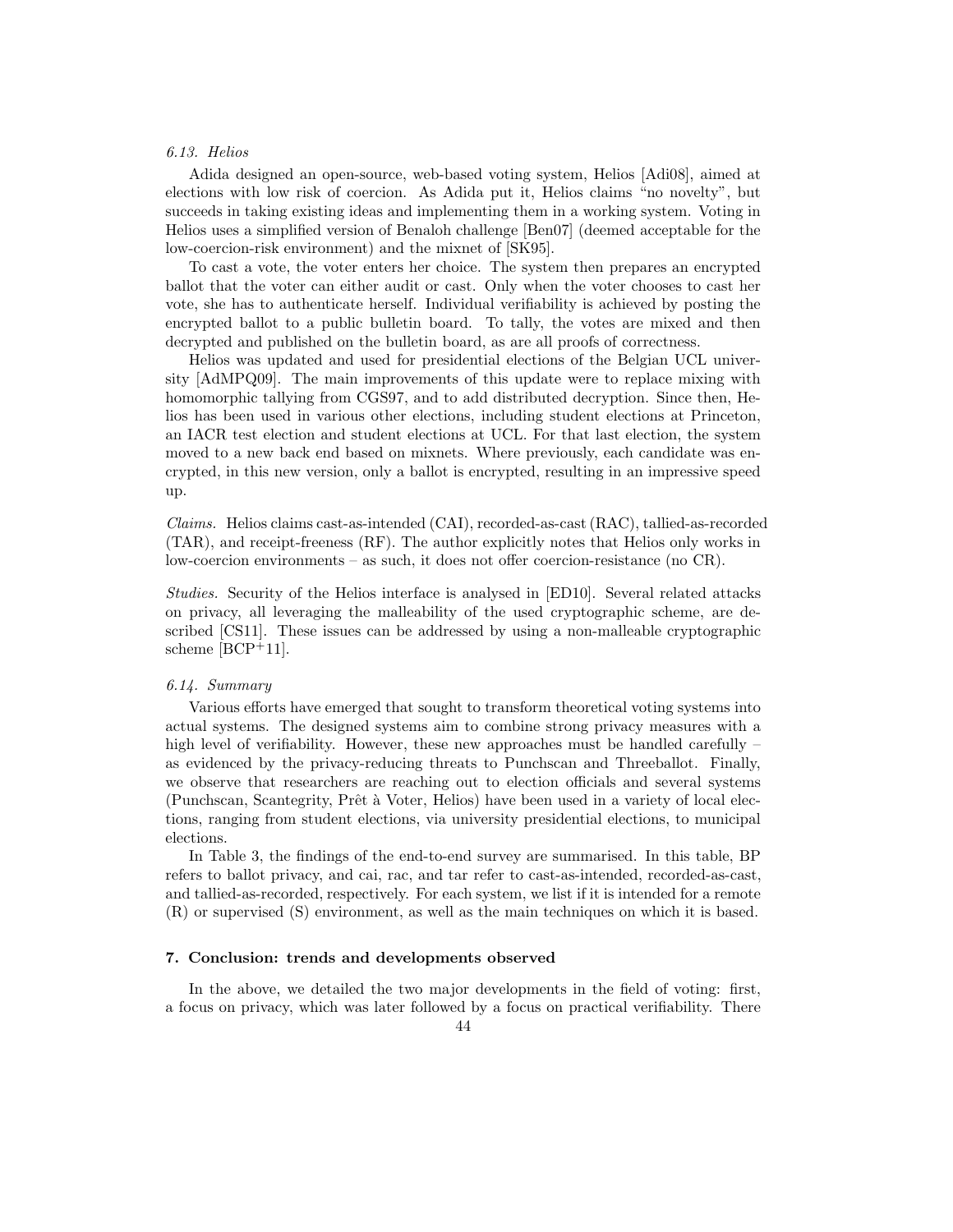### 6.13. Helios

Adida designed an open-source, web-based voting system, Helios [Adi08], aimed at elections with low risk of coercion. As Adida put it, Helios claims "no novelty", but succeeds in taking existing ideas and implementing them in a working system. Voting in Helios uses a simplified version of Benaloh challenge [Ben07] (deemed acceptable for the low-coercion-risk environment) and the mixnet of [SK95].

To cast a vote, the voter enters her choice. The system then prepares an encrypted ballot that the voter can either audit or cast. Only when the voter chooses to cast her vote, she has to authenticate herself. Individual verifiability is achieved by posting the encrypted ballot to a public bulletin board. To tally, the votes are mixed and then decrypted and published on the bulletin board, as are all proofs of correctness.

Helios was updated and used for presidential elections of the Belgian UCL university [AdMPQ09]. The main improvements of this update were to replace mixing with homomorphic tallying from CGS97, and to add distributed decryption. Since then, Helios has been used in various other elections, including student elections at Princeton, an IACR test election and student elections at UCL. For that last election, the system moved to a new back end based on mixnets. Where previously, each candidate was encrypted, in this new version, only a ballot is encrypted, resulting in an impressive speed up.

*Claims.* Helios claims cast-as-intended (CAI), recorded-as-cast (RAC), tallied-as-recorded (TAR), and receipt-freeness (RF). The author explicitly notes that Helios only works in low-coercion environments – as such, it does not offer coercion-resistance (no CR).

*Studies.* Security of the Helios interface is analysed in [ED10]. Several related attacks on privacy, all leveraging the malleability of the used cryptographic scheme, are described [CS11]. These issues can be addressed by using a non-malleable cryptographic scheme [BCP+11].

### 6.14. Summary

Various efforts have emerged that sought to transform theoretical voting systems into actual systems. The designed systems aim to combine strong privacy measures with a high level of verifiability. However, these new approaches must be handled carefully – as evidenced by the privacy-reducing threats to Punchscan and Threeballot. Finally, we observe that researchers are reaching out to election officials and several systems (Punchscan, Scantegrity, Prêt à Voter, Helios) have been used in a variety of local elections, ranging from student elections, via university presidential elections, to municipal elections.

In Table 3, the findings of the end-to-end survey are summarised. In this table, BP refers to ballot privacy, and cai, rac, and tar refer to cast-as-intended, recorded-as-cast, and tallied-as-recorded, respectively. For each system, we list if it is intended for a remote (R) or supervised (S) environment, as well as the main techniques on which it is based.

## 7. Conclusion: trends and developments observed

In the above, we detailed the two major developments in the field of voting: first, a focus on privacy, which was later followed by a focus on practical verifiability. There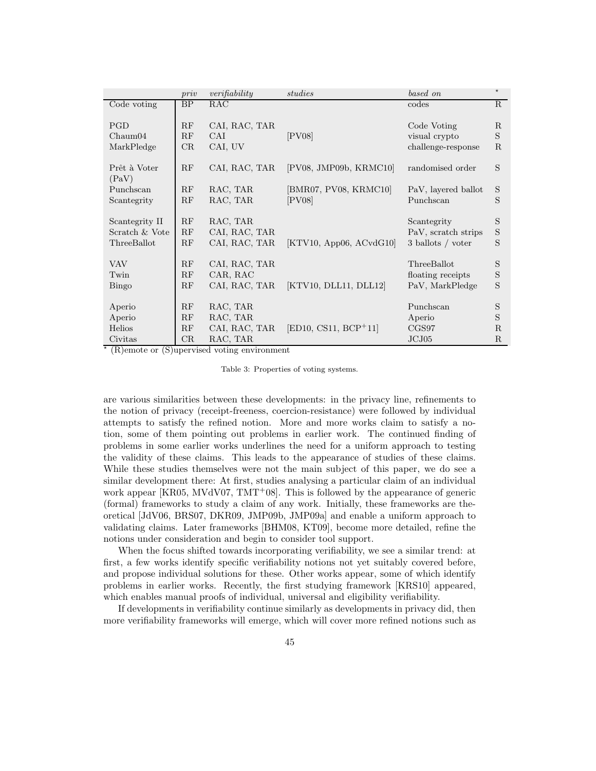| | *priv* | *verifiability* | *studies* | *based on* | * |
|---|---|---|---|---|---|
| Code voting | BP | RAC | | codes | R |
| PGD | RF | CAI, RAC, TAR | | Code Voting | R |
| Chaum04 | RF | CAI | [PV08] | visual crypto | S |
| MarkPledge | CR | CAI, UV | | challenge-response | R |
| Prêt à Voter (PaV) | RF | CAI, RAC, TAR | [PV08, JMP09b, KRMC10] | randomised order | S |
| Punchscan | RF | RAC, TAR | [BMR07, PV08, KRMC10] | PaV, layered ballot | S |
| Scantegrity | RF | RAC, TAR | [PV08] | Punchscan | S |
| Scantegrity II | RF | RAC, TAR | | Scantegrity | S |
| Scratch & Vote | RF | CAI, RAC, TAR | | PaV, scratch strips | S |
| ThreeBallot | RF | CAI, RAC, TAR | [KTV10, App06, ACvdG10] | 3 ballots / voter | S |
| VAV | RF | CAI, RAC, TAR | | ThreeBallot | S |
| Twin | RF | CAR, RAC | | floating receipts | S |
| Bingo | RF | CAI, RAC, TAR | [KTV10, DLL11, DLL12] | PaV, MarkPledge | S |
| Aperio | RF | RAC, TAR | | Punchscan | S |
| Aperio | RF | RAC, TAR | | Aperio | S |
| Helios | RF | CAI, RAC, TAR | [ED10, CS11, BCP+11] | CGS97 | R |
| Civitas | CR | RAC, TAR | | JCJ05 | R |

* (R)emote or (S)upervised voting environment

Table 3: Properties of voting systems.

are various similarities between these developments: in the privacy line, refinements to the notion of privacy (receipt-freeness, coercion-resistance) were followed by individual attempts to satisfy the refined notion. More and more works claim to satisfy a notion, some of them pointing out problems in earlier work. The continued finding of problems in some earlier works underlines the need for a uniform approach to testing the validity of these claims. This leads to the appearance of studies of these claims. While these studies themselves were not the main subject of this paper, we do see a similar development there: At first, studies analysing a particular claim of an individual work appear [KR05, MVdV07, TMT+08]. This is followed by the appearance of generic (formal) frameworks to study a claim of any work. Initially, these frameworks are theoretical [JdV06, BRS07, DKR09, JMP09b, JMP09a] and enable a uniform approach to validating claims. Later frameworks [BHM08, KT09], become more detailed, refine the notions under consideration and begin to consider tool support.

When the focus shifted towards incorporating verifiability, we see a similar trend: at first, a few works identify specific verifiability notions not yet suitably covered before, and propose individual solutions for these. Other works appear, some of which identify problems in earlier works. Recently, the first studying framework [KRS10] appeared, which enables manual proofs of individual, universal and eligibility verifiability.

If developments in verifiability continue similarly as developments in privacy did, then more verifiability frameworks will emerge, which will cover more refined notions such as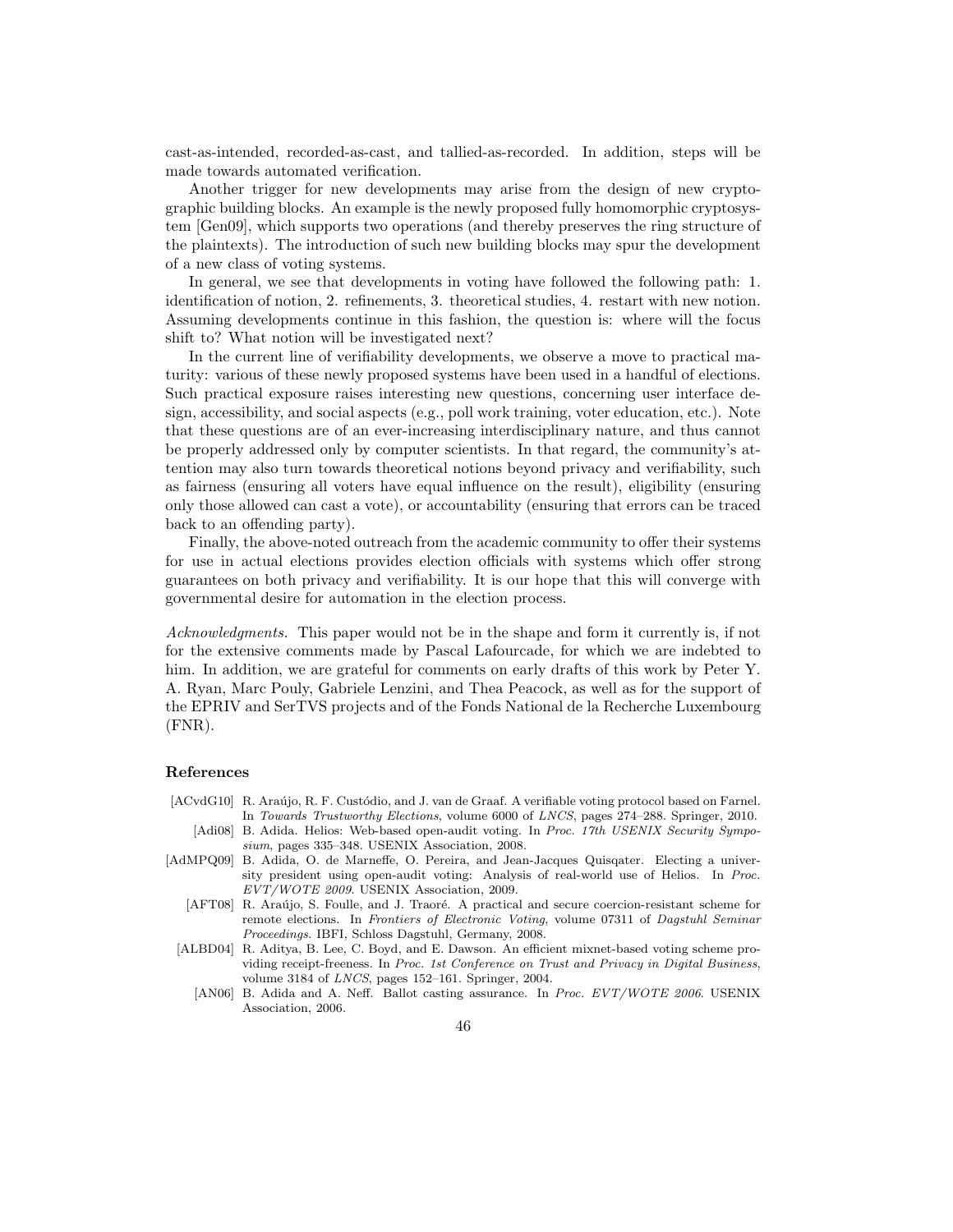cast-as-intended, recorded-as-cast, and tallied-as-recorded. In addition, steps will be made towards automated verification.

Another trigger for new developments may arise from the design of new cryptographic building blocks. An example is the newly proposed fully homomorphic cryptosystem [Gen09], which supports two operations (and thereby preserves the ring structure of the plaintexts). The introduction of such new building blocks may spur the development of a new class of voting systems.

In general, we see that developments in voting have followed the following path: 1. identification of notion, 2. refinements, 3. theoretical studies, 4. restart with new notion. Assuming developments continue in this fashion, the question is: where will the focus shift to? What notion will be investigated next?

In the current line of verifiability developments, we observe a move to practical maturity: various of these newly proposed systems have been used in a handful of elections. Such practical exposure raises interesting new questions, concerning user interface design, accessibility, and social aspects (e.g., poll work training, voter education, etc.). Note that these questions are of an ever-increasing interdisciplinary nature, and thus cannot be properly addressed only by computer scientists. In that regard, the community's attention may also turn towards theoretical notions beyond privacy and verifiability, such as fairness (ensuring all voters have equal influence on the result), eligibility (ensuring only those allowed can cast a vote), or accountability (ensuring that errors can be traced back to an offending party).

Finally, the above-noted outreach from the academic community to offer their systems for use in actual elections provides election officials with systems which offer strong guarantees on both privacy and verifiability. It is our hope that this will converge with governmental desire for automation in the election process.

*Acknowledgments.* This paper would not be in the shape and form it currently is, if not for the extensive comments made by Pascal Lafourcade, for which we are indebted to him. In addition, we are grateful for comments on early drafts of this work by Peter Y. A. Ryan, Marc Pouly, Gabriele Lenzini, and Thea Peacock, as well as for the support of the EPRIV and SerTVS projects and of the Fonds National de la Recherche Luxembourg (FNR).

## References

[ACvdG10] R. Araújo, R. F. Custódio, and J. van de Graaf. A verifiable voting protocol based on Farnel. In *Towards Trustworthy Elections*, volume 6000 of *LNCS*, pages 274–288. Springer, 2010.

[Adi08] B. Adida. Helios: Web-based open-audit voting. In *Proc. 17th USENIX Security Symposium*, pages 335–348. USENIX Association, 2008.

[AdMPQ09] B. Adida, O. de Marneffe, O. Pereira, and Jean-Jacques Quisqater. Electing a university president using open-audit voting: Analysis of real-world use of Helios. In *Proc. EVT/WOTE 2009*. USENIX Association, 2009.

[AFT08] R. Araújo, S. Foulle, and J. Traoré. A practical and secure coercion-resistant scheme for remote elections. In *Frontiers of Electronic Voting*, volume 07311 of *Dagstuhl Seminar Proceedings*. IBFI, Schloss Dagstuhl, Germany, 2008.

[ALBD04] R. Aditya, B. Lee, C. Boyd, and E. Dawson. An efficient mixnet-based voting scheme providing receipt-freeness. In *Proc. 1st Conference on Trust and Privacy in Digital Business*, volume 3184 of *LNCS*, pages 152–161. Springer, 2004.

[AN06] B. Adida and A. Neff. Ballot casting assurance. In *Proc. EVT/WOTE 2006*. USENIX Association, 2006.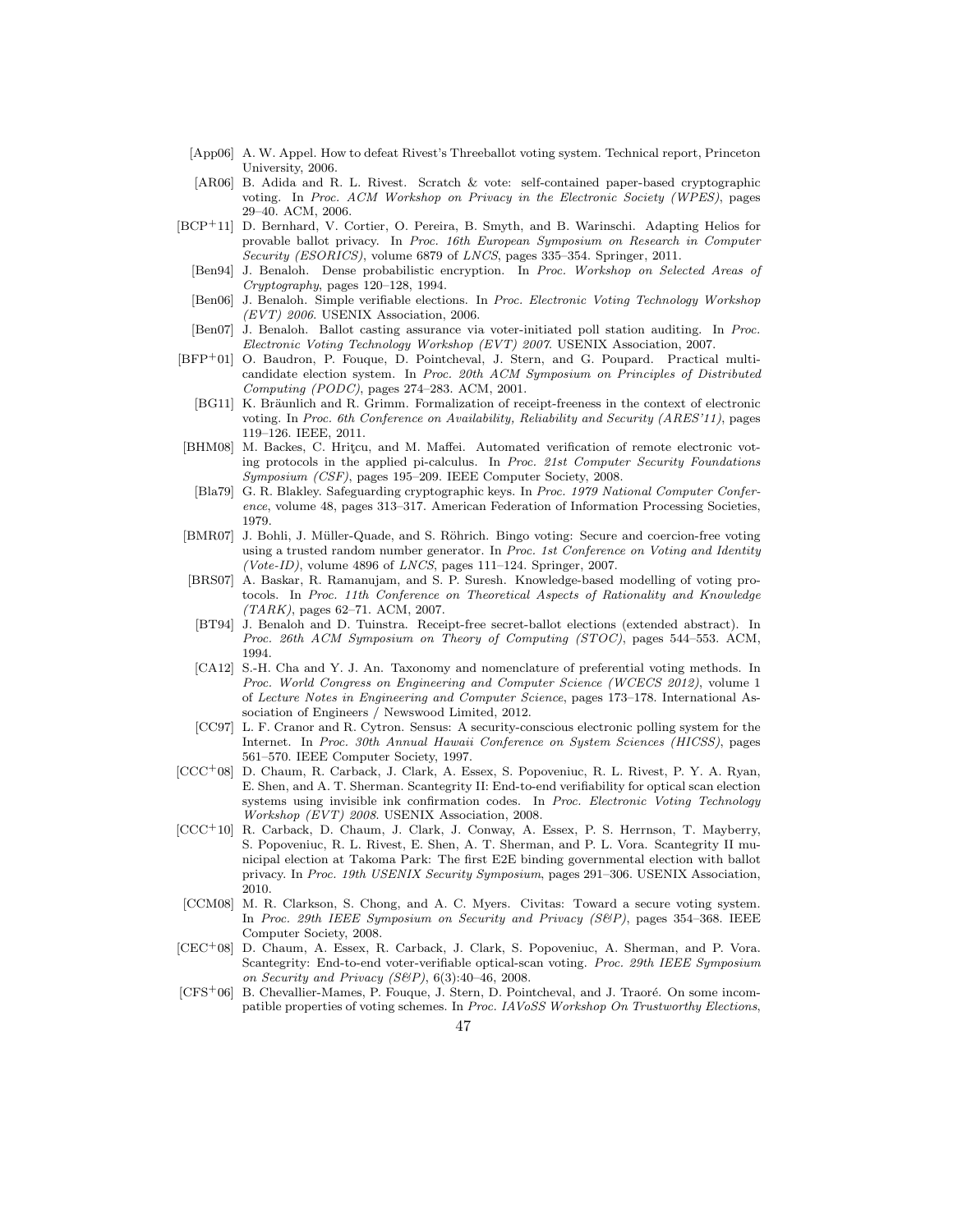[App06] A. W. Appel. How to defeat Rivest's Threeballot voting system. Technical report, Princeton University, 2006.

[AR06] B. Adida and R. L. Rivest. Scratch & vote: self-contained paper-based cryptographic voting. In *Proc. ACM Workshop on Privacy in the Electronic Society (WPES)*, pages 29–40. ACM, 2006.

[BCP+11] D. Bernhard, V. Cortier, O. Pereira, B. Smyth, and B. Warinschi. Adapting Helios for provable ballot privacy. In *Proc. 16th European Symposium on Research in Computer Security (ESORICS)*, volume 6879 of *LNCS*, pages 335–354. Springer, 2011.

[Ben94] J. Benaloh. Dense probabilistic encryption. In *Proc. Workshop on Selected Areas of Cryptography*, pages 120–128, 1994.

[Ben06] J. Benaloh. Simple verifiable elections. In *Proc. Electronic Voting Technology Workshop (EVT) 2006*. USENIX Association, 2006.

[Ben07] J. Benaloh. Ballot casting assurance via voter-initiated poll station auditing. In *Proc. Electronic Voting Technology Workshop (EVT) 2007*. USENIX Association, 2007.

[BFP+01] O. Baudron, P. Fouque, D. Pointcheval, J. Stern, and G. Poupard. Practical multi-candidate election system. In *Proc. 20th ACM Symposium on Principles of Distributed Computing (PODC)*, pages 274–283. ACM, 2001.

[BG11] K. Bräunlich and R. Grimm. Formalization of receipt-freeness in the context of electronic voting. In *Proc. 6th Conference on Availability, Reliability and Security (ARES'11)*, pages 119–126. IEEE, 2011.

[BHM08] M. Backes, C. Hriţcu, and M. Maffei. Automated verification of remote electronic voting protocols in the applied pi-calculus. In *Proc. 21st Computer Security Foundations Symposium (CSF)*, pages 195–209. IEEE Computer Society, 2008.

[Bla79] G. R. Blakley. Safeguarding cryptographic keys. In *Proc. 1979 National Computer Conference*, volume 48, pages 313–317. American Federation of Information Processing Societies, 1979.

[BMR07] J. Bohli, J. Müller-Quade, and S. Röhrich. Bingo voting: Secure and coercion-free voting using a trusted random number generator. In *Proc. 1st Conference on Voting and Identity (Vote-ID)*, volume 4896 of *LNCS*, pages 111–124. Springer, 2007.

[BRS07] A. Baskar, R. Ramanujam, and S. P. Suresh. Knowledge-based modelling of voting protocols. In *Proc. 11th Conference on Theoretical Aspects of Rationality and Knowledge (TARK)*, pages 62–71. ACM, 2007.

[BT94] J. Benaloh and D. Tuinstra. Receipt-free secret-ballot elections (extended abstract). In *Proc. 26th ACM Symposium on Theory of Computing (STOC)*, pages 544–553. ACM, 1994.

[CA12] S.-H. Cha and Y. J. An. Taxonomy and nomenclature of preferential voting methods. In *Proc. World Congress on Engineering and Computer Science (WCECS 2012)*, volume 1 of *Lecture Notes in Engineering and Computer Science*, pages 173–178. International Association of Engineers / Newswood Limited, 2012.

[CC97] L. F. Cranor and R. Cytron. Sensus: A security-conscious electronic polling system for the Internet. In *Proc. 30th Annual Hawaii Conference on System Sciences (HICSS)*, pages 561–570. IEEE Computer Society, 1997.

[CCC+08] D. Chaum, R. Carback, J. Clark, A. Essex, S. Popoveniuc, R. L. Rivest, P. Y. A. Ryan, E. Shen, and A. T. Sherman. Scantegrity II: End-to-end verifiability for optical scan election systems using invisible ink confirmation codes. In *Proc. Electronic Voting Technology Workshop (EVT) 2008*. USENIX Association, 2008.

[CCC+10] R. Carback, D. Chaum, J. Clark, J. Conway, A. Essex, P. S. Herrnson, T. Mayberry, S. Popoveniuc, R. L. Rivest, E. Shen, A. T. Sherman, and P. L. Vora. Scantegrity II municipal election at Takoma Park: The first E2E binding governmental election with ballot privacy. In *Proc. 19th USENIX Security Symposium*, pages 291–306. USENIX Association, 2010.

[CCM08] M. R. Clarkson, S. Chong, and A. C. Myers. Civitas: Toward a secure voting system. In *Proc. 29th IEEE Symposium on Security and Privacy (S&P)*, pages 354–368. IEEE Computer Society, 2008.

[CEC+08] D. Chaum, A. Essex, R. Carback, J. Clark, S. Popoveniuc, A. Sherman, and P. Vora. Scantegrity: End-to-end voter-verifiable optical-scan voting. *Proc. 29th IEEE Symposium on Security and Privacy (S&P)*, 6(3):40–46, 2008.

[CFS+06] B. Chevallier-Mames, P. Fouque, J. Stern, D. Pointcheval, and J. Traoré. On some incompatible properties of voting schemes. In *Proc. IAVoSS Workshop On Trustworthy Elections*,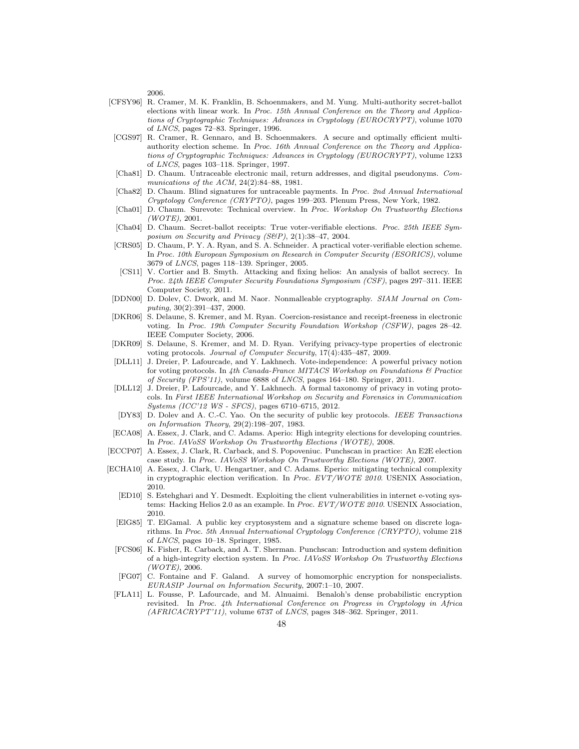2006.

- [CFSY96] R. Cramer, M. K. Franklin, B. Schoenmakers, and M. Yung. Multi-authority secret-ballot elections with linear work. In *Proc. 15th Annual Conference on the Theory and Applications of Cryptographic Techniques: Advances in Cryptology (EUROCRYPT)*, volume 1070 of *LNCS*, pages 72–83. Springer, 1996.
- [CGS97] R. Cramer, R. Gennaro, and B. Schoenmakers. A secure and optimally efficient multi-authority election scheme. In *Proc. 16th Annual Conference on the Theory and Applications of Cryptographic Techniques: Advances in Cryptology (EUROCRYPT)*, volume 1233 of *LNCS*, pages 103–118. Springer, 1997.
- [Cha81] D. Chaum. Untraceable electronic mail, return addresses, and digital pseudonyms. *Communications of the ACM*, 24(2):84–88, 1981.
- [Cha82] D. Chaum. Blind signatures for untraceable payments. In *Proc. 2nd Annual International Cryptology Conference (CRYPTO)*, pages 199–203. Plenum Press, New York, 1982.
- [Cha01] D. Chaum. Surevote: Technical overview. In *Proc. Workshop On Trustworthy Elections (WOTE)*, 2001.
- [Cha04] D. Chaum. Secret-ballot receipts: True voter-verifiable elections. *Proc. 25th IEEE Symposium on Security and Privacy (S&P)*, 2(1):38–47, 2004.
- [CRS05] D. Chaum, P. Y. A. Ryan, and S. A. Schneider. A practical voter-verifiable election scheme. In *Proc. 10th European Symposium on Research in Computer Security (ESORICS)*, volume 3679 of *LNCS*, pages 118–139. Springer, 2005.
- [CS11] V. Cortier and B. Smyth. Attacking and fixing helios: An analysis of ballot secrecy. In *Proc. 24th IEEE Computer Security Foundations Symposium (CSF)*, pages 297–311. IEEE Computer Society, 2011.
- [DDN00] D. Dolev, C. Dwork, and M. Naor. Nonmalleable cryptography. *SIAM Journal on Computing*, 30(2):391–437, 2000.
- [DKR06] S. Delaune, S. Kremer, and M. Ryan. Coercion-resistance and receipt-freeness in electronic voting. In *Proc. 19th Computer Security Foundation Workshop (CSFW)*, pages 28–42. IEEE Computer Society, 2006.
- [DKR09] S. Delaune, S. Kremer, and M. D. Ryan. Verifying privacy-type properties of electronic voting protocols. *Journal of Computer Security*, 17(4):435–487, 2009.
- [DLL11] J. Dreier, P. Lafourcade, and Y. Lakhnech. Vote-independence: A powerful privacy notion for voting protocols. In *4th Canada-France MITACS Workshop on Foundations & Practice of Security (FPS'11)*, volume 6888 of *LNCS*, pages 164–180. Springer, 2011.
- [DLL12] J. Dreier, P. Lafourcade, and Y. Lakhnech. A formal taxonomy of privacy in voting protocols. In *First IEEE International Workshop on Security and Forensics in Communication Systems (ICC'12 WS - SFCS)*, pages 6710–6715, 2012.
- [DY83] D. Dolev and A. C.-C. Yao. On the security of public key protocols. *IEEE Transactions on Information Theory*, 29(2):198–207, 1983.
- [ECA08] A. Essex, J. Clark, and C. Adams. Aperio: High integrity elections for developing countries. In *Proc. IAVoSS Workshop On Trustworthy Elections (WOTE)*, 2008.
- [ECCP07] A. Essex, J. Clark, R. Carback, and S. Popoveniuc. Punchscan in practice: An E2E election case study. In *Proc. IAVoSS Workshop On Trustworthy Elections (WOTE)*, 2007.
- [ECHA10] A. Essex, J. Clark, U. Hengartner, and C. Adams. Eperio: mitigating technical complexity in cryptographic election verification. In *Proc. EVT/WOTE 2010*. USENIX Association, 2010.
- [ED10] S. Estehghari and Y. Desmedt. Exploiting the client vulnerabilities in internet e-voting systems: Hacking Helios 2.0 as an example. In *Proc. EVT/WOTE 2010*. USENIX Association, 2010.
- [ElG85] T. ElGamal. A public key cryptosystem and a signature scheme based on discrete logarithms. In *Proc. 5th Annual International Cryptology Conference (CRYPTO)*, volume 218 of *LNCS*, pages 10–18. Springer, 1985.
- [FCS06] K. Fisher, R. Carback, and A. T. Sherman. Punchscan: Introduction and system definition of a high-integrity election system. In *Proc. IAVoSS Workshop On Trustworthy Elections (WOTE)*, 2006.
- [FG07] C. Fontaine and F. Galand. A survey of homomorphic encryption for nonspecialists. *EURASIP Journal on Information Security*, 2007:1–10, 2007.
- [FLA11] L. Fousse, P. Lafourcade, and M. Alnuaimi. Benaloh's dense probabilistic encryption revisited. In *Proc. 4th International Conference on Progress in Cryptology in Africa (AFRICACRYPT'11)*, volume 6737 of *LNCS*, pages 348–362. Springer, 2011.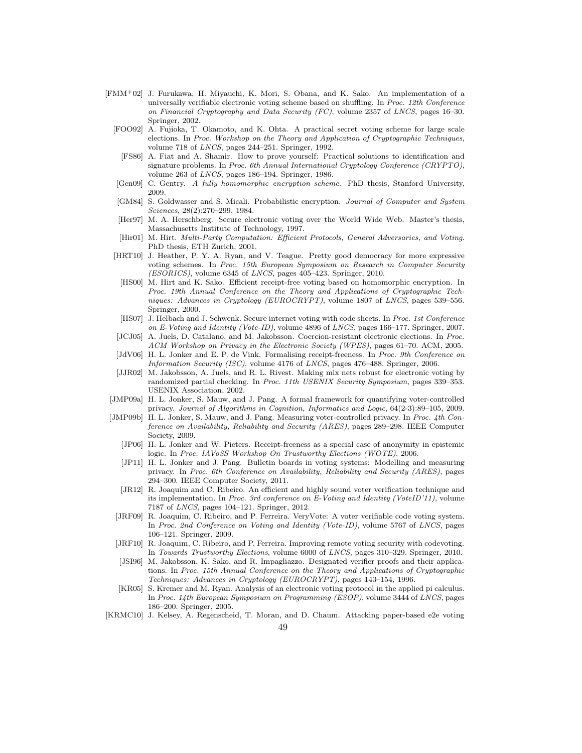- [FMM+02] J. Furukawa, H. Miyauchi, K. Mori, S. Obana, and K. Sako. An implementation of a universally verifiable electronic voting scheme based on shuffling. In *Proc. 12th Conference on Financial Cryptography and Data Security (FC)*, volume 2357 of *LNCS*, pages 16–30. Springer, 2002.
- [FOO92] A. Fujioka, T. Okamoto, and K. Ohta. A practical secret voting scheme for large scale elections. In *Proc. Workshop on the Theory and Application of Cryptographic Techniques*, volume 718 of *LNCS*, pages 244–251. Springer, 1992.
- [FS86] A. Fiat and A. Shamir. How to prove yourself: Practical solutions to identification and signature problems. In *Proc. 6th Annual International Cryptology Conference (CRYPTO)*, volume 263 of *LNCS*, pages 186–194. Springer, 1986.
- [Gen09] C. Gentry. *A fully homomorphic encryption scheme*. PhD thesis, Stanford University, 2009.
- [GM84] S. Goldwasser and S. Micali. Probabilistic encryption. *Journal of Computer and System Sciences*, 28(2):270–299, 1984.
- [Her97] M. A. Herschberg. Secure electronic voting over the World Wide Web. Master's thesis, Massachusetts Institute of Technology, 1997.
- [Hir01] M. Hirt. *Multi-Party Computation: Efficient Protocols, General Adversaries, and Voting*. PhD thesis, ETH Zurich, 2001.
- [HRT10] J. Heather, P. Y. A. Ryan, and V. Teague. Pretty good democracy for more expressive voting schemes. In *Proc. 15th European Symposium on Research in Computer Security (ESORICS)*, volume 6345 of *LNCS*, pages 405–423. Springer, 2010.
- [HS00] M. Hirt and K. Sako. Efficient receipt-free voting based on homomorphic encryption. In *Proc. 19th Annual Conference on the Theory and Applications of Cryptographic Techniques: Advances in Cryptology (EUROCRYPT)*, volume 1807 of *LNCS*, pages 539–556. Springer, 2000.
- [HS07] J. Helbach and J. Schwenk. Secure internet voting with code sheets. In *Proc. 1st Conference on E-Voting and Identity (Vote-ID)*, volume 4896 of *LNCS*, pages 166–177. Springer, 2007.
- [JCJ05] A. Juels, D. Catalano, and M. Jakobsson. Coercion-resistant electronic elections. In *Proc. ACM Workshop on Privacy in the Electronic Society (WPES)*, pages 61–70. ACM, 2005.
- [JdV06] H. L. Jonker and E. P. de Vink. Formalising receipt-freeness. In *Proc. 9th Conference on Information Security (ISC)*, volume 4176 of *LNCS*, pages 476–488. Springer, 2006.
- [JJR02] M. Jakobsson, A. Juels, and R. L. Rivest. Making mix nets robust for electronic voting by randomized partial checking. In *Proc. 11th USENIX Security Symposium*, pages 339–353. USENIX Association, 2002.
- [JMP09a] H. L. Jonker, S. Mauw, and J. Pang. A formal framework for quantifying voter-controlled privacy. *Journal of Algorithms in Cognition, Informatics and Logic*, 64(2-3):89–105, 2009.
- [JMP09b] H. L. Jonker, S. Mauw, and J. Pang. Measuring voter-controlled privacy. In *Proc. 4th Conference on Availability, Reliability and Security (ARES)*, pages 289–298. IEEE Computer Society, 2009.
- [JP06] H. L. Jonker and W. Pieters. Receipt-freeness as a special case of anonymity in epistemic logic. In *Proc. IAVoSS Workshop On Trustworthy Elections (WOTE)*, 2006.
- [JP11] H. L. Jonker and J. Pang. Bulletin boards in voting systems: Modelling and measuring privacy. In *Proc. 6th Conference on Availability, Reliability and Security (ARES)*, pages 294–300. IEEE Computer Society, 2011.
- [JR12] R. Joaquim and C. Ribeiro. An efficient and highly sound voter verification technique and its implementation. In *Proc. 3rd conference on E-Voting and Identity (VoteID'11)*, volume 7187 of *LNCS*, pages 104–121. Springer, 2012.
- [JRF09] R. Joaquim, C. Ribeiro, and P. Ferreira. VeryVote: A voter verifiable code voting system. In *Proc. 2nd Conference on Voting and Identity (Vote-ID)*, volume 5767 of *LNCS*, pages 106–121. Springer, 2009.
- [JRF10] R. Joaquim, C. Ribeiro, and P. Ferreira. Improving remote voting security with codevoting. In *Towards Trustworthy Elections*, volume 6000 of *LNCS*, pages 310–329. Springer, 2010.
- [JSI96] M. Jakobsson, K. Sako, and R. Impagliazzo. Designated verifier proofs and their applications. In *Proc. 15th Annual Conference on the Theory and Applications of Cryptographic Techniques: Advances in Cryptology (EUROCRYPT)*, pages 143–154, 1996.
- [KR05] S. Kremer and M. Ryan. Analysis of an electronic voting protocol in the applied pi calculus. In *Proc. 14th European Symposium on Programming (ESOP)*, volume 3444 of *LNCS*, pages 186–200. Springer, 2005.
- [KRMC10] J. Kelsey, A. Regenscheid, T. Moran, and D. Chaum. Attacking paper-based e2e voting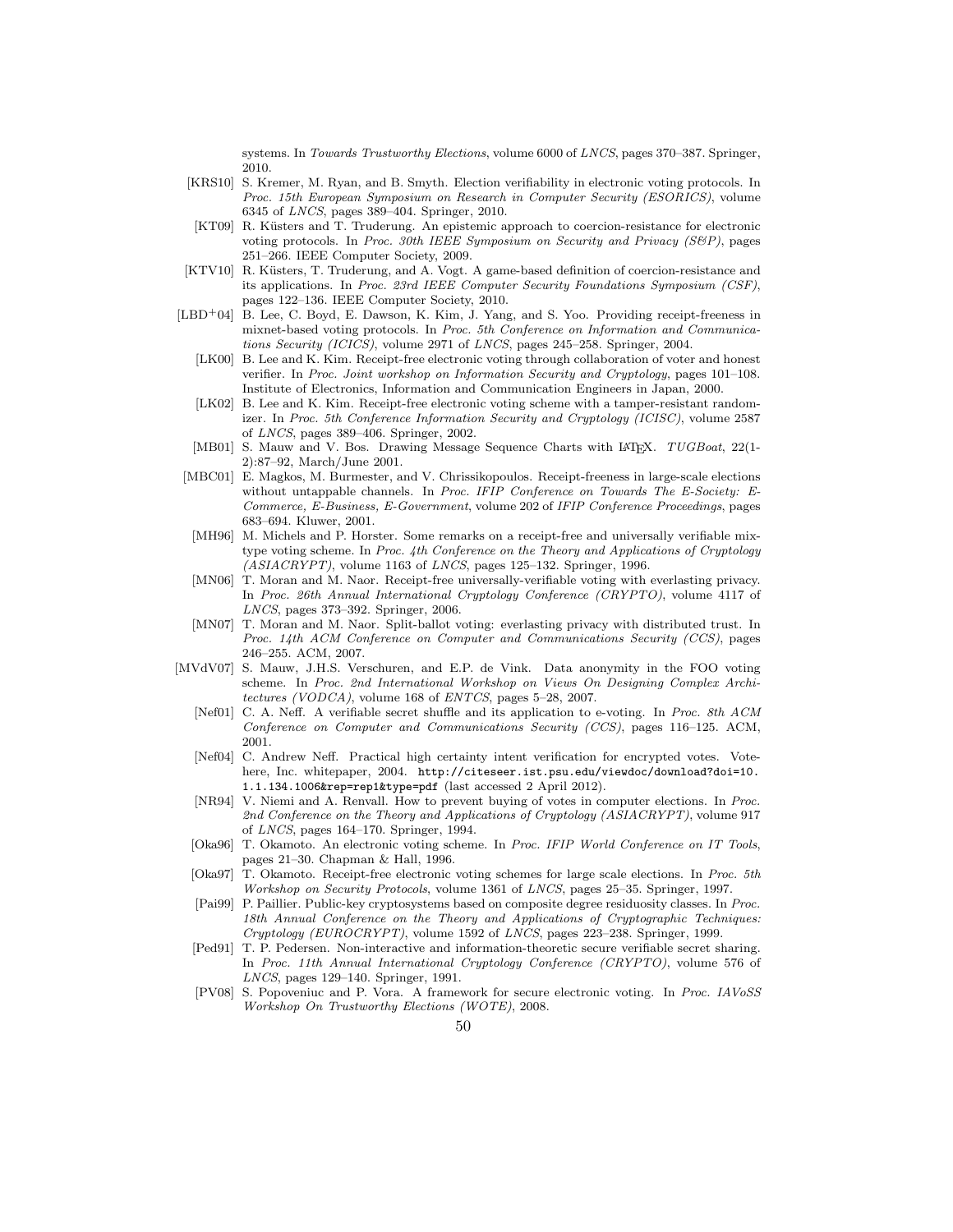systems. In *Towards Trustworthy Elections*, volume 6000 of *LNCS*, pages 370–387. Springer, 2010.

[KRS10] S. Kremer, M. Ryan, and B. Smyth. Election verifiability in electronic voting protocols. In *Proc. 15th European Symposium on Research in Computer Security (ESORICS)*, volume 6345 of *LNCS*, pages 389–404. Springer, 2010.

[KT09] R. Küsters and T. Truderung. An epistemic approach to coercion-resistance for electronic voting protocols. In *Proc. 30th IEEE Symposium on Security and Privacy (S&P)*, pages 251–266. IEEE Computer Society, 2009.

[KTV10] R. Küsters, T. Truderung, and A. Vogt. A game-based definition of coercion-resistance and its applications. In *Proc. 23rd IEEE Computer Security Foundations Symposium (CSF)*, pages 122–136. IEEE Computer Society, 2010.

[LBD+04] B. Lee, C. Boyd, E. Dawson, K. Kim, J. Yang, and S. Yoo. Providing receipt-freeness in mixnet-based voting protocols. In *Proc. 5th Conference on Information and Communications Security (ICICS)*, volume 2971 of *LNCS*, pages 245–258. Springer, 2004.

[LK00] B. Lee and K. Kim. Receipt-free electronic voting through collaboration of voter and honest verifier. In *Proc. Joint workshop on Information Security and Cryptology*, pages 101–108. Institute of Electronics, Information and Communication Engineers in Japan, 2000.

[LK02] B. Lee and K. Kim. Receipt-free electronic voting scheme with a tamper-resistant randomizer. In *Proc. 5th Conference Information Security and Cryptology (ICISC)*, volume 2587 of *LNCS*, pages 389–406. Springer, 2002.

[MB01] S. Mauw and V. Bos. Drawing Message Sequence Charts with LaTeX. *TUGBoat*, 22(1-2):87–92, March/June 2001.

[MBC01] E. Magkos, M. Burmester, and V. Chrissikopoulos. Receipt-freeness in large-scale elections without untappable channels. In *Proc. IFIP Conference on Towards The E-Society: E-Commerce, E-Business, E-Government*, volume 202 of *IFIP Conference Proceedings*, pages 683–694. Kluwer, 2001.

[MH96] M. Michels and P. Horster. Some remarks on a receipt-free and universally verifiable mix-type voting scheme. In *Proc. 4th Conference on the Theory and Applications of Cryptology (ASIACRYPT)*, volume 1163 of *LNCS*, pages 125–132. Springer, 1996.

[MN06] T. Moran and M. Naor. Receipt-free universally-verifiable voting with everlasting privacy. In *Proc. 26th Annual International Cryptology Conference (CRYPTO)*, volume 4117 of *LNCS*, pages 373–392. Springer, 2006.

[MN07] T. Moran and M. Naor. Split-ballot voting: everlasting privacy with distributed trust. In *Proc. 14th ACM Conference on Computer and Communications Security (CCS)*, pages 246–255. ACM, 2007.

[MVdV07] S. Mauw, J.H.S. Verschuren, and E.P. de Vink. Data anonymity in the FOO voting scheme. In *Proc. 2nd International Workshop on Views On Designing Complex Architectures (VODCA)*, volume 168 of *ENTCS*, pages 5–28, 2007.

[Nef01] C. A. Neff. A verifiable secret shuffle and its application to e-voting. In *Proc. 8th ACM Conference on Computer and Communications Security (CCS)*, pages 116–125. ACM, 2001.

[Nef04] C. Andrew Neff. Practical high certainty intent verification for encrypted votes. Votehere, Inc. whitepaper, 2004. `http://citeseer.ist.psu.edu/viewdoc/download?doi=10.1.1.134.1006&rep=rep1&type=pdf` (last accessed 2 April 2012).

[NR94] V. Niemi and A. Renvall. How to prevent buying of votes in computer elections. In *Proc. 2nd Conference on the Theory and Applications of Cryptology (ASIACRYPT)*, volume 917 of *LNCS*, pages 164–170. Springer, 1994.

[Oka96] T. Okamoto. An electronic voting scheme. In *Proc. IFIP World Conference on IT Tools*, pages 21–30. Chapman & Hall, 1996.

[Oka97] T. Okamoto. Receipt-free electronic voting schemes for large scale elections. In *Proc. 5th Workshop on Security Protocols*, volume 1361 of *LNCS*, pages 25–35. Springer, 1997.

[Pai99] P. Paillier. Public-key cryptosystems based on composite degree residuosity classes. In *Proc. 18th Annual Conference on the Theory and Applications of Cryptographic Techniques: Cryptology (EUROCRYPT)*, volume 1592 of *LNCS*, pages 223–238. Springer, 1999.

[Ped91] T. P. Pedersen. Non-interactive and information-theoretic secure verifiable secret sharing. In *Proc. 11th Annual International Cryptology Conference (CRYPTO)*, volume 576 of *LNCS*, pages 129–140. Springer, 1991.

[PV08] S. Popoveniuc and P. Vora. A framework for secure electronic voting. In *Proc. IAVoSS Workshop On Trustworthy Elections (WOTE)*, 2008.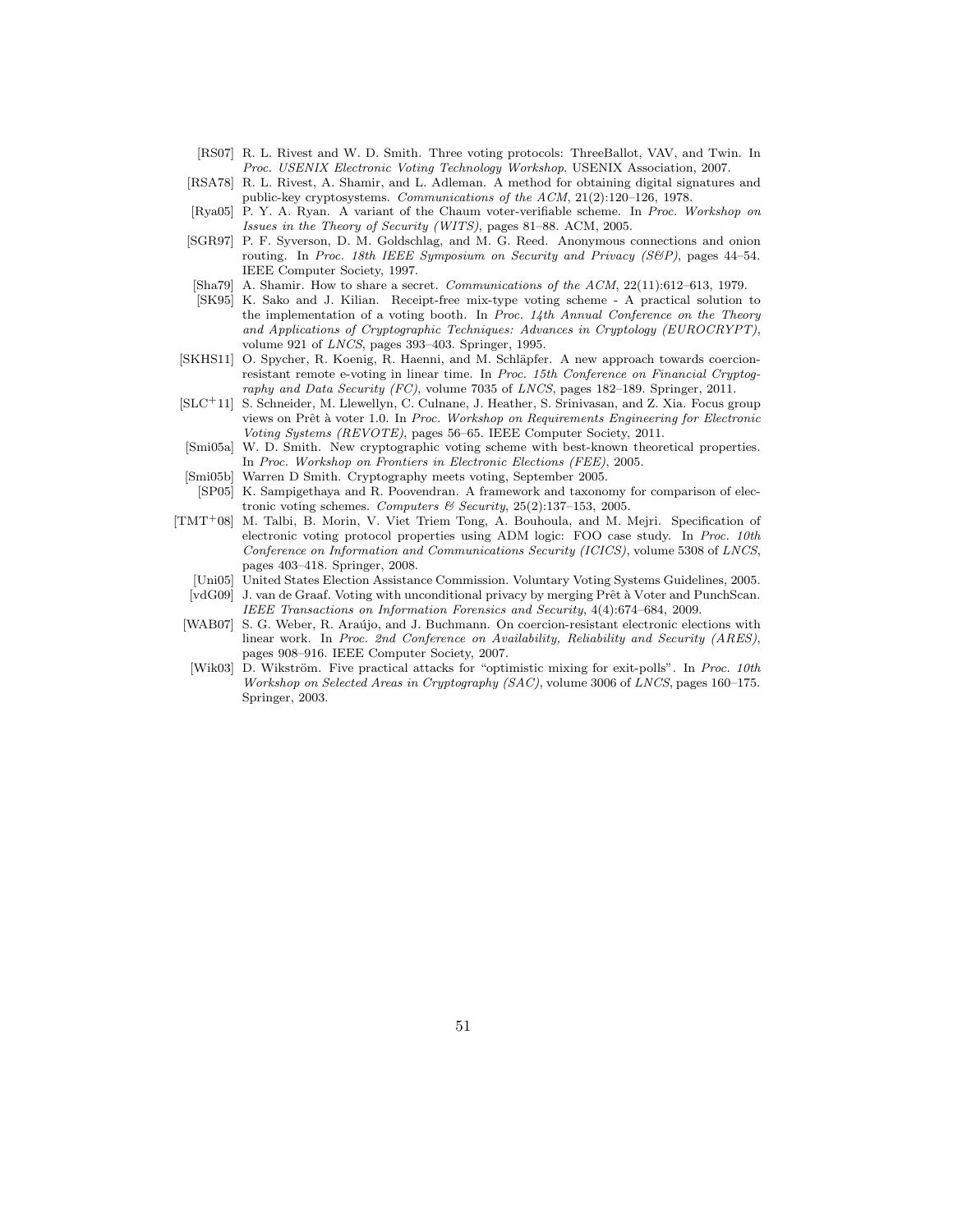[RS07] R. L. Rivest and W. D. Smith. Three voting protocols: ThreeBallot, VAV, and Twin. In *Proc. USENIX Electronic Voting Technology Workshop*. USENIX Association, 2007.

[RSA78] R. L. Rivest, A. Shamir, and L. Adleman. A method for obtaining digital signatures and public-key cryptosystems. *Communications of the ACM*, 21(2):120–126, 1978.

[Rya05] P. Y. A. Ryan. A variant of the Chaum voter-verifiable scheme. In *Proc. Workshop on Issues in the Theory of Security (WITS)*, pages 81–88. ACM, 2005.

[SGR97] P. F. Syverson, D. M. Goldschlag, and M. G. Reed. Anonymous connections and onion routing. In *Proc. 18th IEEE Symposium on Security and Privacy (S&P)*, pages 44–54. IEEE Computer Society, 1997.

[Sha79] A. Shamir. How to share a secret. *Communications of the ACM*, 22(11):612–613, 1979.

[SK95] K. Sako and J. Kilian. Receipt-free mix-type voting scheme - A practical solution to the implementation of a voting booth. In *Proc. 14th Annual Conference on the Theory and Applications of Cryptographic Techniques: Advances in Cryptology (EUROCRYPT)*, volume 921 of *LNCS*, pages 393–403. Springer, 1995.

[SKHS11] O. Spycher, R. Koenig, R. Haenni, and M. Schläpfer. A new approach towards coercion-resistant remote e-voting in linear time. In *Proc. 15th Conference on Financial Cryptography and Data Security (FC)*, volume 7035 of *LNCS*, pages 182–189. Springer, 2011.

[SLC+11] S. Schneider, M. Llewellyn, C. Culnane, J. Heather, S. Srinivasan, and Z. Xia. Focus group views on Prêt à voter 1.0. In *Proc. Workshop on Requirements Engineering for Electronic Voting Systems (REVOTE)*, pages 56–65. IEEE Computer Society, 2011.

[Smi05a] W. D. Smith. New cryptographic voting scheme with best-known theoretical properties. In *Proc. Workshop on Frontiers in Electronic Elections (FEE)*, 2005.

[Smi05b] Warren D Smith. Cryptography meets voting, September 2005.

[SP05] K. Sampigethaya and R. Poovendran. A framework and taxonomy for comparison of electronic voting schemes. *Computers & Security*, 25(2):137–153, 2005.

[TMT+08] M. Talbi, B. Morin, V. Viet Triem Tong, A. Bouhoula, and M. Mejri. Specification of electronic voting protocol properties using ADM logic: FOO case study. In *Proc. 10th Conference on Information and Communications Security (ICICS)*, volume 5308 of *LNCS*, pages 403–418. Springer, 2008.

[Uni05] United States Election Assistance Commission. Voluntary Voting Systems Guidelines, 2005.

[vdG09] J. van de Graaf. Voting with unconditional privacy by merging Prêt à Voter and PunchScan. *IEEE Transactions on Information Forensics and Security*, 4(4):674–684, 2009.

[WAB07] S. G. Weber, R. Araújo, and J. Buchmann. On coercion-resistant electronic elections with linear work. In *Proc. 2nd Conference on Availability, Reliability and Security (ARES)*, pages 908–916. IEEE Computer Society, 2007.

[Wik03] D. Wikström. Five practical attacks for "optimistic mixing for exit-polls". In *Proc. 10th Workshop on Selected Areas in Cryptography (SAC)*, volume 3006 of *LNCS*, pages 160–175. Springer, 2003.